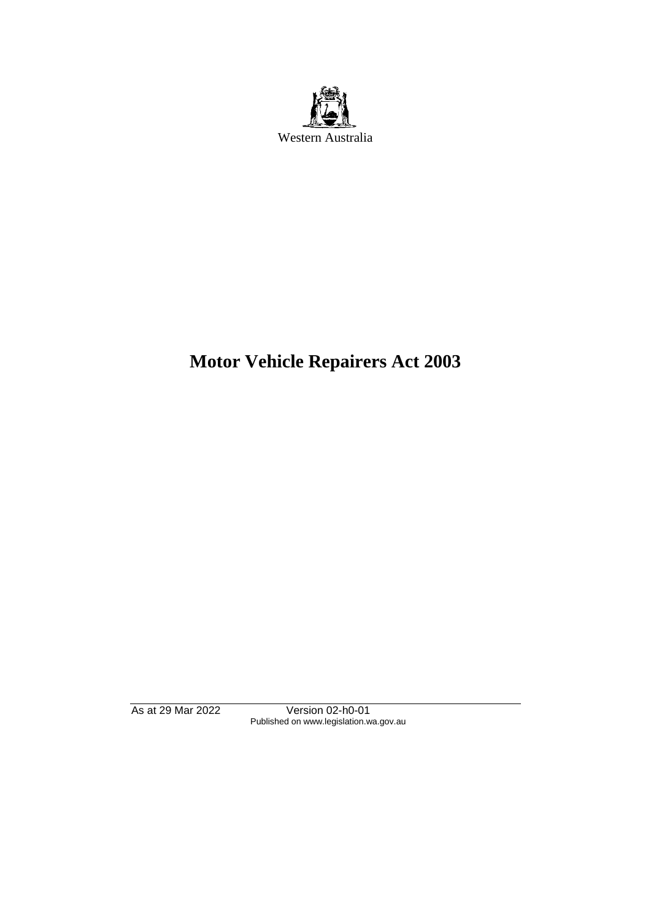Western Australia

# Motor Vehicle Repairers Act 2003

As at 29 Mar 2022 Version 02-h0-01
Published on www.legislation.wa.gov.au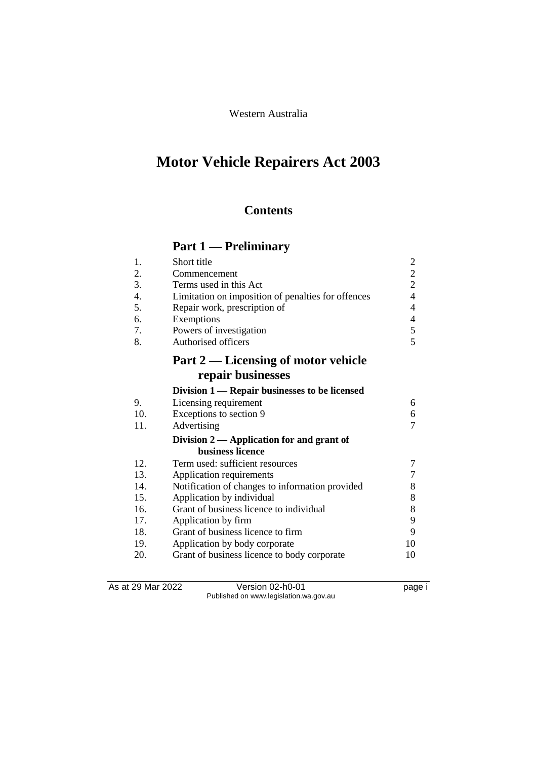Western Australia

# Motor Vehicle Repairers Act 2003

## Contents

## Part 1 — Preliminary

| | | |
|---|---|---|
| 1. | Short title | 2 |
| 2. | Commencement | 2 |
| 3. | Terms used in this Act | 2 |
| 4. | Limitation on imposition of penalties for offences | 4 |
| 5. | Repair work, prescription of | 4 |
| 6. | Exemptions | 4 |
| 7. | Powers of investigation | 5 |
| 8. | Authorised officers | 5 |

## Part 2 — Licensing of motor vehicle repair businesses

### Division 1 — Repair businesses to be licensed

| | | |
|---|---|---|
| 9. | Licensing requirement | 6 |
| 10. | Exceptions to section 9 | 6 |
| 11. | Advertising | 7 |

### Division 2 — Application for and grant of business licence

| | | |
|---|---|---|
| 12. | Term used: sufficient resources | 7 |
| 13. | Application requirements | 7 |
| 14. | Notification of changes to information provided | 8 |
| 15. | Application by individual | 8 |
| 16. | Grant of business licence to individual | 8 |
| 17. | Application by firm | 9 |
| 18. | Grant of business licence to firm | 9 |
| 19. | Application by body corporate | 10 |
| 20. | Grant of business licence to body corporate | 10 |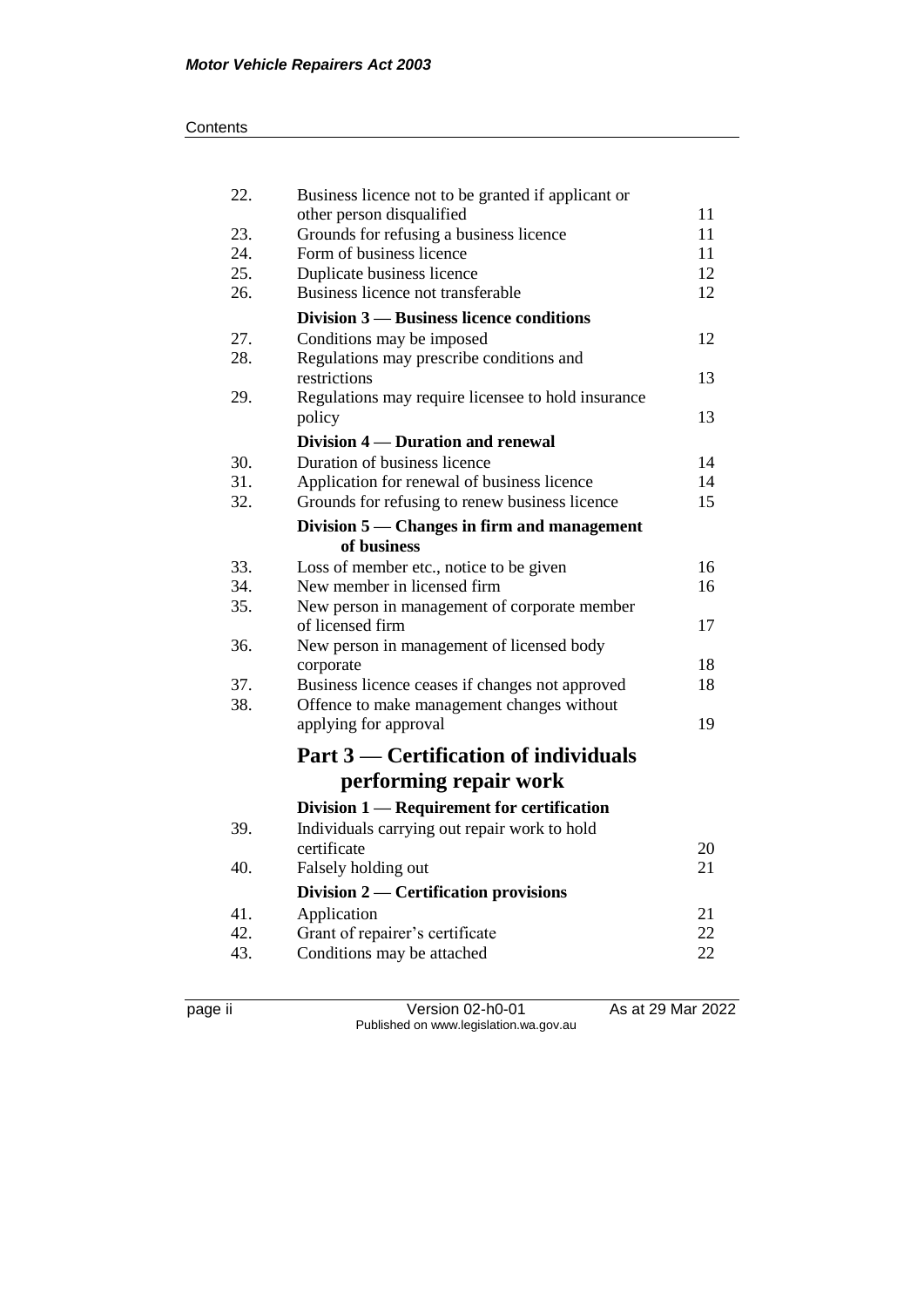| | | |
|---|---|---|
| 22. | Business licence not to be granted if applicant or other person disqualified | 11 |
| 23. | Grounds for refusing a business licence | 11 |
| 24. | Form of business licence | 11 |
| 25. | Duplicate business licence | 12 |
| 26. | Business licence not transferable | 12 |
| | **Division 3 — Business licence conditions** | |
| 27. | Conditions may be imposed | 12 |
| 28. | Regulations may prescribe conditions and restrictions | 13 |
| 29. | Regulations may require licensee to hold insurance policy | 13 |
| | **Division 4 — Duration and renewal** | |
| 30. | Duration of business licence | 14 |
| 31. | Application for renewal of business licence | 14 |
| 32. | Grounds for refusing to renew business licence | 15 |
| | **Division 5 — Changes in firm and management of business** | |
| 33. | Loss of member etc., notice to be given | 16 |
| 34. | New member in licensed firm | 16 |
| 35. | New person in management of corporate member of licensed firm | 17 |
| 36. | New person in management of licensed body corporate | 18 |
| 37. | Business licence ceases if changes not approved | 18 |
| 38. | Offence to make management changes without applying for approval | 19 |

## Part 3 — Certification of individuals performing repair work

| | | |
|---|---|---|
| | **Division 1 — Requirement for certification** | |
| 39. | Individuals carrying out repair work to hold certificate | 20 |
| 40. | Falsely holding out | 21 |
| | **Division 2 — Certification provisions** | |
| 41. | Application | 21 |
| 42. | Grant of repairer's certificate | 22 |
| 43. | Conditions may be attached | 22 |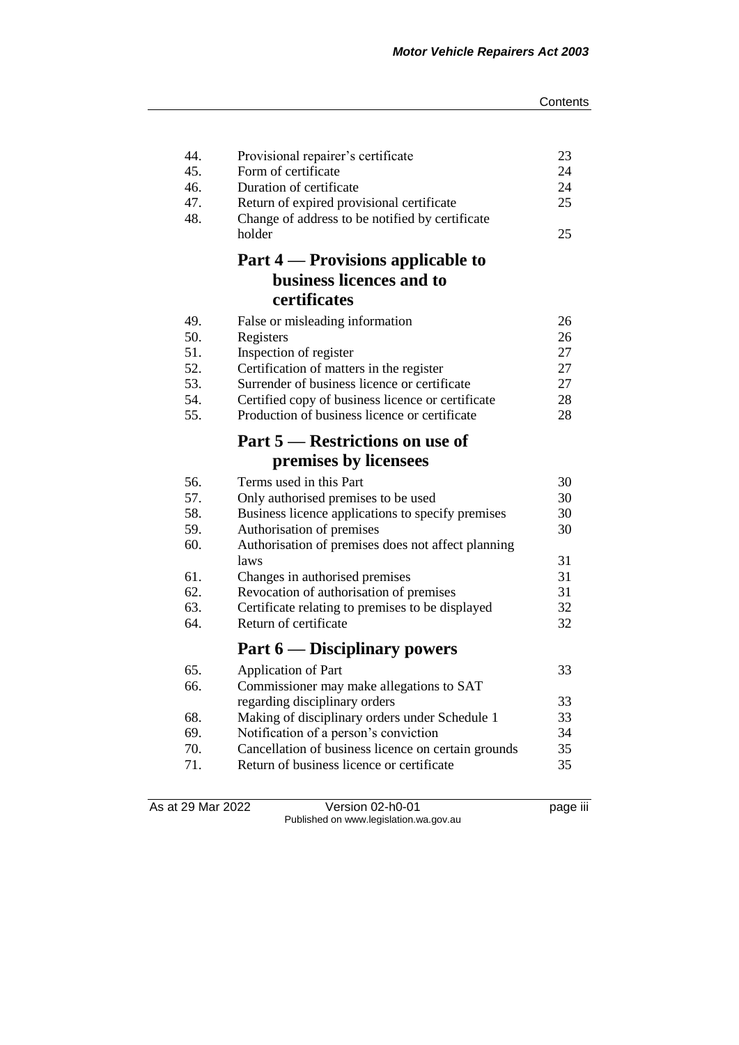| | | |
|---|---|---|
| 44. | Provisional repairer's certificate | 23 |
| 45. | Form of certificate | 24 |
| 46. | Duration of certificate | 24 |
| 47. | Return of expired provisional certificate | 25 |
| 48. | Change of address to be notified by certificate holder | 25 |

## Part 4 — Provisions applicable to business licences and to certificates

| | | |
|---|---|---|
| 49. | False or misleading information | 26 |
| 50. | Registers | 26 |
| 51. | Inspection of register | 27 |
| 52. | Certification of matters in the register | 27 |
| 53. | Surrender of business licence or certificate | 27 |
| 54. | Certified copy of business licence or certificate | 28 |
| 55. | Production of business licence or certificate | 28 |

## Part 5 — Restrictions on use of premises by licensees

| | | |
|---|---|---|
| 56. | Terms used in this Part | 30 |
| 57. | Only authorised premises to be used | 30 |
| 58. | Business licence applications to specify premises | 30 |
| 59. | Authorisation of premises | 30 |
| 60. | Authorisation of premises does not affect planning laws | 31 |
| 61. | Changes in authorised premises | 31 |
| 62. | Revocation of authorisation of premises | 31 |
| 63. | Certificate relating to premises to be displayed | 32 |
| 64. | Return of certificate | 32 |

## Part 6 — Disciplinary powers

| | | |
|---|---|---|
| 65. | Application of Part | 33 |
| 66. | Commissioner may make allegations to SAT regarding disciplinary orders | 33 |
| 68. | Making of disciplinary orders under Schedule 1 | 33 |
| 69. | Notification of a person's conviction | 34 |
| 70. | Cancellation of business licence on certain grounds | 35 |
| 71. | Return of business licence or certificate | 35 |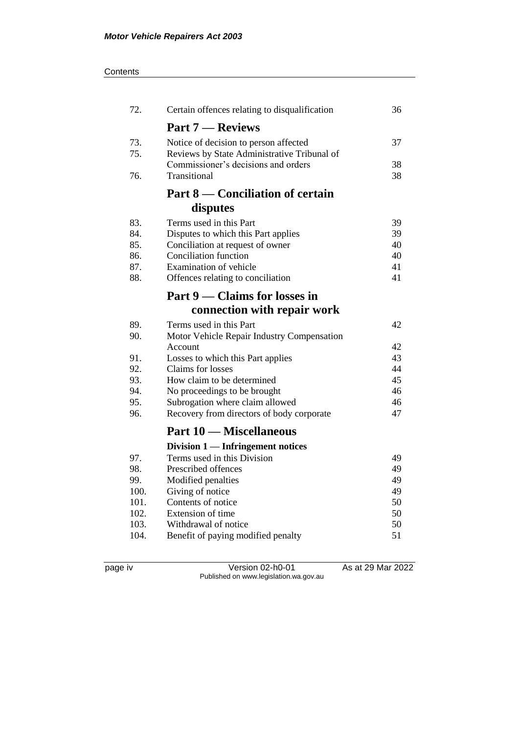| | | |
|---|---|---|
| 72. | Certain offences relating to disqualification | 36 |
| | **Part 7 — Reviews** | |
| 73. | Notice of decision to person affected | 37 |
| 75. | Reviews by State Administrative Tribunal of Commissioner's decisions and orders | 38 |
| 76. | Transitional | 38 |
| | **Part 8 — Conciliation of certain disputes** | |
| 83. | Terms used in this Part | 39 |
| 84. | Disputes to which this Part applies | 39 |
| 85. | Conciliation at request of owner | 40 |
| 86. | Conciliation function | 40 |
| 87. | Examination of vehicle | 41 |
| 88. | Offences relating to conciliation | 41 |
| | **Part 9 — Claims for losses in connection with repair work** | |
| 89. | Terms used in this Part | 42 |
| 90. | Motor Vehicle Repair Industry Compensation Account | 42 |
| 91. | Losses to which this Part applies | 43 |
| 92. | Claims for losses | 44 |
| 93. | How claim to be determined | 45 |
| 94. | No proceedings to be brought | 46 |
| 95. | Subrogation where claim allowed | 46 |
| 96. | Recovery from directors of body corporate | 47 |
| | **Part 10 — Miscellaneous** | |
| | **Division 1 — Infringement notices** | |
| 97. | Terms used in this Division | 49 |
| 98. | Prescribed offences | 49 |
| 99. | Modified penalties | 49 |
| 100. | Giving of notice | 49 |
| 101. | Contents of notice | 50 |
| 102. | Extension of time | 50 |
| 103. | Withdrawal of notice | 50 |
| 104. | Benefit of paying modified penalty | 51 |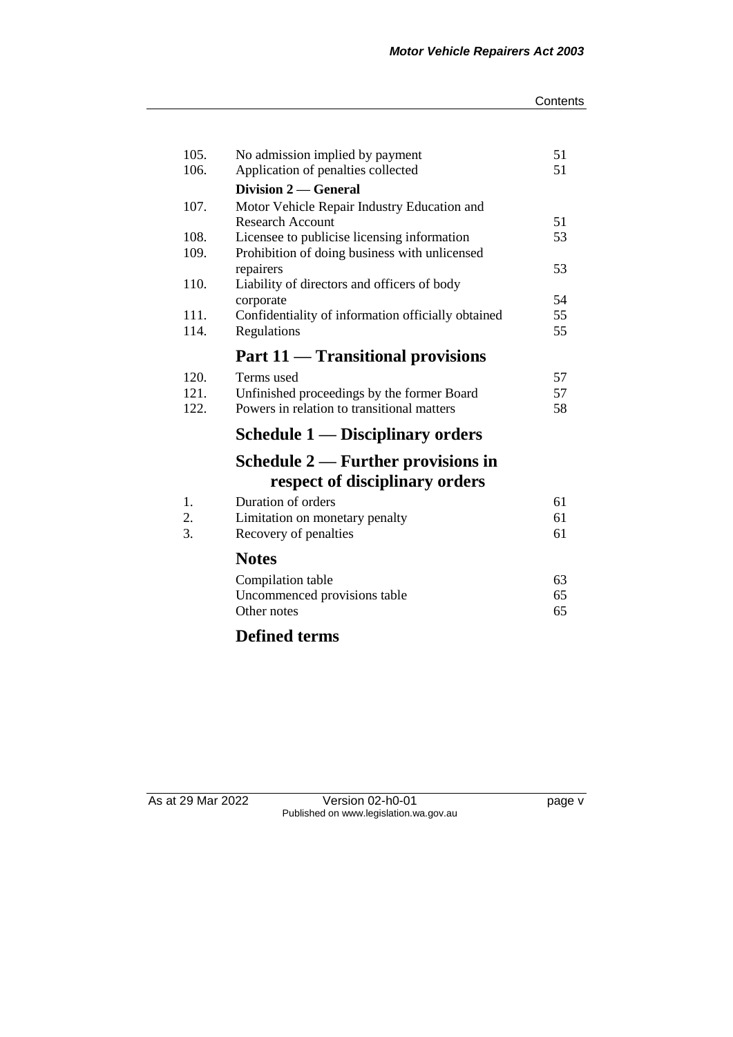| | | |
|---|---|---|
| 105. | No admission implied by payment | 51 |
| 106. | Application of penalties collected | 51 |
| | **Division 2 — General** | |
| 107. | Motor Vehicle Repair Industry Education and Research Account | 51 |
| 108. | Licensee to publicise licensing information | 53 |
| 109. | Prohibition of doing business with unlicensed repairers | 53 |
| 110. | Liability of directors and officers of body corporate | 54 |
| 111. | Confidentiality of information officially obtained | 55 |
| 114. | Regulations | 55 |

## Part 11 — Transitional provisions

| | | |
|---|---|---|
| 120. | Terms used | 57 |
| 121. | Unfinished proceedings by the former Board | 57 |
| 122. | Powers in relation to transitional matters | 58 |

## Schedule 1 — Disciplinary orders

## Schedule 2 — Further provisions in respect of disciplinary orders

| | | |
|---|---|---|
| 1. | Duration of orders | 61 |
| 2. | Limitation on monetary penalty | 61 |
| 3. | Recovery of penalties | 61 |

## Notes

| | |
|---|---|
| Compilation table | 63 |
| Uncommenced provisions table | 65 |
| Other notes | 65 |

## Defined terms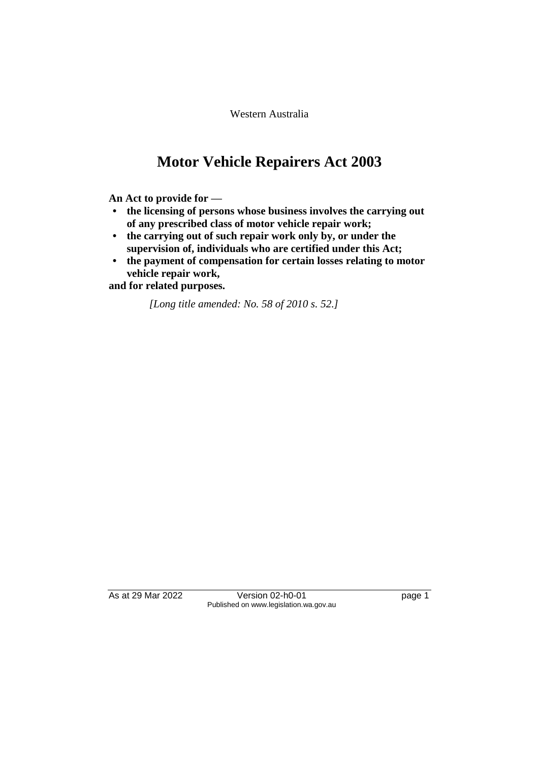Western Australia

# Motor Vehicle Repairers Act 2003

**An Act to provide for —**

- **the licensing of persons whose business involves the carrying out of any prescribed class of motor vehicle repair work;**
- **the carrying out of such repair work only by, or under the supervision of, individuals who are certified under this Act;**
- **the payment of compensation for certain losses relating to motor vehicle repair work,**

**and for related purposes.**

*[Long title amended: No. 58 of 2010 s. 52.]*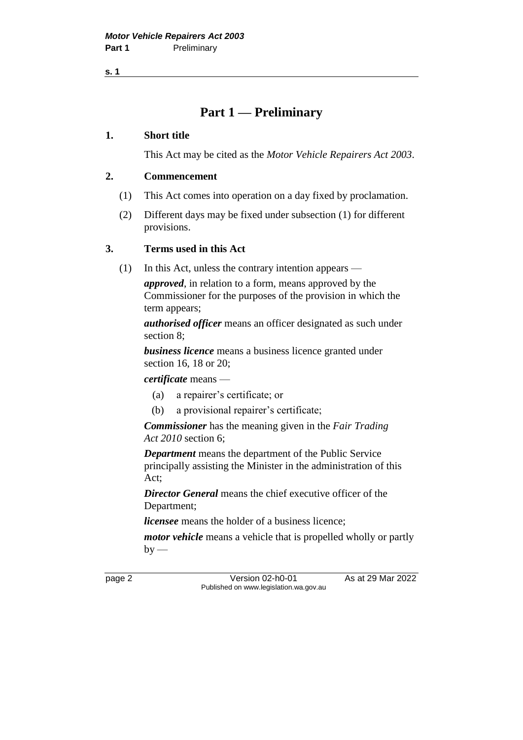# Part 1 — Preliminary

**1. Short title**

This Act may be cited as the *Motor Vehicle Repairers Act 2003*.

**2. Commencement**

(1) This Act comes into operation on a day fixed by proclamation.

(2) Different days may be fixed under subsection (1) for different provisions.

**3. Terms used in this Act**

(1) In this Act, unless the contrary intention appears —

***approved***, in relation to a form, means approved by the Commissioner for the purposes of the provision in which the term appears;

***authorised officer*** means an officer designated as such under section 8;

***business licence*** means a business licence granted under section 16, 18 or 20;

***certificate*** means —

- (a) a repairer's certificate; or
- (b) a provisional repairer's certificate;

***Commissioner*** has the meaning given in the *Fair Trading Act 2010* section 6;

***Department*** means the department of the Public Service principally assisting the Minister in the administration of this Act;

***Director General*** means the chief executive officer of the Department;

***licensee*** means the holder of a business licence;

***motor vehicle*** means a vehicle that is propelled wholly or partly by —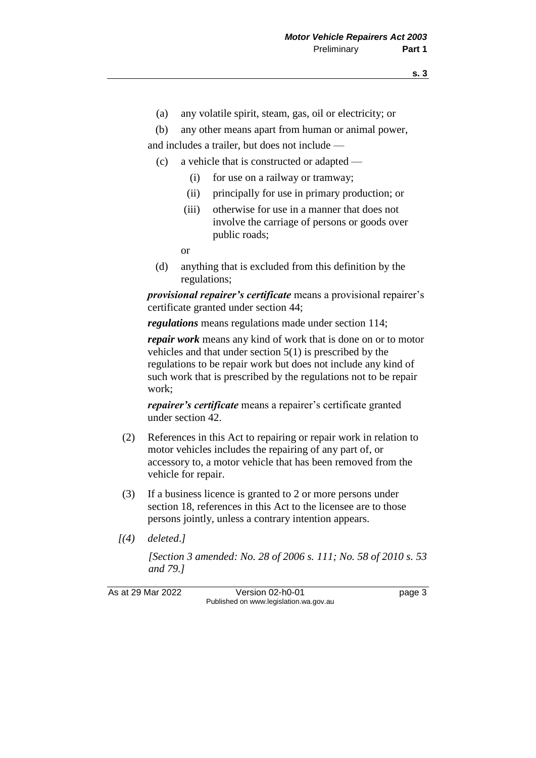(a) any volatile spirit, steam, gas, oil or electricity; or

(b) any other means apart from human or animal power,

and includes a trailer, but does not include —

(c) a vehicle that is constructed or adapted —

  (i) for use on a railway or tramway;

  (ii) principally for use in primary production; or

  (iii) otherwise for use in a manner that does not involve the carriage of persons or goods over public roads;

  or

(d) anything that is excluded from this definition by the regulations;

***provisional repairer's certificate*** means a provisional repairer's certificate granted under section 44;

***regulations*** means regulations made under section 114;

***repair work*** means any kind of work that is done on or to motor vehicles and that under section 5(1) is prescribed by the regulations to be repair work but does not include any kind of such work that is prescribed by the regulations not to be repair work;

***repairer's certificate*** means a repairer's certificate granted under section 42.

(2) References in this Act to repairing or repair work in relation to motor vehicles includes the repairing of any part of, or accessory to, a motor vehicle that has been removed from the vehicle for repair.

(3) If a business licence is granted to 2 or more persons under section 18, references in this Act to the licensee are to those persons jointly, unless a contrary intention appears.

*[(4) deleted.]*

*[Section 3 amended: No. 28 of 2006 s. 111; No. 58 of 2010 s. 53 and 79.]*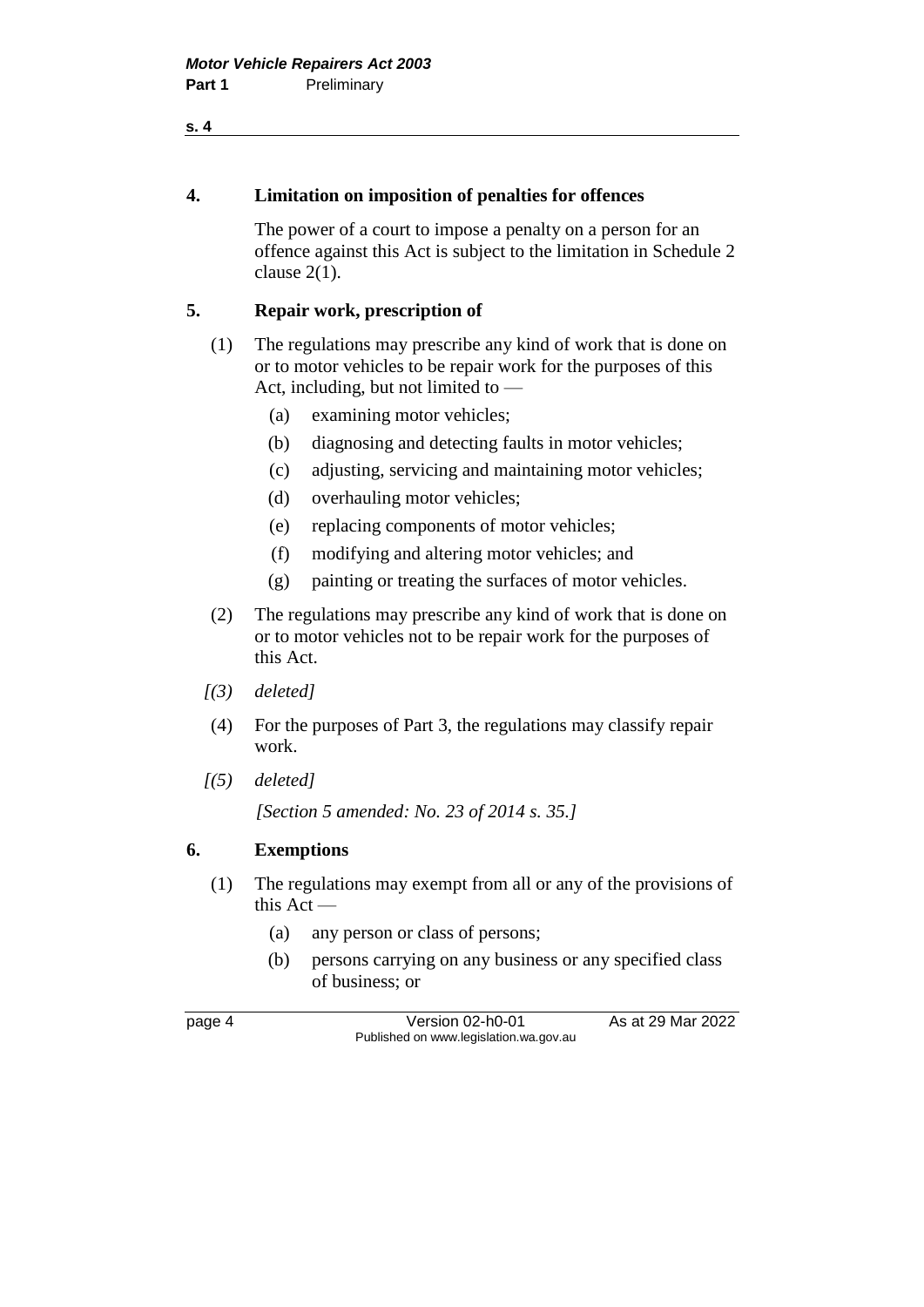## 4. Limitation on imposition of penalties for offences

The power of a court to impose a penalty on a person for an offence against this Act is subject to the limitation in Schedule 2 clause 2(1).

## 5. Repair work, prescription of

(1) The regulations may prescribe any kind of work that is done on or to motor vehicles to be repair work for the purposes of this Act, including, but not limited to —

- (a) examining motor vehicles;
- (b) diagnosing and detecting faults in motor vehicles;
- (c) adjusting, servicing and maintaining motor vehicles;
- (d) overhauling motor vehicles;
- (e) replacing components of motor vehicles;
- (f) modifying and altering motor vehicles; and
- (g) painting or treating the surfaces of motor vehicles.

(2) The regulations may prescribe any kind of work that is done on or to motor vehicles not to be repair work for the purposes of this Act.

*[(3) deleted]*

(4) For the purposes of Part 3, the regulations may classify repair work.

*[(5) deleted]*

*[Section 5 amended: No. 23 of 2014 s. 35.]*

## 6. Exemptions

(1) The regulations may exempt from all or any of the provisions of this Act —

- (a) any person or class of persons;
- (b) persons carrying on any business or any specified class of business; or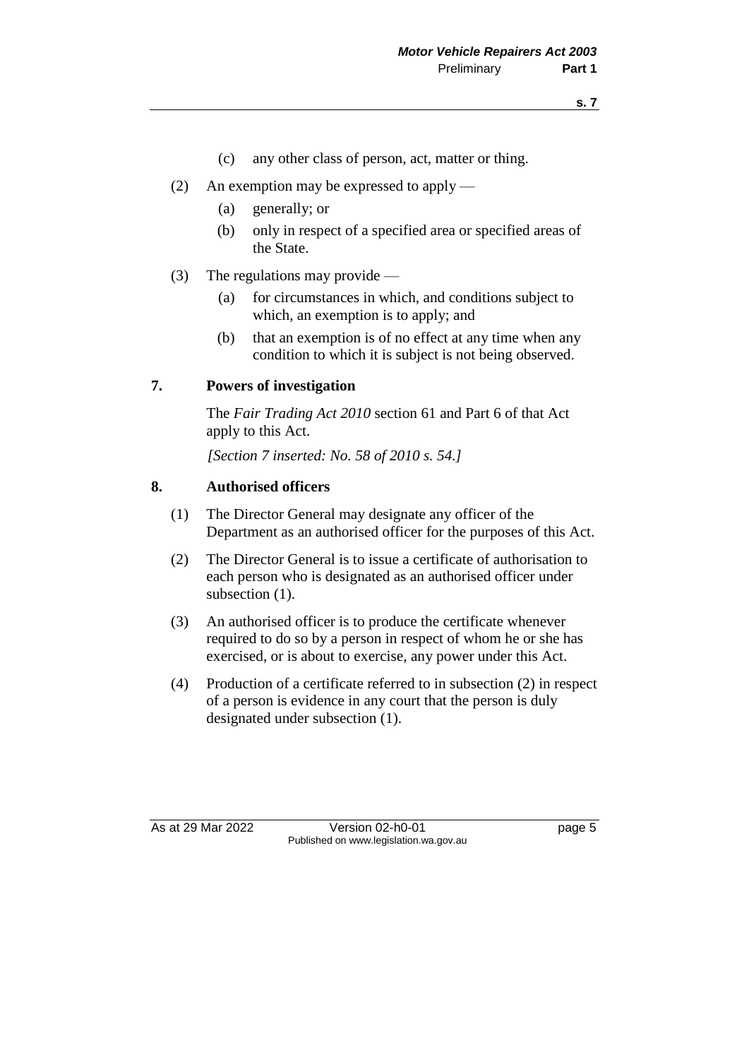(c) any other class of person, act, matter or thing.

(2) An exemption may be expressed to apply —

(a) generally; or

(b) only in respect of a specified area or specified areas of the State.

(3) The regulations may provide —

(a) for circumstances in which, and conditions subject to which, an exemption is to apply; and

(b) that an exemption is of no effect at any time when any condition to which it is subject is not being observed.

## 7. Powers of investigation

The *Fair Trading Act 2010* section 61 and Part 6 of that Act apply to this Act.

*[Section 7 inserted: No. 58 of 2010 s. 54.]*

## 8. Authorised officers

(1) The Director General may designate any officer of the Department as an authorised officer for the purposes of this Act.

(2) The Director General is to issue a certificate of authorisation to each person who is designated as an authorised officer under subsection (1).

(3) An authorised officer is to produce the certificate whenever required to do so by a person in respect of whom he or she has exercised, or is about to exercise, any power under this Act.

(4) Production of a certificate referred to in subsection (2) in respect of a person is evidence in any court that the person is duly designated under subsection (1).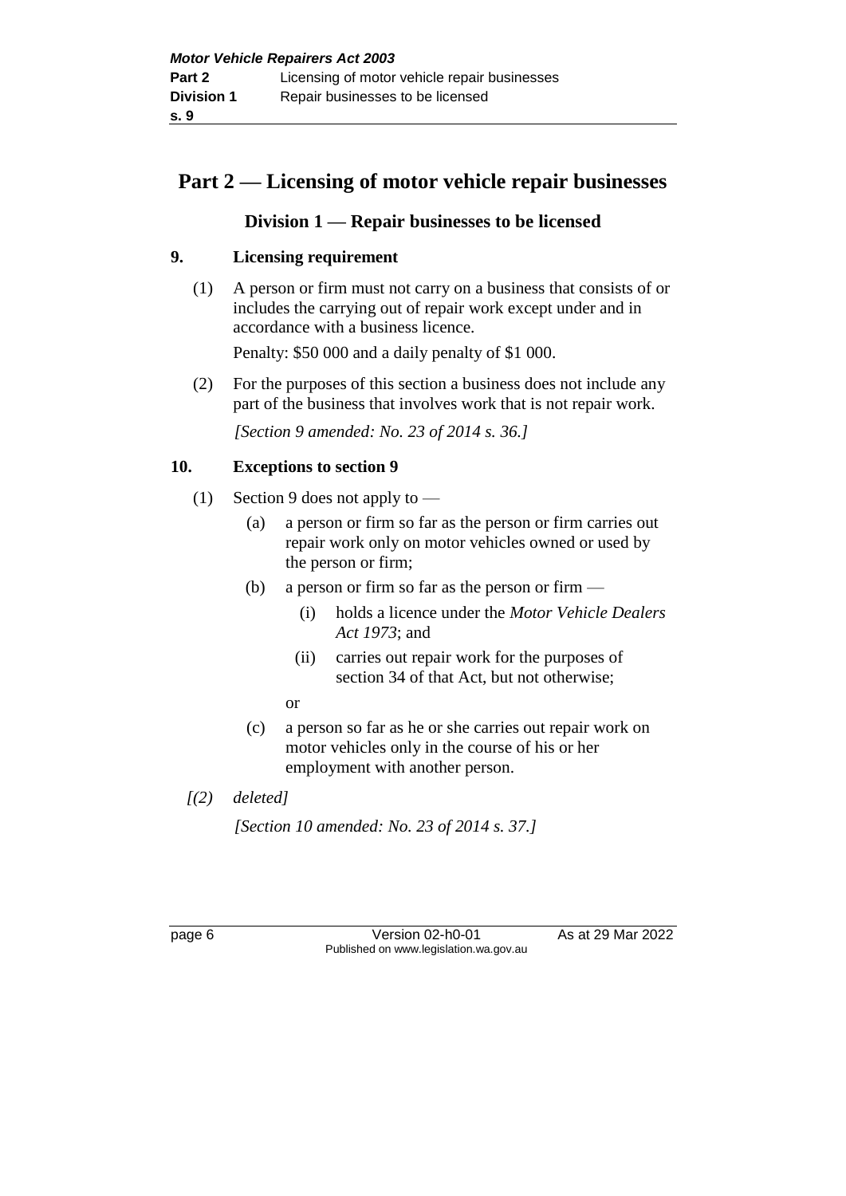# Part 2 — Licensing of motor vehicle repair businesses

## Division 1 — Repair businesses to be licensed

### 9. Licensing requirement

(1) A person or firm must not carry on a business that consists of or includes the carrying out of repair work except under and in accordance with a business licence.

Penalty: $50 000 and a daily penalty of $1 000.

(2) For the purposes of this section a business does not include any part of the business that involves work that is not repair work.

*[Section 9 amended: No. 23 of 2014 s. 36.]*

### 10. Exceptions to section 9

(1) Section 9 does not apply to —

- (a) a person or firm so far as the person or firm carries out repair work only on motor vehicles owned or used by the person or firm;
- (b) a person or firm so far as the person or firm —
  - (i) holds a licence under the *Motor Vehicle Dealers Act 1973*; and
  - (ii) carries out repair work for the purposes of section 34 of that Act, but not otherwise;

  or
- (c) a person so far as he or she carries out repair work on motor vehicles only in the course of his or her employment with another person.

*[(2) deleted]*

*[Section 10 amended: No. 23 of 2014 s. 37.]*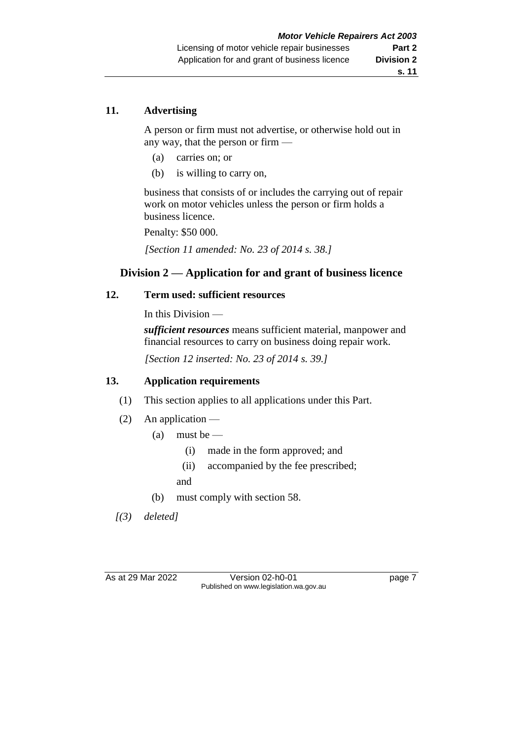## 11. Advertising

A person or firm must not advertise, or otherwise hold out in any way, that the person or firm —

(a) carries on; or

(b) is willing to carry on,

business that consists of or includes the carrying out of repair work on motor vehicles unless the person or firm holds a business licence.

Penalty: $50 000.

*[Section 11 amended: No. 23 of 2014 s. 38.]*

# Division 2 — Application for and grant of business licence

## 12. Term used: sufficient resources

In this Division —

***sufficient resources*** means sufficient material, manpower and financial resources to carry on business doing repair work.

*[Section 12 inserted: No. 23 of 2014 s. 39.]*

## 13. Application requirements

(1) This section applies to all applications under this Part.

(2) An application —

(a) must be —

(i) made in the form approved; and

(ii) accompanied by the fee prescribed;

and

(b) must comply with section 58.

*[(3) deleted]*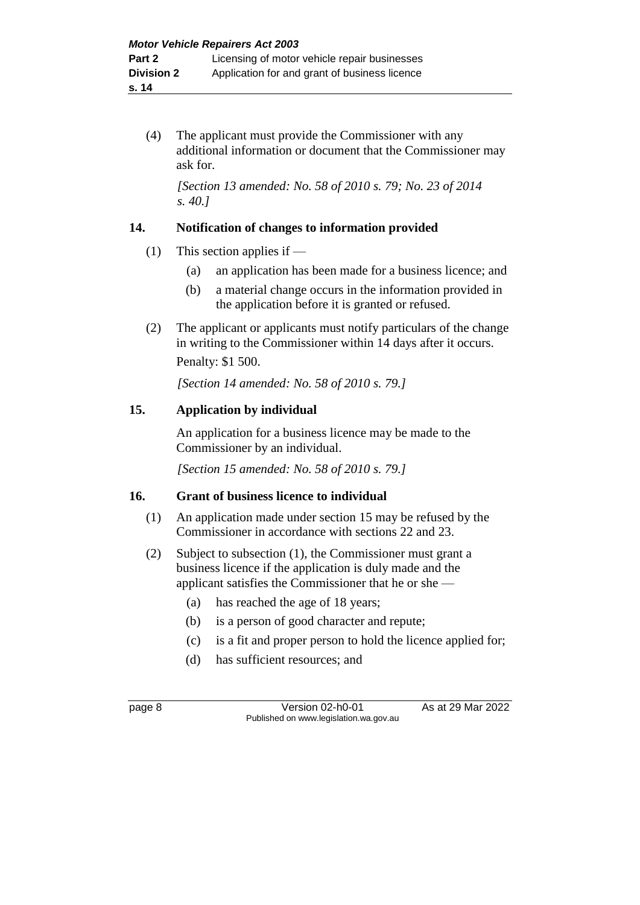(4) The applicant must provide the Commissioner with any additional information or document that the Commissioner may ask for.

*[Section 13 amended: No. 58 of 2010 s. 79; No. 23 of 2014 s. 40.]*

### 14. Notification of changes to information provided

(1) This section applies if —

  (a) an application has been made for a business licence; and

  (b) a material change occurs in the information provided in the application before it is granted or refused.

(2) The applicant or applicants must notify particulars of the change in writing to the Commissioner within 14 days after it occurs.

Penalty: $1 500.

*[Section 14 amended: No. 58 of 2010 s. 79.]*

### 15. Application by individual

An application for a business licence may be made to the Commissioner by an individual.

*[Section 15 amended: No. 58 of 2010 s. 79.]*

### 16. Grant of business licence to individual

(1) An application made under section 15 may be refused by the Commissioner in accordance with sections 22 and 23.

(2) Subject to subsection (1), the Commissioner must grant a business licence if the application is duly made and the applicant satisfies the Commissioner that he or she —

  (a) has reached the age of 18 years;

  (b) is a person of good character and repute;

  (c) is a fit and proper person to hold the licence applied for;

  (d) has sufficient resources; and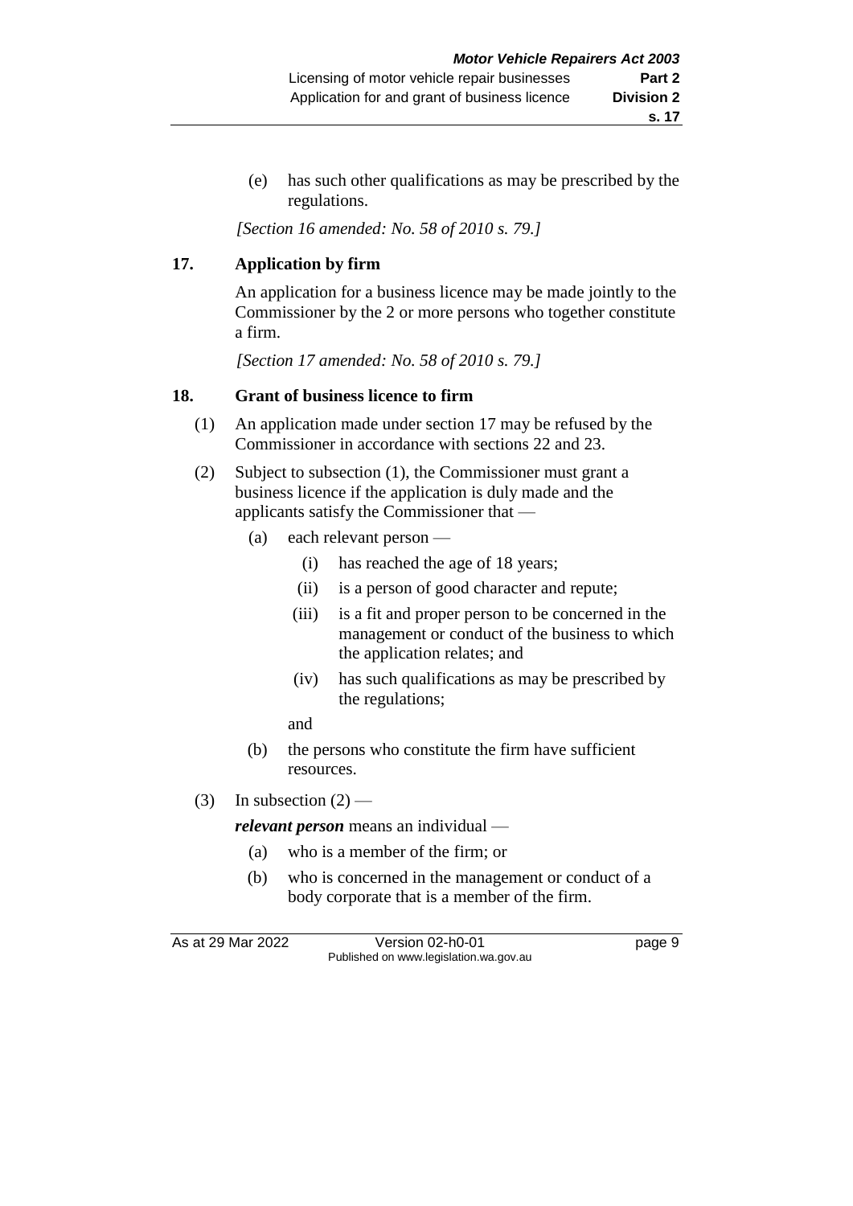(e) has such other qualifications as may be prescribed by the regulations.

*[Section 16 amended: No. 58 of 2010 s. 79.]*

## 17. Application by firm

An application for a business licence may be made jointly to the Commissioner by the 2 or more persons who together constitute a firm.

*[Section 17 amended: No. 58 of 2010 s. 79.]*

## 18. Grant of business licence to firm

(1) An application made under section 17 may be refused by the Commissioner in accordance with sections 22 and 23.

(2) Subject to subsection (1), the Commissioner must grant a business licence if the application is duly made and the applicants satisfy the Commissioner that —

- (a) each relevant person —
  - (i) has reached the age of 18 years;
  - (ii) is a person of good character and repute;
  - (iii) is a fit and proper person to be concerned in the management or conduct of the business to which the application relates; and
  - (iv) has such qualifications as may be prescribed by the regulations;

  and
- (b) the persons who constitute the firm have sufficient resources.

(3) In subsection (2) —

***relevant person*** means an individual —

- (a) who is a member of the firm; or
- (b) who is concerned in the management or conduct of a body corporate that is a member of the firm.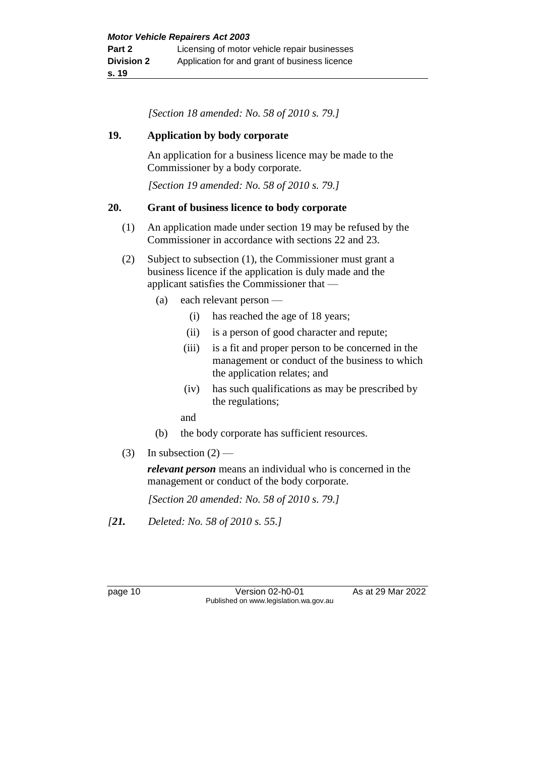*[Section 18 amended: No. 58 of 2010 s. 79.]*

**19. Application by body corporate**

An application for a business licence may be made to the Commissioner by a body corporate.

*[Section 19 amended: No. 58 of 2010 s. 79.]*

**20. Grant of business licence to body corporate**

(1) An application made under section 19 may be refused by the Commissioner in accordance with sections 22 and 23.

(2) Subject to subsection (1), the Commissioner must grant a business licence if the application is duly made and the applicant satisfies the Commissioner that —

- (a) each relevant person —
  - (i) has reached the age of 18 years;
  - (ii) is a person of good character and repute;
  - (iii) is a fit and proper person to be concerned in the management or conduct of the business to which the application relates; and
  - (iv) has such qualifications as may be prescribed by the regulations;

  and
- (b) the body corporate has sufficient resources.

(3) In subsection (2) —

***relevant person*** means an individual who is concerned in the management or conduct of the body corporate.

*[Section 20 amended: No. 58 of 2010 s. 79.]*

*[**21.** Deleted: No. 58 of 2010 s. 55.]*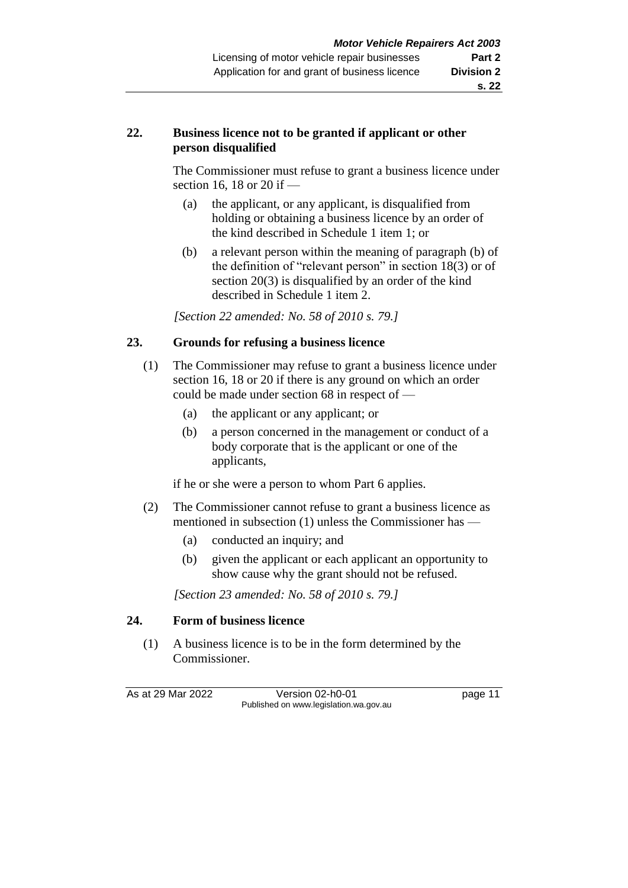## 22. Business licence not to be granted if applicant or other person disqualified

The Commissioner must refuse to grant a business licence under section 16, 18 or 20 if —

(a) the applicant, or any applicant, is disqualified from holding or obtaining a business licence by an order of the kind described in Schedule 1 item 1; or

(b) a relevant person within the meaning of paragraph (b) of the definition of "relevant person" in section 18(3) or of section 20(3) is disqualified by an order of the kind described in Schedule 1 item 2.

*[Section 22 amended: No. 58 of 2010 s. 79.]*

## 23. Grounds for refusing a business licence

(1) The Commissioner may refuse to grant a business licence under section 16, 18 or 20 if there is any ground on which an order could be made under section 68 in respect of —

(a) the applicant or any applicant; or

(b) a person concerned in the management or conduct of a body corporate that is the applicant or one of the applicants,

if he or she were a person to whom Part 6 applies.

(2) The Commissioner cannot refuse to grant a business licence as mentioned in subsection (1) unless the Commissioner has —

(a) conducted an inquiry; and

(b) given the applicant or each applicant an opportunity to show cause why the grant should not be refused.

*[Section 23 amended: No. 58 of 2010 s. 79.]*

## 24. Form of business licence

(1) A business licence is to be in the form determined by the Commissioner.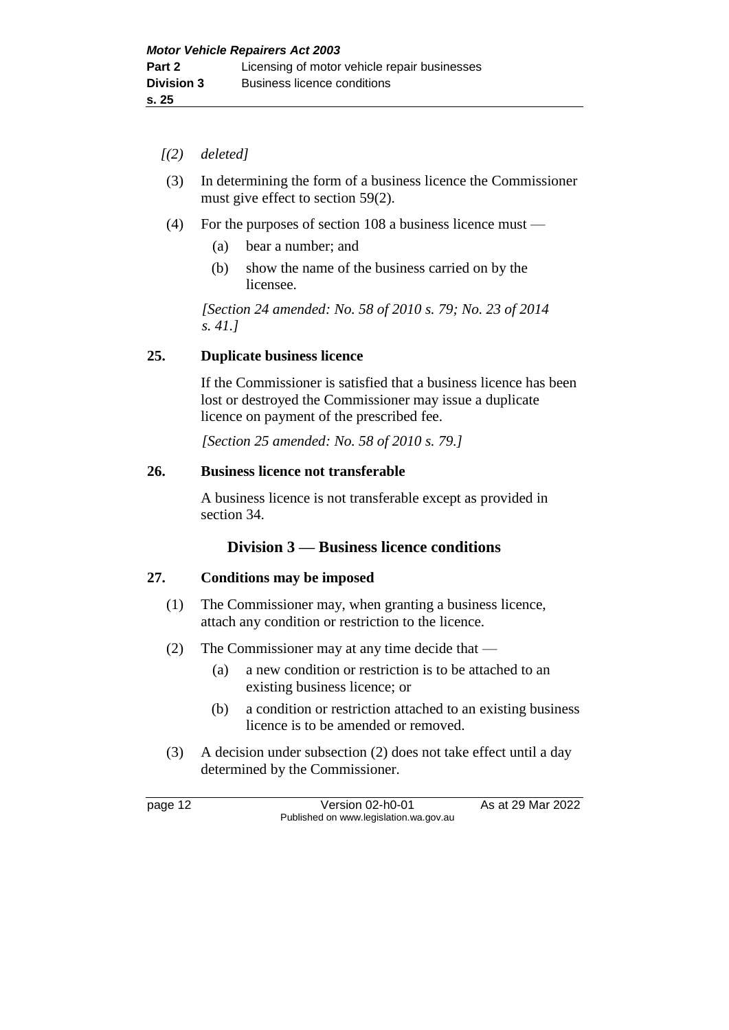*[(2) deleted]*

(3) In determining the form of a business licence the Commissioner must give effect to section 59(2).

(4) For the purposes of section 108 a business licence must —

(a) bear a number; and

(b) show the name of the business carried on by the licensee.

*[Section 24 amended: No. 58 of 2010 s. 79; No. 23 of 2014 s. 41.]*

**25. Duplicate business licence**

If the Commissioner is satisfied that a business licence has been lost or destroyed the Commissioner may issue a duplicate licence on payment of the prescribed fee.

*[Section 25 amended: No. 58 of 2010 s. 79.]*

**26. Business licence not transferable**

A business licence is not transferable except as provided in section 34.

## Division 3 — Business licence conditions

**27. Conditions may be imposed**

(1) The Commissioner may, when granting a business licence, attach any condition or restriction to the licence.

(2) The Commissioner may at any time decide that —

(a) a new condition or restriction is to be attached to an existing business licence; or

(b) a condition or restriction attached to an existing business licence is to be amended or removed.

(3) A decision under subsection (2) does not take effect until a day determined by the Commissioner.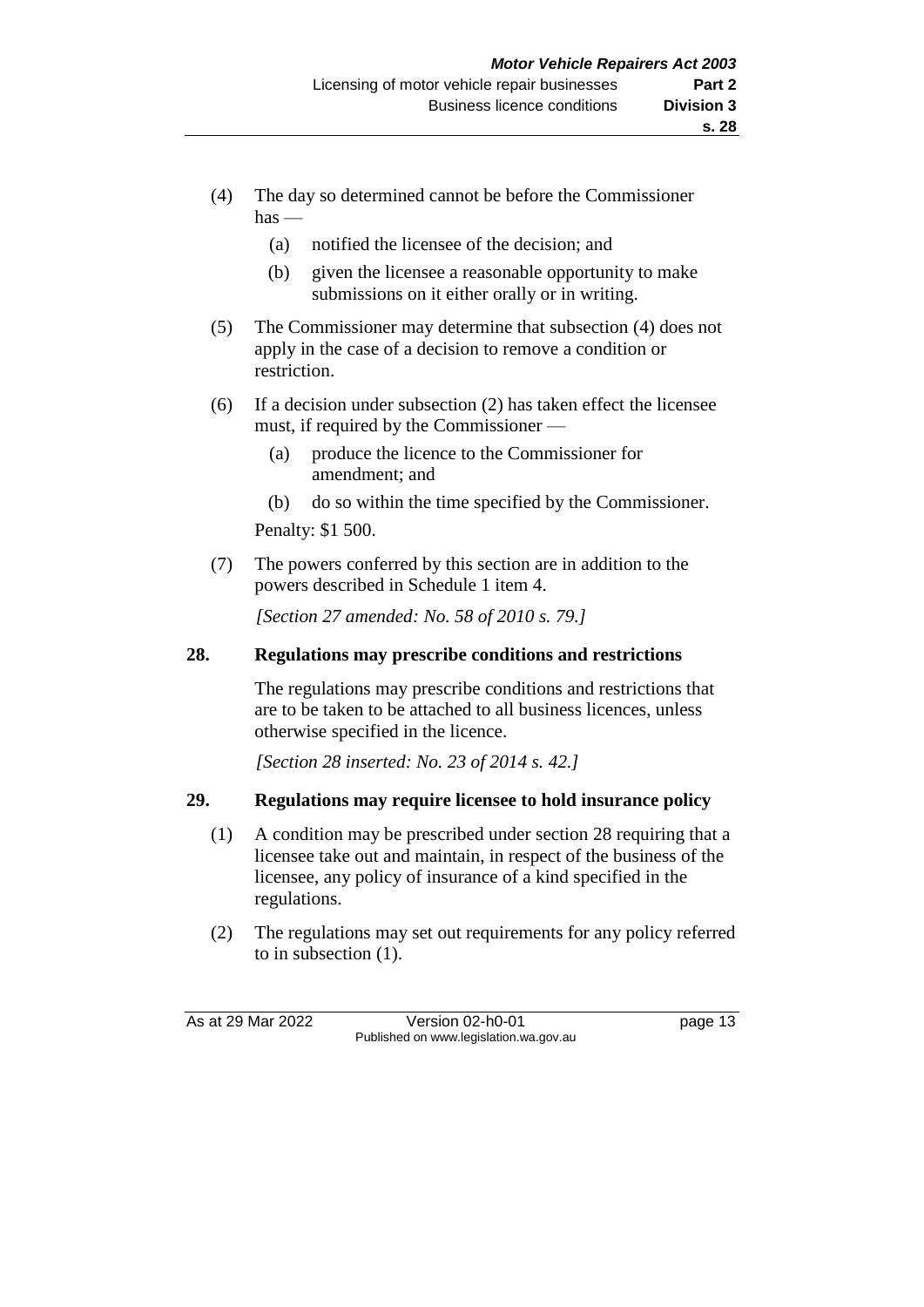(4) The day so determined cannot be before the Commissioner has —

(a) notified the licensee of the decision; and

(b) given the licensee a reasonable opportunity to make submissions on it either orally or in writing.

(5) The Commissioner may determine that subsection (4) does not apply in the case of a decision to remove a condition or restriction.

(6) If a decision under subsection (2) has taken effect the licensee must, if required by the Commissioner —

(a) produce the licence to the Commissioner for amendment; and

(b) do so within the time specified by the Commissioner.

Penalty: $1 500.

(7) The powers conferred by this section are in addition to the powers described in Schedule 1 item 4.

*[Section 27 amended: No. 58 of 2010 s. 79.]*

### 28. Regulations may prescribe conditions and restrictions

The regulations may prescribe conditions and restrictions that are to be taken to be attached to all business licences, unless otherwise specified in the licence.

*[Section 28 inserted: No. 23 of 2014 s. 42.]*

### 29. Regulations may require licensee to hold insurance policy

(1) A condition may be prescribed under section 28 requiring that a licensee take out and maintain, in respect of the business of the licensee, any policy of insurance of a kind specified in the regulations.

(2) The regulations may set out requirements for any policy referred to in subsection (1).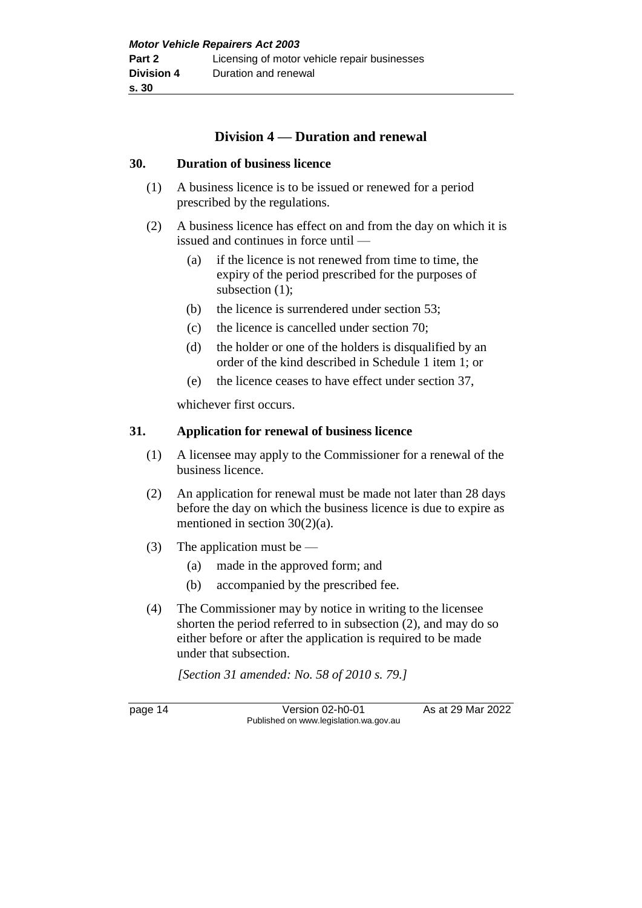## Division 4 — Duration and renewal

### 30. Duration of business licence

(1) A business licence is to be issued or renewed for a period prescribed by the regulations.

(2) A business licence has effect on and from the day on which it is issued and continues in force until —

- (a) if the licence is not renewed from time to time, the expiry of the period prescribed for the purposes of subsection (1);
- (b) the licence is surrendered under section 53;
- (c) the licence is cancelled under section 70;
- (d) the holder or one of the holders is disqualified by an order of the kind described in Schedule 1 item 1; or
- (e) the licence ceases to have effect under section 37,

whichever first occurs.

### 31. Application for renewal of business licence

(1) A licensee may apply to the Commissioner for a renewal of the business licence.

(2) An application for renewal must be made not later than 28 days before the day on which the business licence is due to expire as mentioned in section 30(2)(a).

(3) The application must be —

- (a) made in the approved form; and
- (b) accompanied by the prescribed fee.

(4) The Commissioner may by notice in writing to the licensee shorten the period referred to in subsection (2), and may do so either before or after the application is required to be made under that subsection.

*[Section 31 amended: No. 58 of 2010 s. 79.]*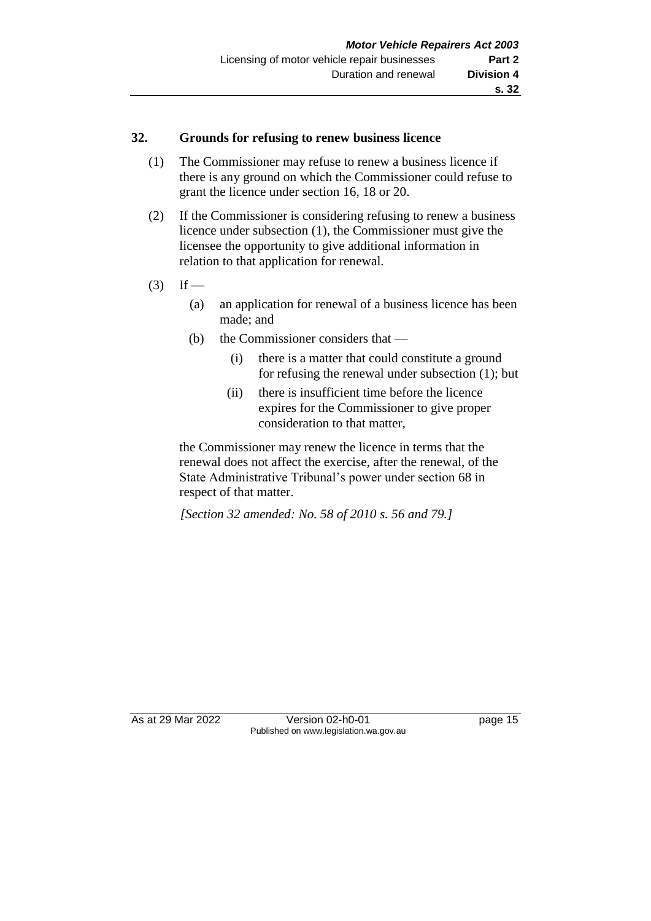## 32. Grounds for refusing to renew business licence

(1) The Commissioner may refuse to renew a business licence if there is any ground on which the Commissioner could refuse to grant the licence under section 16, 18 or 20.

(2) If the Commissioner is considering refusing to renew a business licence under subsection (1), the Commissioner must give the licensee the opportunity to give additional information in relation to that application for renewal.

(3) If —

- (a) an application for renewal of a business licence has been made; and
- (b) the Commissioner considers that —
  - (i) there is a matter that could constitute a ground for refusing the renewal under subsection (1); but
  - (ii) there is insufficient time before the licence expires for the Commissioner to give proper consideration to that matter,

the Commissioner may renew the licence in terms that the renewal does not affect the exercise, after the renewal, of the State Administrative Tribunal's power under section 68 in respect of that matter.

*[Section 32 amended: No. 58 of 2010 s. 56 and 79.]*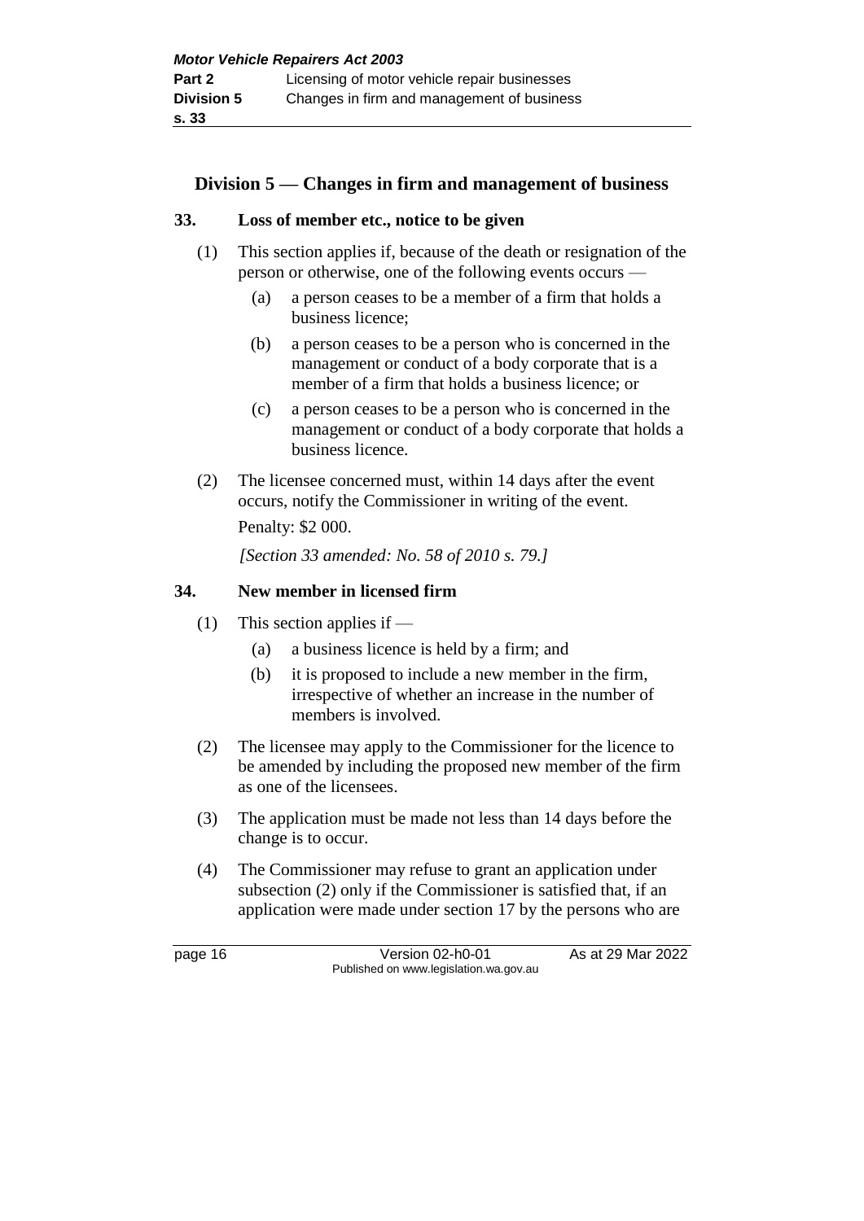## Division 5 — Changes in firm and management of business

### 33. Loss of member etc., notice to be given

(1) This section applies if, because of the death or resignation of the person or otherwise, one of the following events occurs —

- (a) a person ceases to be a member of a firm that holds a business licence;
- (b) a person ceases to be a person who is concerned in the management or conduct of a body corporate that is a member of a firm that holds a business licence; or
- (c) a person ceases to be a person who is concerned in the management or conduct of a body corporate that holds a business licence.

(2) The licensee concerned must, within 14 days after the event occurs, notify the Commissioner in writing of the event.

Penalty: $2 000.

*[Section 33 amended: No. 58 of 2010 s. 79.]*

### 34. New member in licensed firm

(1) This section applies if —

- (a) a business licence is held by a firm; and
- (b) it is proposed to include a new member in the firm, irrespective of whether an increase in the number of members is involved.

(2) The licensee may apply to the Commissioner for the licence to be amended by including the proposed new member of the firm as one of the licensees.

(3) The application must be made not less than 14 days before the change is to occur.

(4) The Commissioner may refuse to grant an application under subsection (2) only if the Commissioner is satisfied that, if an application were made under section 17 by the persons who are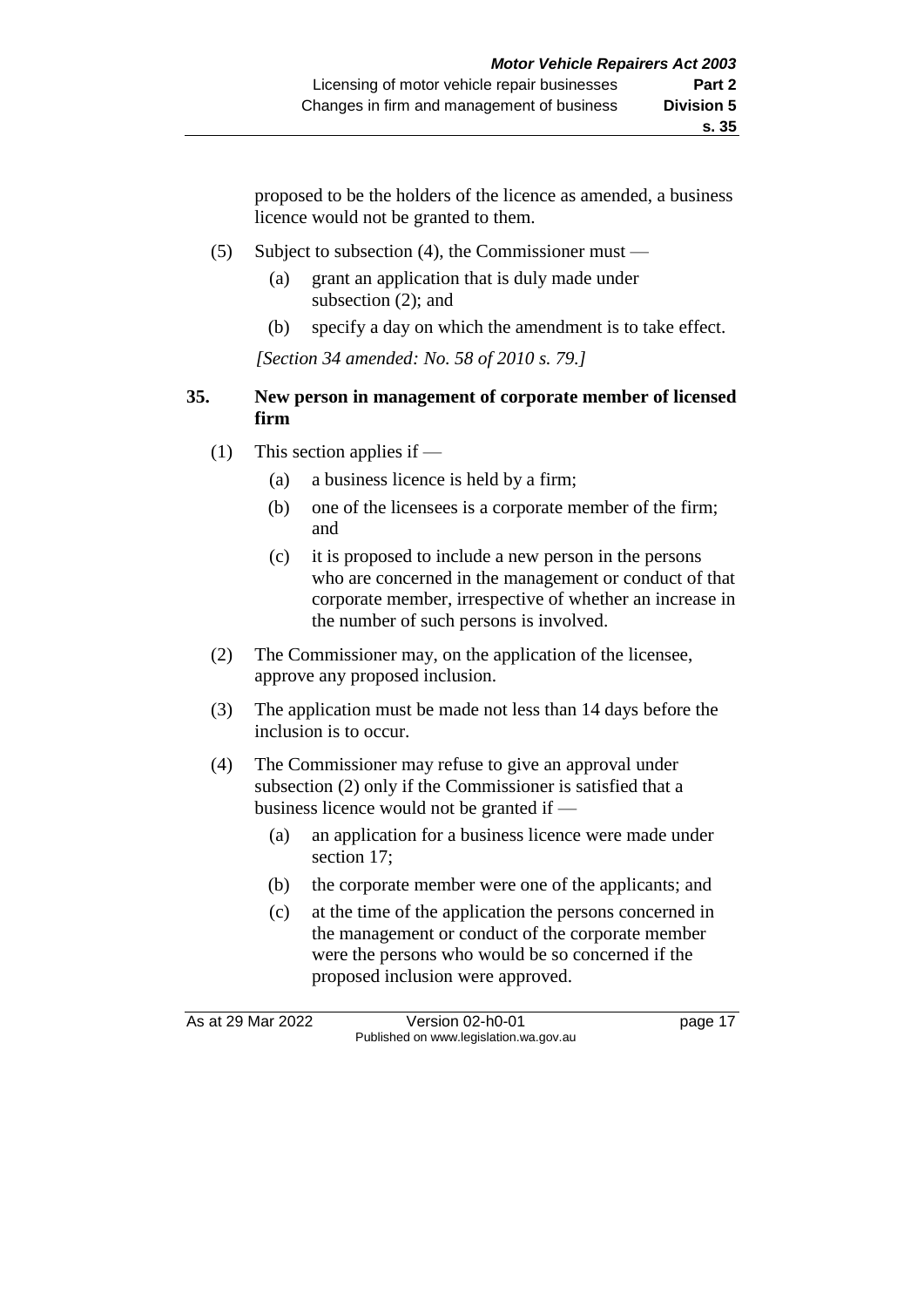proposed to be the holders of the licence as amended, a business licence would not be granted to them.

(5) Subject to subsection (4), the Commissioner must —

(a) grant an application that is duly made under subsection (2); and

(b) specify a day on which the amendment is to take effect.

*[Section 34 amended: No. 58 of 2010 s. 79.]*

## 35. New person in management of corporate member of licensed firm

(1) This section applies if —

(a) a business licence is held by a firm;

(b) one of the licensees is a corporate member of the firm; and

(c) it is proposed to include a new person in the persons who are concerned in the management or conduct of that corporate member, irrespective of whether an increase in the number of such persons is involved.

(2) The Commissioner may, on the application of the licensee, approve any proposed inclusion.

(3) The application must be made not less than 14 days before the inclusion is to occur.

(4) The Commissioner may refuse to give an approval under subsection (2) only if the Commissioner is satisfied that a business licence would not be granted if —

(a) an application for a business licence were made under section 17;

(b) the corporate member were one of the applicants; and

(c) at the time of the application the persons concerned in the management or conduct of the corporate member were the persons who would be so concerned if the proposed inclusion were approved.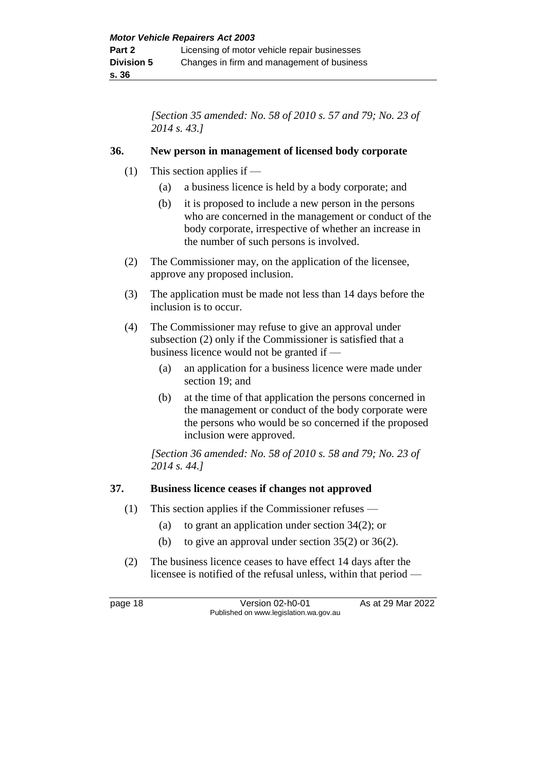*[Section 35 amended: No. 58 of 2010 s. 57 and 79; No. 23 of 2014 s. 43.]*

### 36. New person in management of licensed body corporate

(1) This section applies if —

(a) a business licence is held by a body corporate; and

(b) it is proposed to include a new person in the persons who are concerned in the management or conduct of the body corporate, irrespective of whether an increase in the number of such persons is involved.

(2) The Commissioner may, on the application of the licensee, approve any proposed inclusion.

(3) The application must be made not less than 14 days before the inclusion is to occur.

(4) The Commissioner may refuse to give an approval under subsection (2) only if the Commissioner is satisfied that a business licence would not be granted if —

(a) an application for a business licence were made under section 19; and

(b) at the time of that application the persons concerned in the management or conduct of the body corporate were the persons who would be so concerned if the proposed inclusion were approved.

*[Section 36 amended: No. 58 of 2010 s. 58 and 79; No. 23 of 2014 s. 44.]*

### 37. Business licence ceases if changes not approved

(1) This section applies if the Commissioner refuses —

(a) to grant an application under section 34(2); or

(b) to give an approval under section 35(2) or 36(2).

(2) The business licence ceases to have effect 14 days after the licensee is notified of the refusal unless, within that period —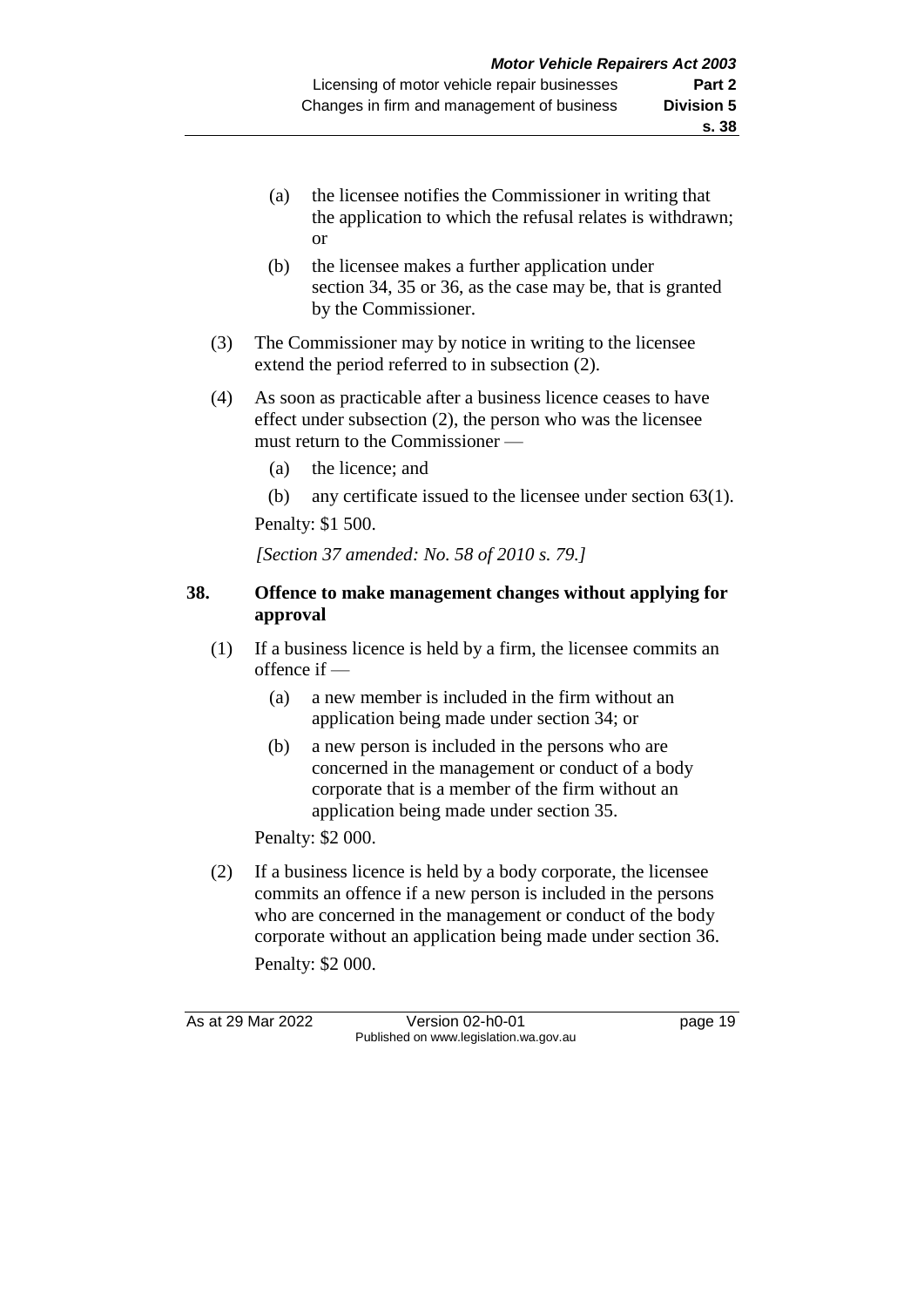(a) the licensee notifies the Commissioner in writing that the application to which the refusal relates is withdrawn; or

(b) the licensee makes a further application under section 34, 35 or 36, as the case may be, that is granted by the Commissioner.

(3) The Commissioner may by notice in writing to the licensee extend the period referred to in subsection (2).

(4) As soon as practicable after a business licence ceases to have effect under subsection (2), the person who was the licensee must return to the Commissioner —

(a) the licence; and

(b) any certificate issued to the licensee under section 63(1).

Penalty: $1 500.

*[Section 37 amended: No. 58 of 2010 s. 79.]*

### 38. Offence to make management changes without applying for approval

(1) If a business licence is held by a firm, the licensee commits an offence if —

(a) a new member is included in the firm without an application being made under section 34; or

(b) a new person is included in the persons who are concerned in the management or conduct of a body corporate that is a member of the firm without an application being made under section 35.

Penalty: $2 000.

(2) If a business licence is held by a body corporate, the licensee commits an offence if a new person is included in the persons who are concerned in the management or conduct of the body corporate without an application being made under section 36.

Penalty: $2 000.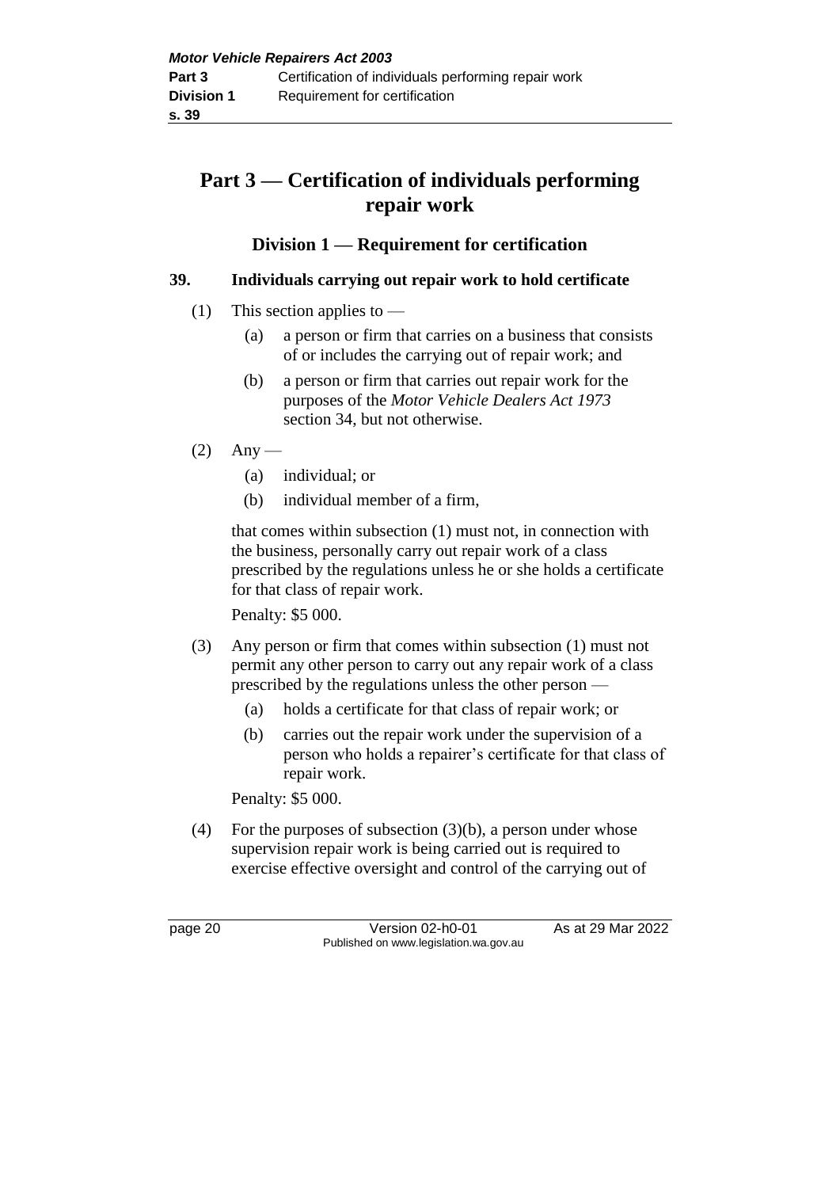# Part 3 — Certification of individuals performing repair work

## Division 1 — Requirement for certification

### 39. Individuals carrying out repair work to hold certificate

(1) This section applies to —

- (a) a person or firm that carries on a business that consists of or includes the carrying out of repair work; and
- (b) a person or firm that carries out repair work for the purposes of the *Motor Vehicle Dealers Act 1973* section 34, but not otherwise.

(2) Any —

- (a) individual; or
- (b) individual member of a firm,

that comes within subsection (1) must not, in connection with the business, personally carry out repair work of a class prescribed by the regulations unless he or she holds a certificate for that class of repair work.

Penalty: $5 000.

(3) Any person or firm that comes within subsection (1) must not permit any other person to carry out any repair work of a class prescribed by the regulations unless the other person —

- (a) holds a certificate for that class of repair work; or
- (b) carries out the repair work under the supervision of a person who holds a repairer's certificate for that class of repair work.

Penalty: $5 000.

(4) For the purposes of subsection (3)(b), a person under whose supervision repair work is being carried out is required to exercise effective oversight and control of the carrying out of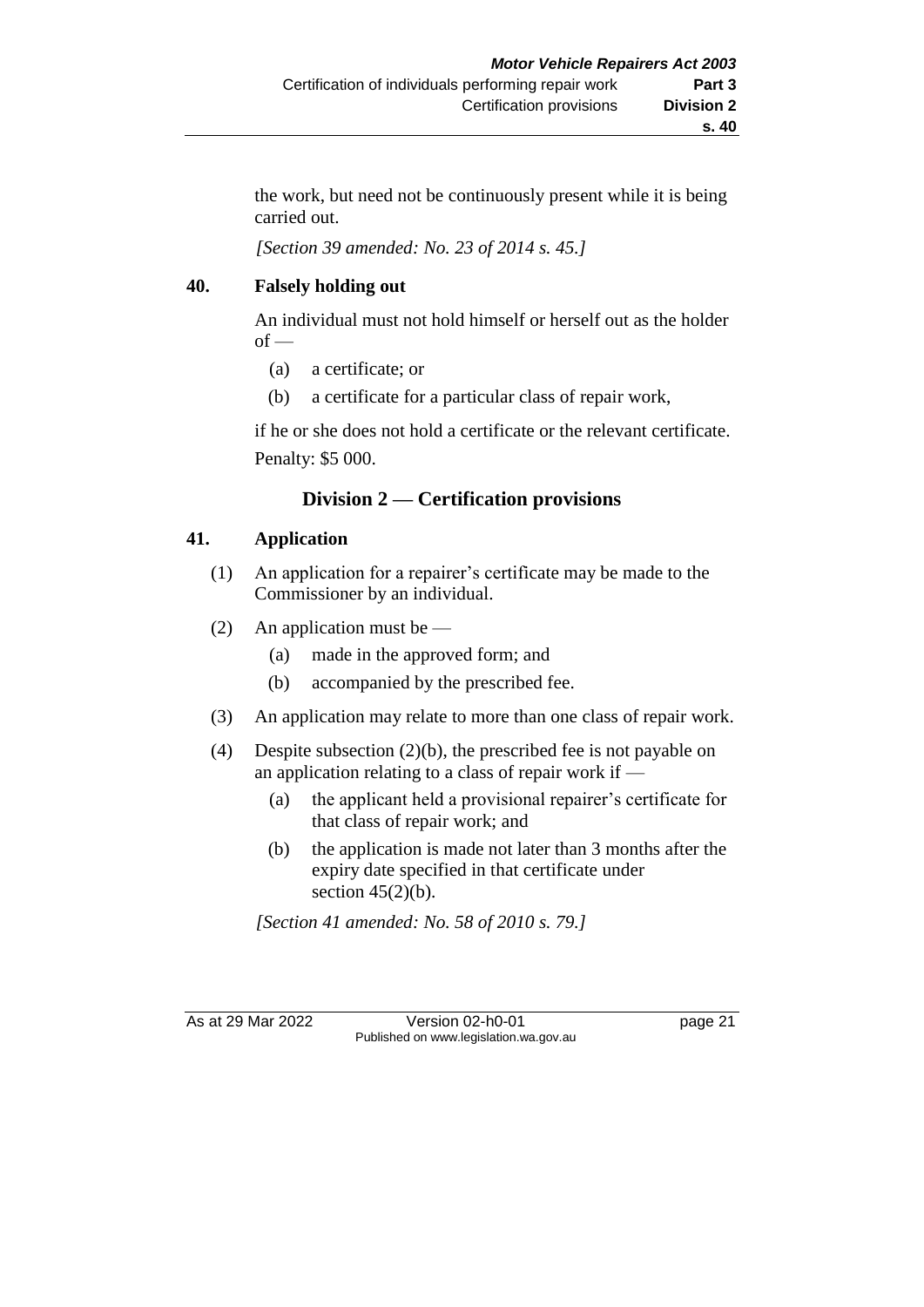the work, but need not be continuously present while it is being carried out.

*[Section 39 amended: No. 23 of 2014 s. 45.]*

**40. Falsely holding out**

An individual must not hold himself or herself out as the holder of —

(a) a certificate; or

(b) a certificate for a particular class of repair work,

if he or she does not hold a certificate or the relevant certificate.

Penalty: $5 000.

## Division 2 — Certification provisions

**41. Application**

(1) An application for a repairer's certificate may be made to the Commissioner by an individual.

(2) An application must be —

(a) made in the approved form; and

(b) accompanied by the prescribed fee.

(3) An application may relate to more than one class of repair work.

(4) Despite subsection (2)(b), the prescribed fee is not payable on an application relating to a class of repair work if —

(a) the applicant held a provisional repairer's certificate for that class of repair work; and

(b) the application is made not later than 3 months after the expiry date specified in that certificate under section 45(2)(b).

*[Section 41 amended: No. 58 of 2010 s. 79.]*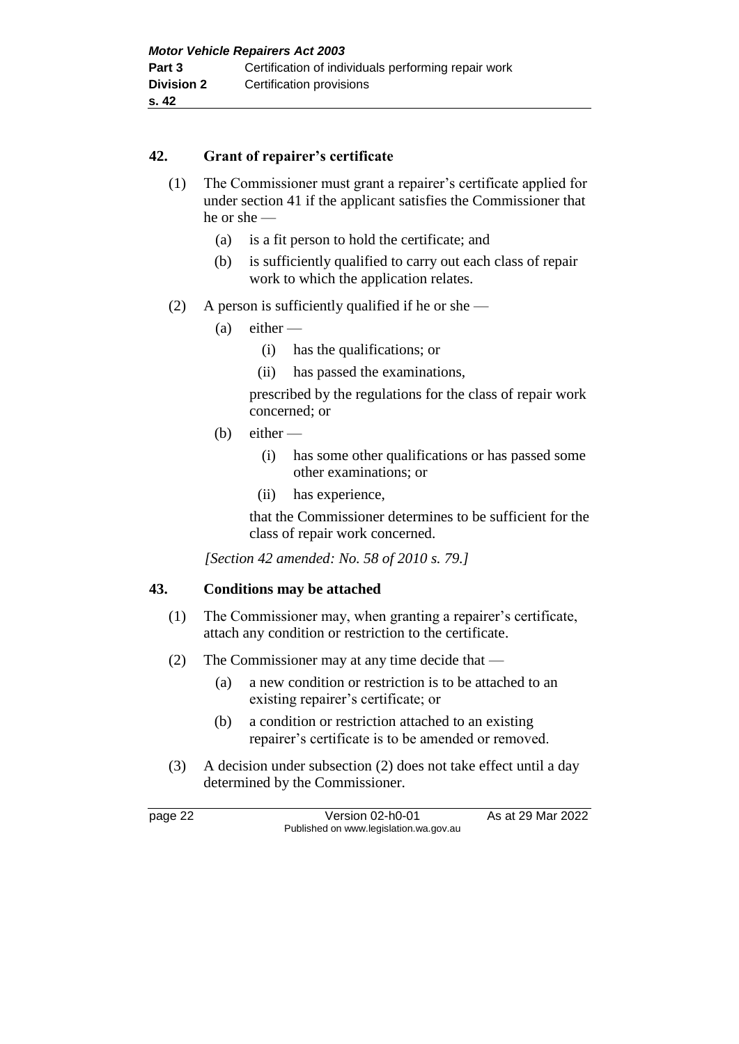## 42. Grant of repairer's certificate

(1) The Commissioner must grant a repairer's certificate applied for under section 41 if the applicant satisfies the Commissioner that he or she —

- (a) is a fit person to hold the certificate; and
- (b) is sufficiently qualified to carry out each class of repair work to which the application relates.

(2) A person is sufficiently qualified if he or she —

- (a) either —
  - (i) has the qualifications; or
  - (ii) has passed the examinations,

  prescribed by the regulations for the class of repair work concerned; or
- (b) either —
  - (i) has some other qualifications or has passed some other examinations; or
  - (ii) has experience,

  that the Commissioner determines to be sufficient for the class of repair work concerned.

*[Section 42 amended: No. 58 of 2010 s. 79.]*

## 43. Conditions may be attached

(1) The Commissioner may, when granting a repairer's certificate, attach any condition or restriction to the certificate.

(2) The Commissioner may at any time decide that —

- (a) a new condition or restriction is to be attached to an existing repairer's certificate; or
- (b) a condition or restriction attached to an existing repairer's certificate is to be amended or removed.

(3) A decision under subsection (2) does not take effect until a day determined by the Commissioner.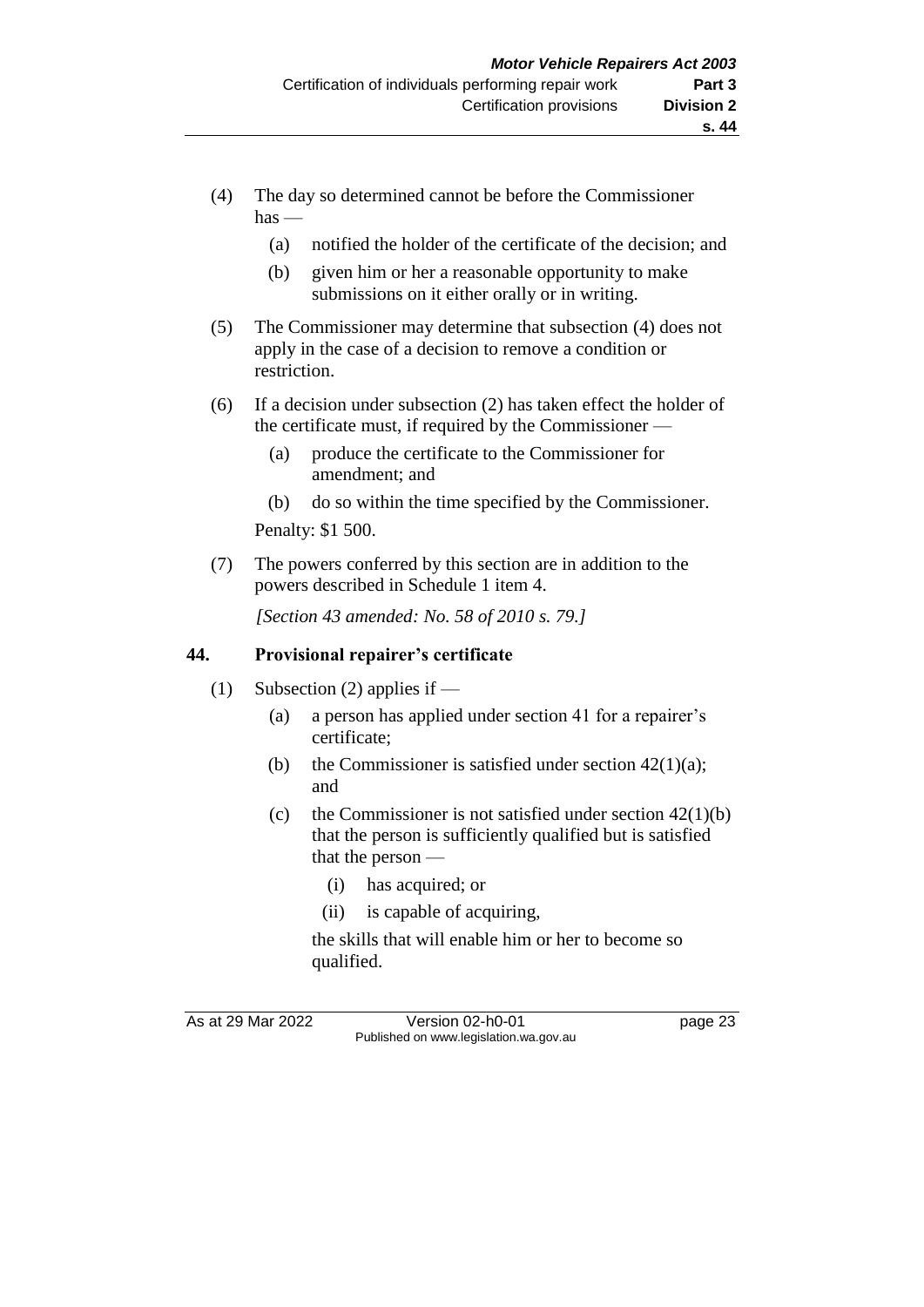(4) The day so determined cannot be before the Commissioner has —

  (a) notified the holder of the certificate of the decision; and

  (b) given him or her a reasonable opportunity to make submissions on it either orally or in writing.

(5) The Commissioner may determine that subsection (4) does not apply in the case of a decision to remove a condition or restriction.

(6) If a decision under subsection (2) has taken effect the holder of the certificate must, if required by the Commissioner —

  (a) produce the certificate to the Commissioner for amendment; and

  (b) do so within the time specified by the Commissioner.

  Penalty: $1 500.

(7) The powers conferred by this section are in addition to the powers described in Schedule 1 item 4.

*[Section 43 amended: No. 58 of 2010 s. 79.]*

### 44. Provisional repairer's certificate

(1) Subsection (2) applies if —

  (a) a person has applied under section 41 for a repairer's certificate;

  (b) the Commissioner is satisfied under section 42(1)(a); and

  (c) the Commissioner is not satisfied under section 42(1)(b) that the person is sufficiently qualified but is satisfied that the person —

    (i) has acquired; or

    (ii) is capable of acquiring,

  the skills that will enable him or her to become so qualified.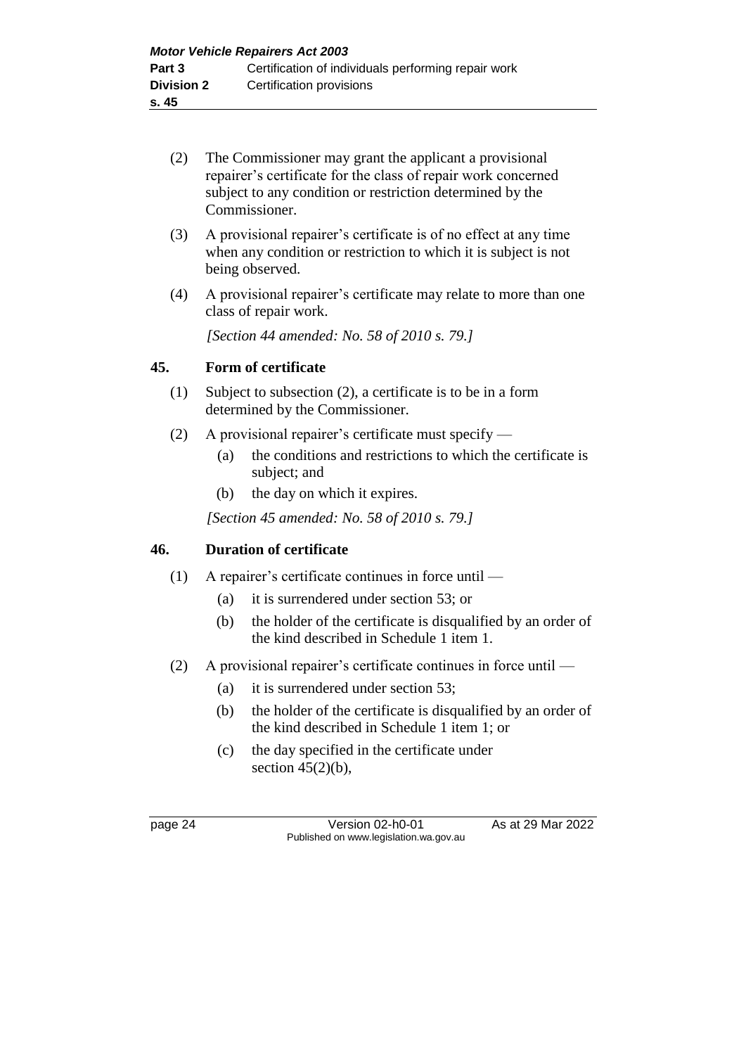(2) The Commissioner may grant the applicant a provisional repairer's certificate for the class of repair work concerned subject to any condition or restriction determined by the Commissioner.

(3) A provisional repairer's certificate is of no effect at any time when any condition or restriction to which it is subject is not being observed.

(4) A provisional repairer's certificate may relate to more than one class of repair work.

*[Section 44 amended: No. 58 of 2010 s. 79.]*

### 45. Form of certificate

(1) Subject to subsection (2), a certificate is to be in a form determined by the Commissioner.

(2) A provisional repairer's certificate must specify —

- (a) the conditions and restrictions to which the certificate is subject; and
- (b) the day on which it expires.

*[Section 45 amended: No. 58 of 2010 s. 79.]*

### 46. Duration of certificate

(1) A repairer's certificate continues in force until —

- (a) it is surrendered under section 53; or
- (b) the holder of the certificate is disqualified by an order of the kind described in Schedule 1 item 1.

(2) A provisional repairer's certificate continues in force until —

- (a) it is surrendered under section 53;
- (b) the holder of the certificate is disqualified by an order of the kind described in Schedule 1 item 1; or
- (c) the day specified in the certificate under section 45(2)(b),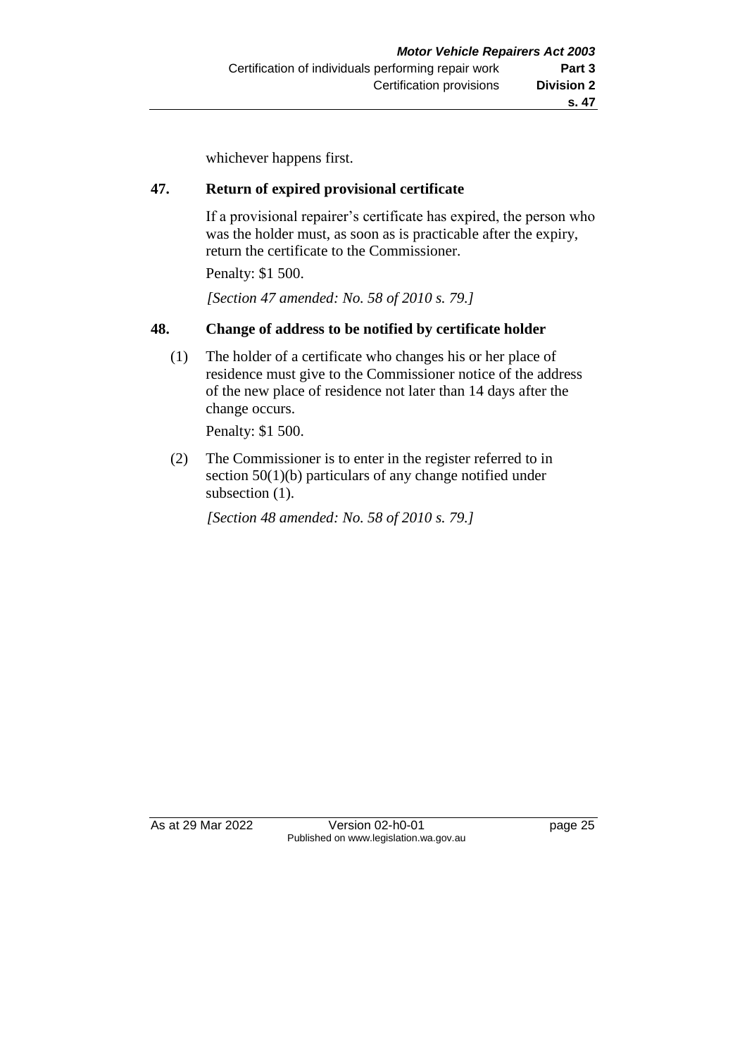whichever happens first.

## 47. Return of expired provisional certificate

If a provisional repairer's certificate has expired, the person who was the holder must, as soon as is practicable after the expiry, return the certificate to the Commissioner.

Penalty: $1 500.

*[Section 47 amended: No. 58 of 2010 s. 79.]*

## 48. Change of address to be notified by certificate holder

(1) The holder of a certificate who changes his or her place of residence must give to the Commissioner notice of the address of the new place of residence not later than 14 days after the change occurs.

Penalty: $1 500.

(2) The Commissioner is to enter in the register referred to in section 50(1)(b) particulars of any change notified under subsection (1).

*[Section 48 amended: No. 58 of 2010 s. 79.]*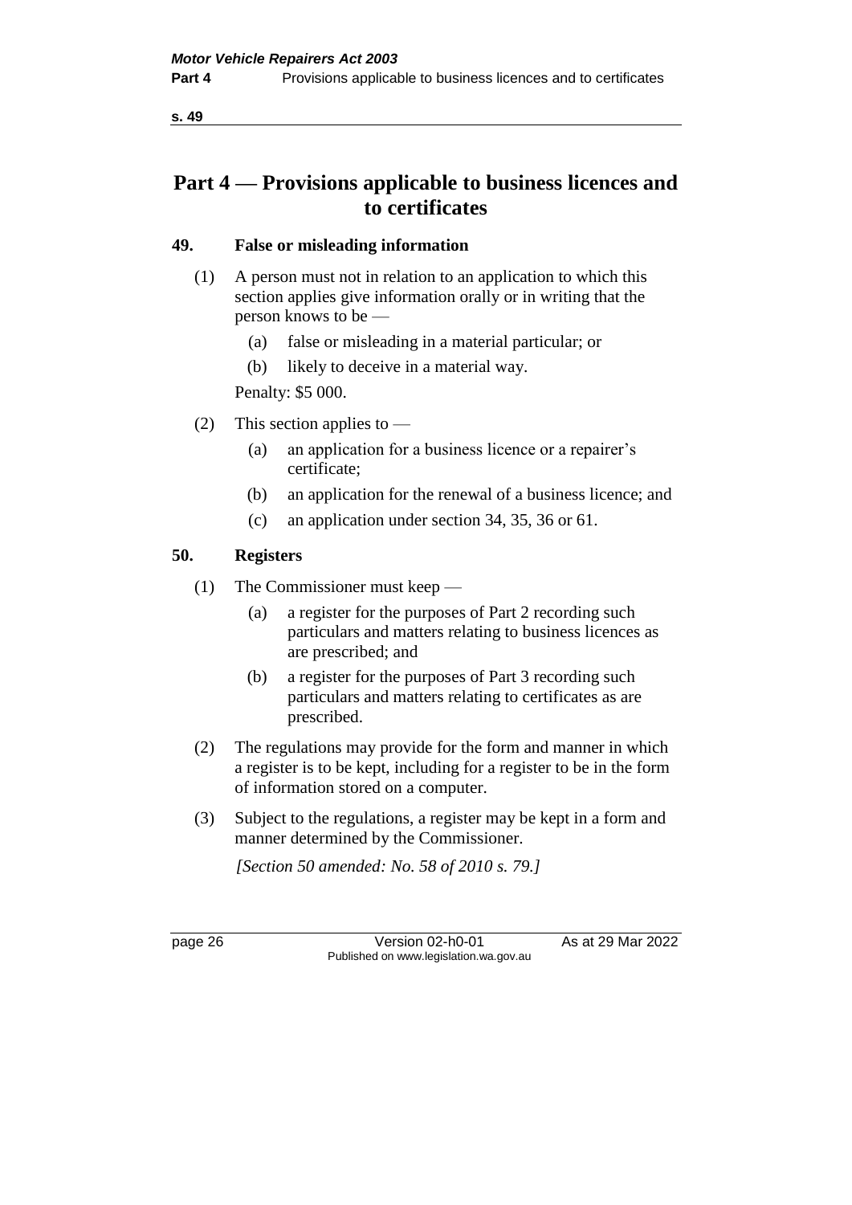# Part 4 — Provisions applicable to business licences and to certificates

### 49. False or misleading information

(1) A person must not in relation to an application to which this section applies give information orally or in writing that the person knows to be —

- (a) false or misleading in a material particular; or
- (b) likely to deceive in a material way.

Penalty: $5 000.

(2) This section applies to —

- (a) an application for a business licence or a repairer's certificate;
- (b) an application for the renewal of a business licence; and
- (c) an application under section 34, 35, 36 or 61.

### 50. Registers

(1) The Commissioner must keep —

- (a) a register for the purposes of Part 2 recording such particulars and matters relating to business licences as are prescribed; and
- (b) a register for the purposes of Part 3 recording such particulars and matters relating to certificates as are prescribed.

(2) The regulations may provide for the form and manner in which a register is to be kept, including for a register to be in the form of information stored on a computer.

(3) Subject to the regulations, a register may be kept in a form and manner determined by the Commissioner.

*[Section 50 amended: No. 58 of 2010 s. 79.]*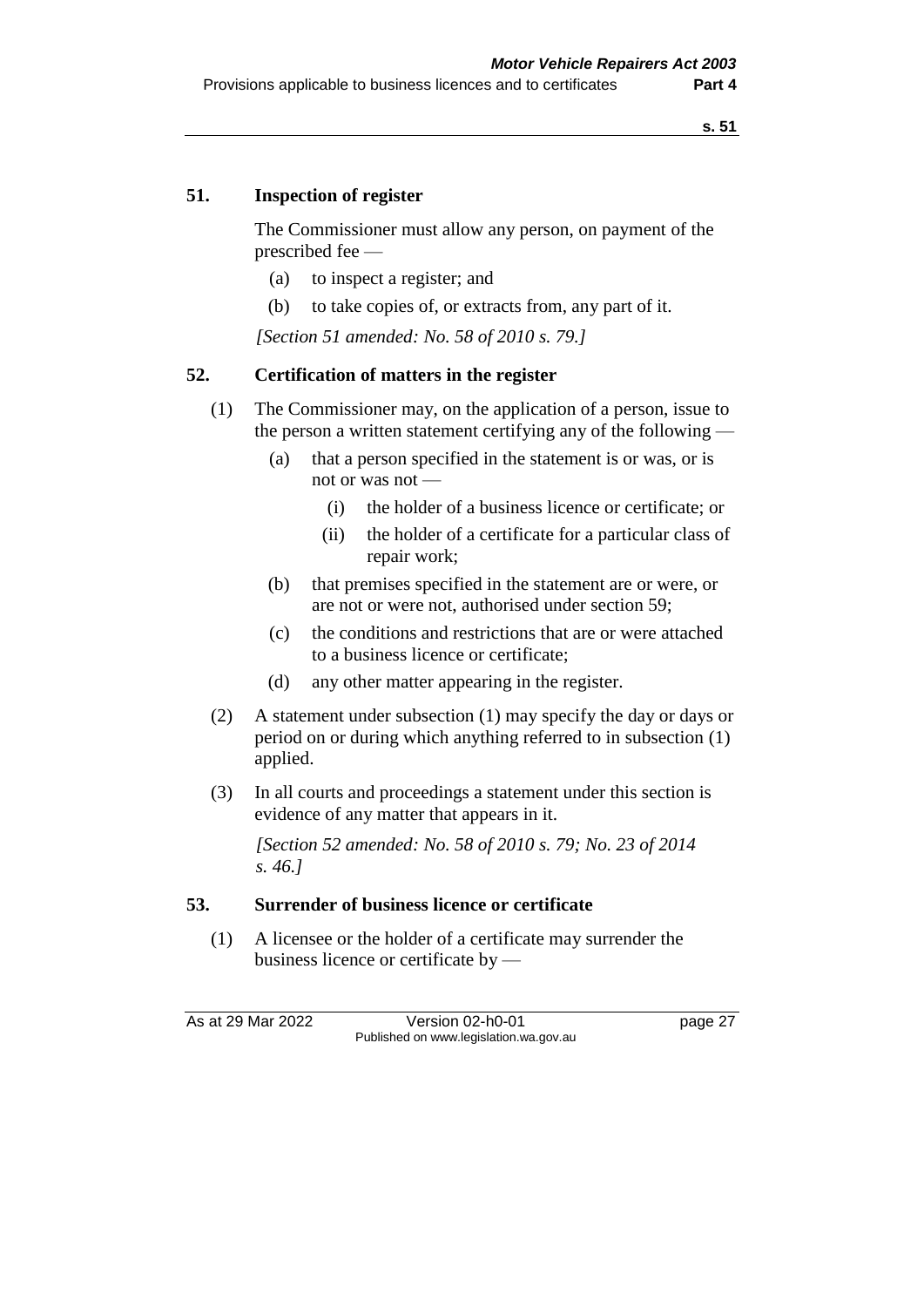## 51. Inspection of register

The Commissioner must allow any person, on payment of the prescribed fee —

(a) to inspect a register; and

(b) to take copies of, or extracts from, any part of it.

*[Section 51 amended: No. 58 of 2010 s. 79.]*

## 52. Certification of matters in the register

(1) The Commissioner may, on the application of a person, issue to the person a written statement certifying any of the following —

(a) that a person specified in the statement is or was, or is not or was not —

(i) the holder of a business licence or certificate; or

(ii) the holder of a certificate for a particular class of repair work;

(b) that premises specified in the statement are or were, or are not or were not, authorised under section 59;

(c) the conditions and restrictions that are or were attached to a business licence or certificate;

(d) any other matter appearing in the register.

(2) A statement under subsection (1) may specify the day or days or period on or during which anything referred to in subsection (1) applied.

(3) In all courts and proceedings a statement under this section is evidence of any matter that appears in it.

*[Section 52 amended: No. 58 of 2010 s. 79; No. 23 of 2014 s. 46.]*

## 53. Surrender of business licence or certificate

(1) A licensee or the holder of a certificate may surrender the business licence or certificate by —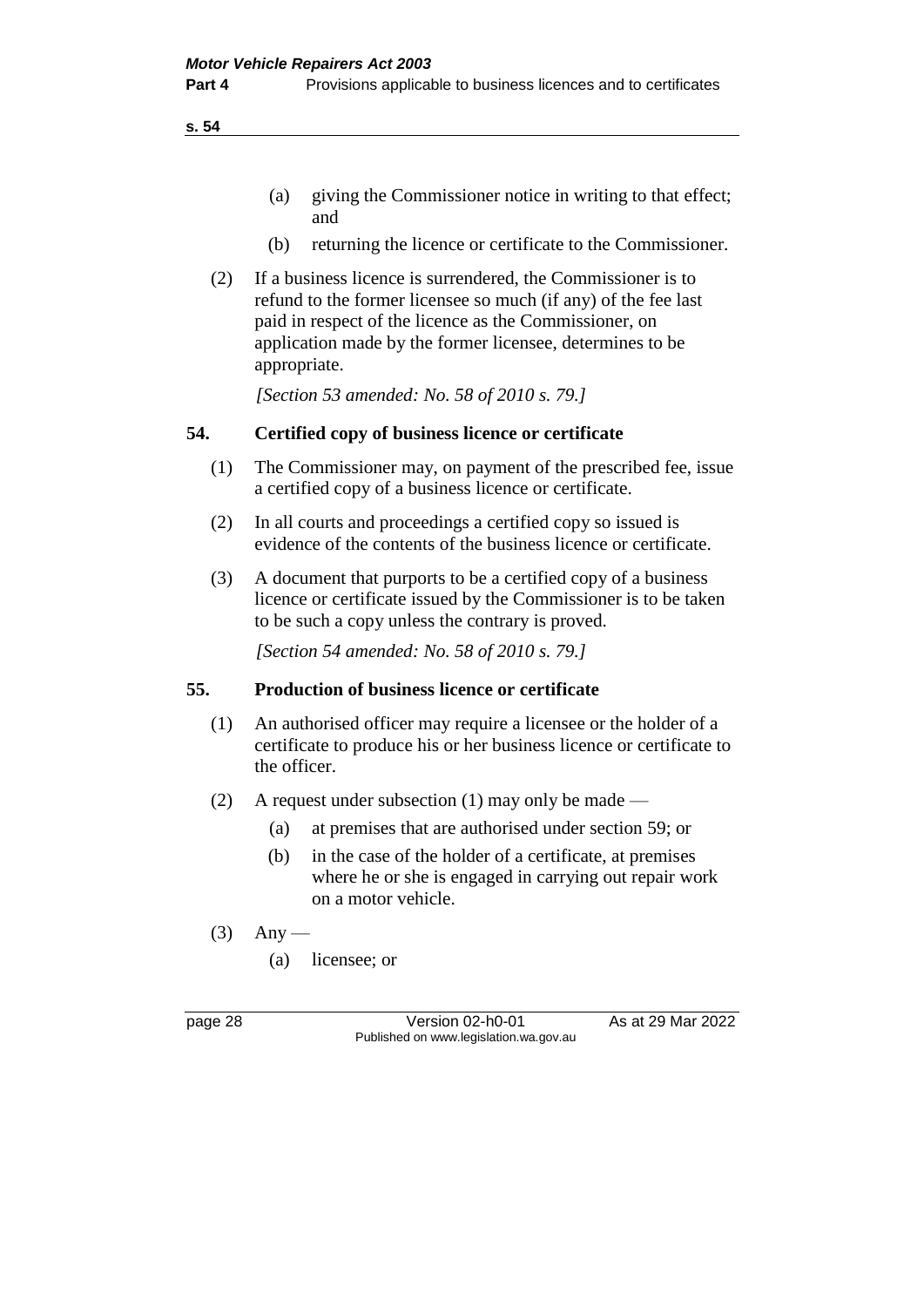(a) giving the Commissioner notice in writing to that effect; and

(b) returning the licence or certificate to the Commissioner.

(2) If a business licence is surrendered, the Commissioner is to refund to the former licensee so much (if any) of the fee last paid in respect of the licence as the Commissioner, on application made by the former licensee, determines to be appropriate.

*[Section 53 amended: No. 58 of 2010 s. 79.]*

## 54. Certified copy of business licence or certificate

(1) The Commissioner may, on payment of the prescribed fee, issue a certified copy of a business licence or certificate.

(2) In all courts and proceedings a certified copy so issued is evidence of the contents of the business licence or certificate.

(3) A document that purports to be a certified copy of a business licence or certificate issued by the Commissioner is to be taken to be such a copy unless the contrary is proved.

*[Section 54 amended: No. 58 of 2010 s. 79.]*

## 55. Production of business licence or certificate

(1) An authorised officer may require a licensee or the holder of a certificate to produce his or her business licence or certificate to the officer.

(2) A request under subsection (1) may only be made —

(a) at premises that are authorised under section 59; or

(b) in the case of the holder of a certificate, at premises where he or she is engaged in carrying out repair work on a motor vehicle.

(3) Any —

(a) licensee; or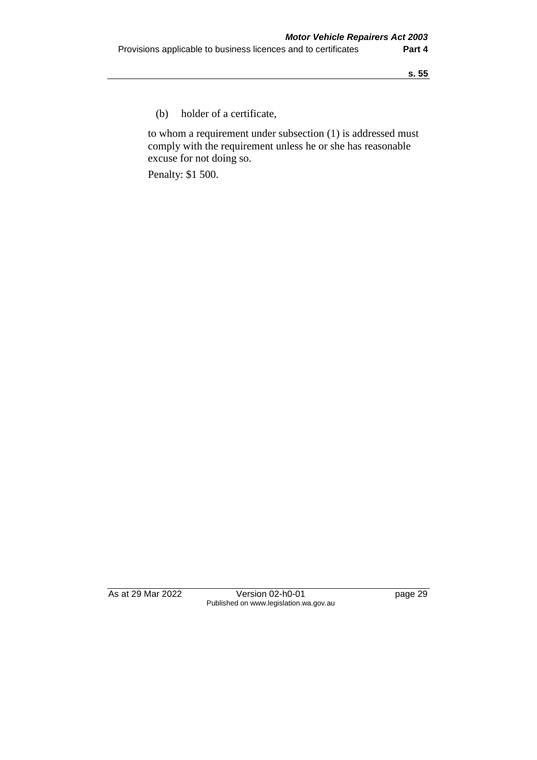(b) holder of a certificate,

to whom a requirement under subsection (1) is addressed must comply with the requirement unless he or she has reasonable excuse for not doing so.

Penalty: $1 500.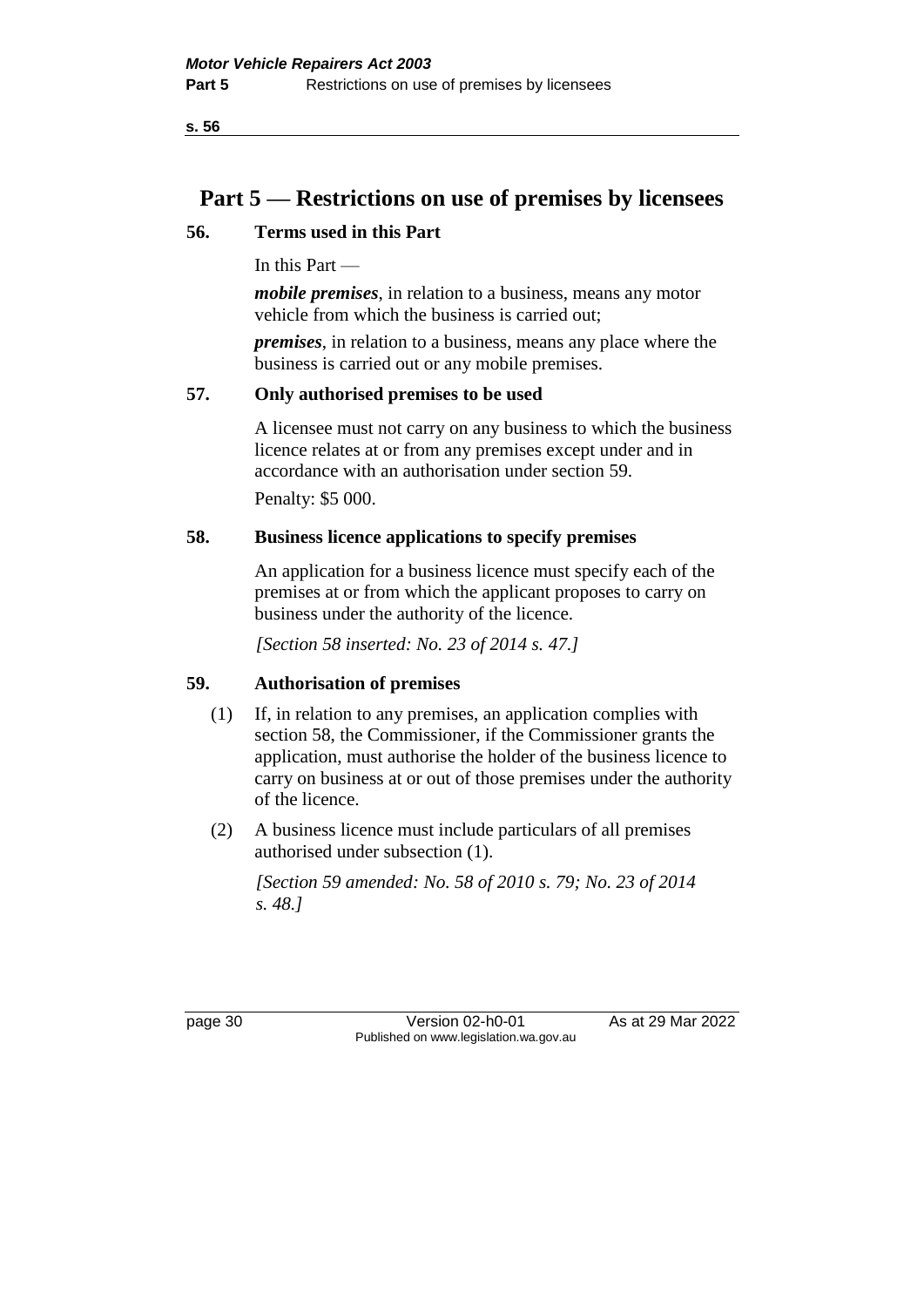# Part 5 — Restrictions on use of premises by licensees

## 56. Terms used in this Part

In this Part —

***mobile premises***, in relation to a business, means any motor vehicle from which the business is carried out;

***premises***, in relation to a business, means any place where the business is carried out or any mobile premises.

## 57. Only authorised premises to be used

A licensee must not carry on any business to which the business licence relates at or from any premises except under and in accordance with an authorisation under section 59.

Penalty: $5 000.

## 58. Business licence applications to specify premises

An application for a business licence must specify each of the premises at or from which the applicant proposes to carry on business under the authority of the licence.

*[Section 58 inserted: No. 23 of 2014 s. 47.]*

## 59. Authorisation of premises

(1) If, in relation to any premises, an application complies with section 58, the Commissioner, if the Commissioner grants the application, must authorise the holder of the business licence to carry on business at or out of those premises under the authority of the licence.

(2) A business licence must include particulars of all premises authorised under subsection (1).

*[Section 59 amended: No. 58 of 2010 s. 79; No. 23 of 2014 s. 48.]*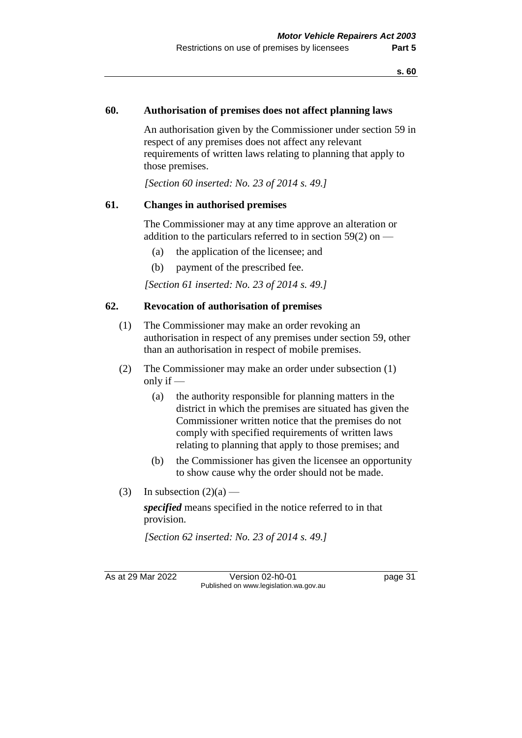### 60. Authorisation of premises does not affect planning laws

An authorisation given by the Commissioner under section 59 in respect of any premises does not affect any relevant requirements of written laws relating to planning that apply to those premises.

*[Section 60 inserted: No. 23 of 2014 s. 49.]*

### 61. Changes in authorised premises

The Commissioner may at any time approve an alteration or addition to the particulars referred to in section 59(2) on —

(a) the application of the licensee; and

(b) payment of the prescribed fee.

*[Section 61 inserted: No. 23 of 2014 s. 49.]*

### 62. Revocation of authorisation of premises

(1) The Commissioner may make an order revoking an authorisation in respect of any premises under section 59, other than an authorisation in respect of mobile premises.

(2) The Commissioner may make an order under subsection (1) only if —

(a) the authority responsible for planning matters in the district in which the premises are situated has given the Commissioner written notice that the premises do not comply with specified requirements of written laws relating to planning that apply to those premises; and

(b) the Commissioner has given the licensee an opportunity to show cause why the order should not be made.

(3) In subsection (2)(a) —

***specified*** means specified in the notice referred to in that provision.

*[Section 62 inserted: No. 23 of 2014 s. 49.]*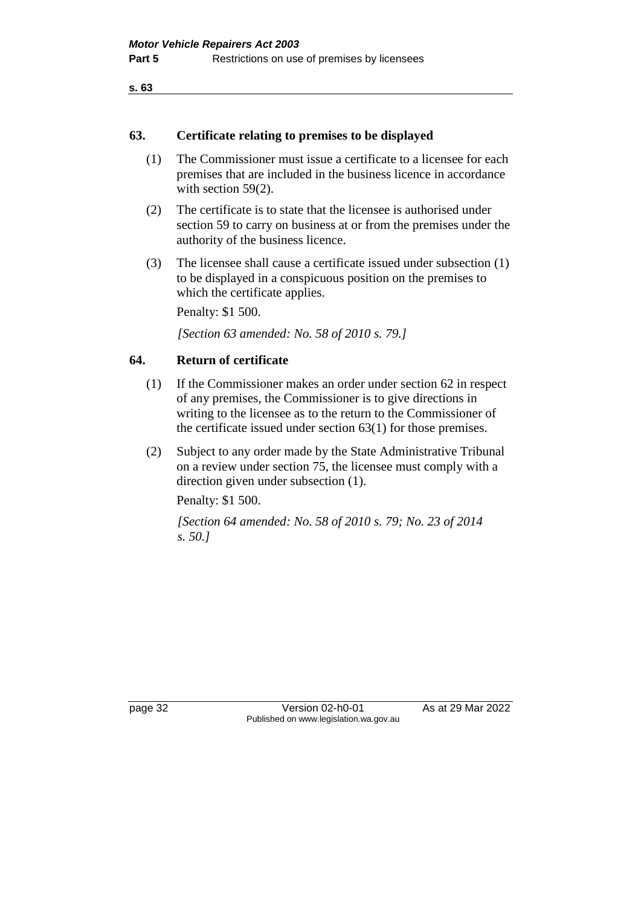### 63. Certificate relating to premises to be displayed

(1) The Commissioner must issue a certificate to a licensee for each premises that are included in the business licence in accordance with section 59(2).

(2) The certificate is to state that the licensee is authorised under section 59 to carry on business at or from the premises under the authority of the business licence.

(3) The licensee shall cause a certificate issued under subsection (1) to be displayed in a conspicuous position on the premises to which the certificate applies.

Penalty: $1 500.

*[Section 63 amended: No. 58 of 2010 s. 79.]*

### 64. Return of certificate

(1) If the Commissioner makes an order under section 62 in respect of any premises, the Commissioner is to give directions in writing to the licensee as to the return to the Commissioner of the certificate issued under section 63(1) for those premises.

(2) Subject to any order made by the State Administrative Tribunal on a review under section 75, the licensee must comply with a direction given under subsection (1).

Penalty: $1 500.

*[Section 64 amended: No. 58 of 2010 s. 79; No. 23 of 2014 s. 50.]*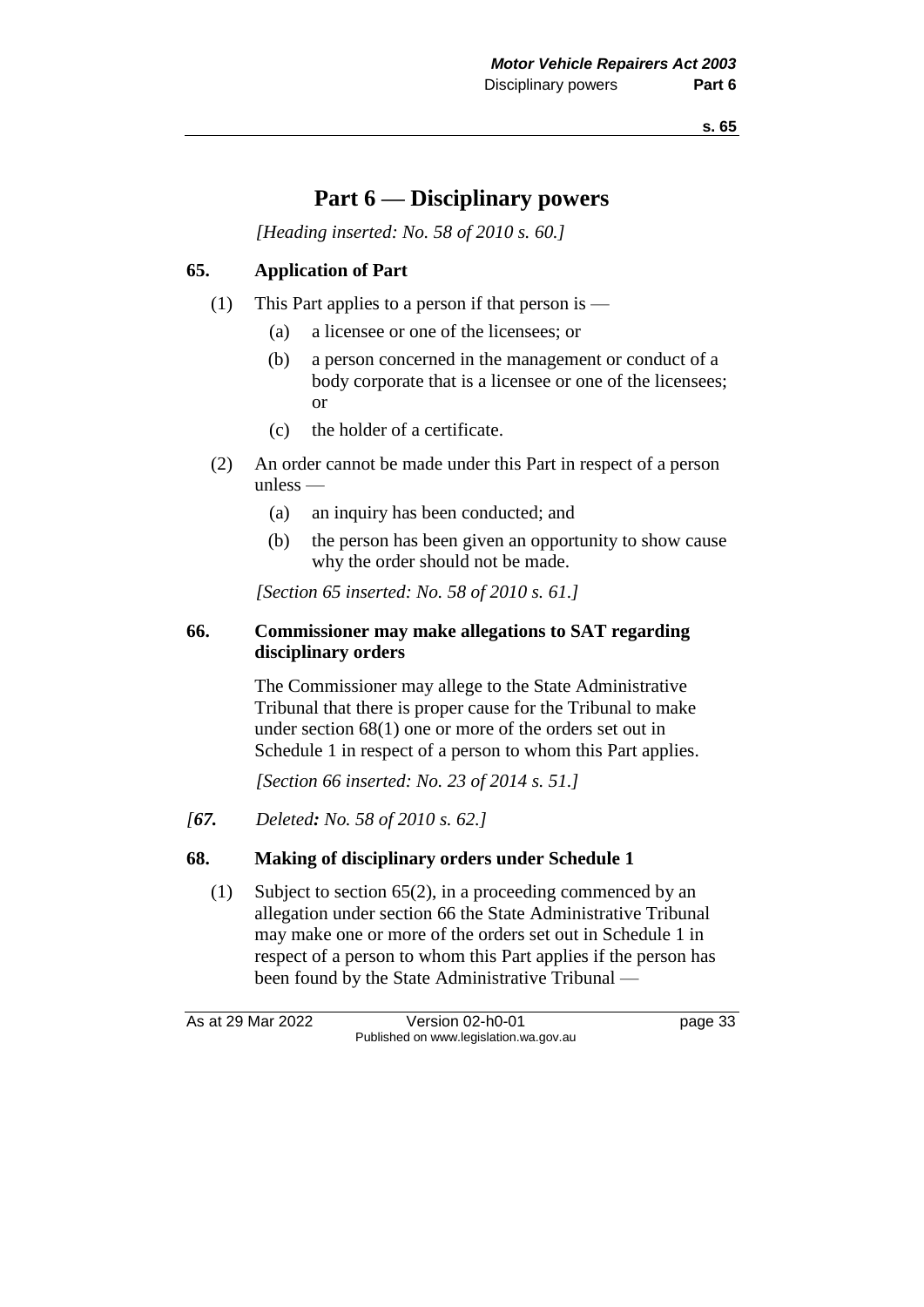# Part 6 — Disciplinary powers

*[Heading inserted: No. 58 of 2010 s. 60.]*

## 65. Application of Part

(1) This Part applies to a person if that person is —

- (a) a licensee or one of the licensees; or
- (b) a person concerned in the management or conduct of a body corporate that is a licensee or one of the licensees; or
- (c) the holder of a certificate.

(2) An order cannot be made under this Part in respect of a person unless —

- (a) an inquiry has been conducted; and
- (b) the person has been given an opportunity to show cause why the order should not be made.

*[Section 65 inserted: No. 58 of 2010 s. 61.]*

## 66. Commissioner may make allegations to SAT regarding disciplinary orders

The Commissioner may allege to the State Administrative Tribunal that there is proper cause for the Tribunal to make under section 68(1) one or more of the orders set out in Schedule 1 in respect of a person to whom this Part applies.

*[Section 66 inserted: No. 23 of 2014 s. 51.]*

*[**67.** Deleted**:** No. 58 of 2010 s. 62.]*

## 68. Making of disciplinary orders under Schedule 1

(1) Subject to section 65(2), in a proceeding commenced by an allegation under section 66 the State Administrative Tribunal may make one or more of the orders set out in Schedule 1 in respect of a person to whom this Part applies if the person has been found by the State Administrative Tribunal —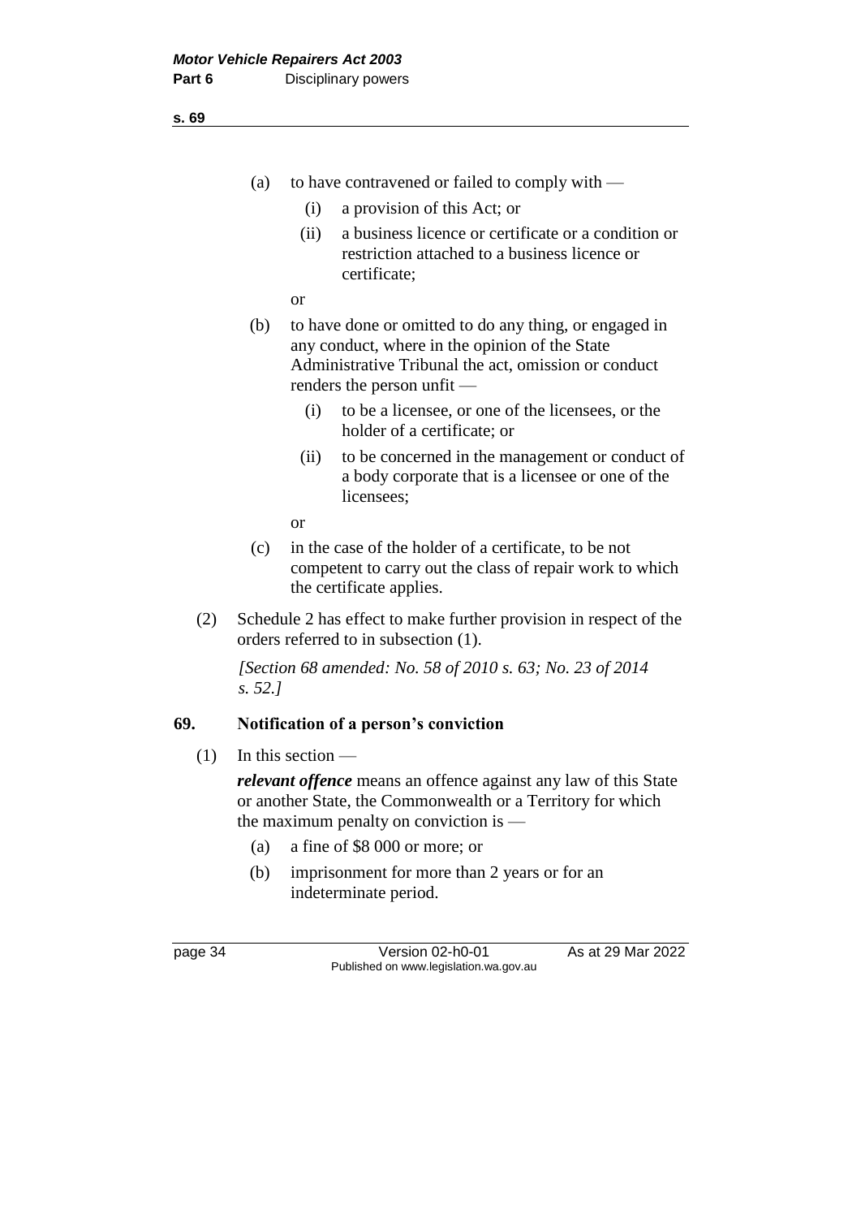(a) to have contravened or failed to comply with —

  (i) a provision of this Act; or

  (ii) a business licence or certificate or a condition or restriction attached to a business licence or certificate;

or

(b) to have done or omitted to do any thing, or engaged in any conduct, where in the opinion of the State Administrative Tribunal the act, omission or conduct renders the person unfit —

  (i) to be a licensee, or one of the licensees, or the holder of a certificate; or

  (ii) to be concerned in the management or conduct of a body corporate that is a licensee or one of the licensees;

or

(c) in the case of the holder of a certificate, to be not competent to carry out the class of repair work to which the certificate applies.

(2) Schedule 2 has effect to make further provision in respect of the orders referred to in subsection (1).

*[Section 68 amended: No. 58 of 2010 s. 63; No. 23 of 2014 s. 52.]*

## 69. Notification of a person's conviction

(1) In this section —

***relevant offence*** means an offence against any law of this State or another State, the Commonwealth or a Territory for which the maximum penalty on conviction is —

  (a) a fine of $8 000 or more; or

  (b) imprisonment for more than 2 years or for an indeterminate period.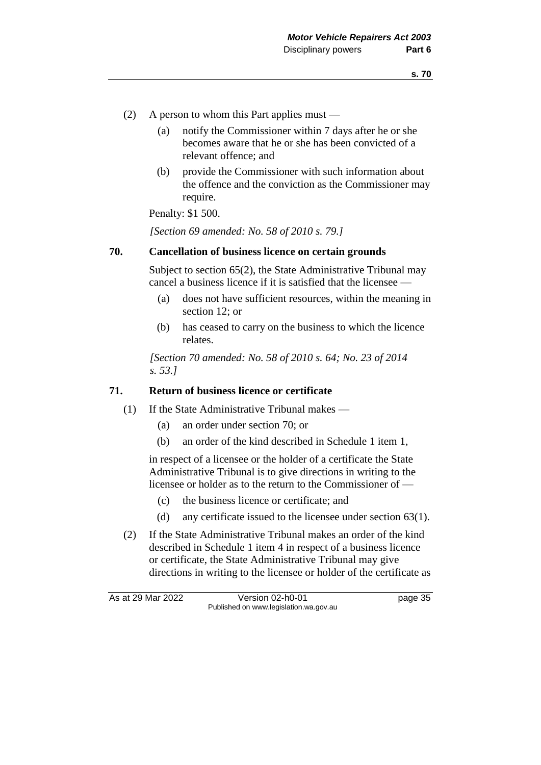(2) A person to whom this Part applies must —

(a) notify the Commissioner within 7 days after he or she becomes aware that he or she has been convicted of a relevant offence; and

(b) provide the Commissioner with such information about the offence and the conviction as the Commissioner may require.

Penalty: $1 500.

*[Section 69 amended: No. 58 of 2010 s. 79.]*

### 70. Cancellation of business licence on certain grounds

Subject to section 65(2), the State Administrative Tribunal may cancel a business licence if it is satisfied that the licensee —

(a) does not have sufficient resources, within the meaning in section 12; or

(b) has ceased to carry on the business to which the licence relates.

*[Section 70 amended: No. 58 of 2010 s. 64; No. 23 of 2014 s. 53.]*

### 71. Return of business licence or certificate

(1) If the State Administrative Tribunal makes —

(a) an order under section 70; or

(b) an order of the kind described in Schedule 1 item 1,

in respect of a licensee or the holder of a certificate the State Administrative Tribunal is to give directions in writing to the licensee or holder as to the return to the Commissioner of —

(c) the business licence or certificate; and

(d) any certificate issued to the licensee under section 63(1).

(2) If the State Administrative Tribunal makes an order of the kind described in Schedule 1 item 4 in respect of a business licence or certificate, the State Administrative Tribunal may give directions in writing to the licensee or holder of the certificate as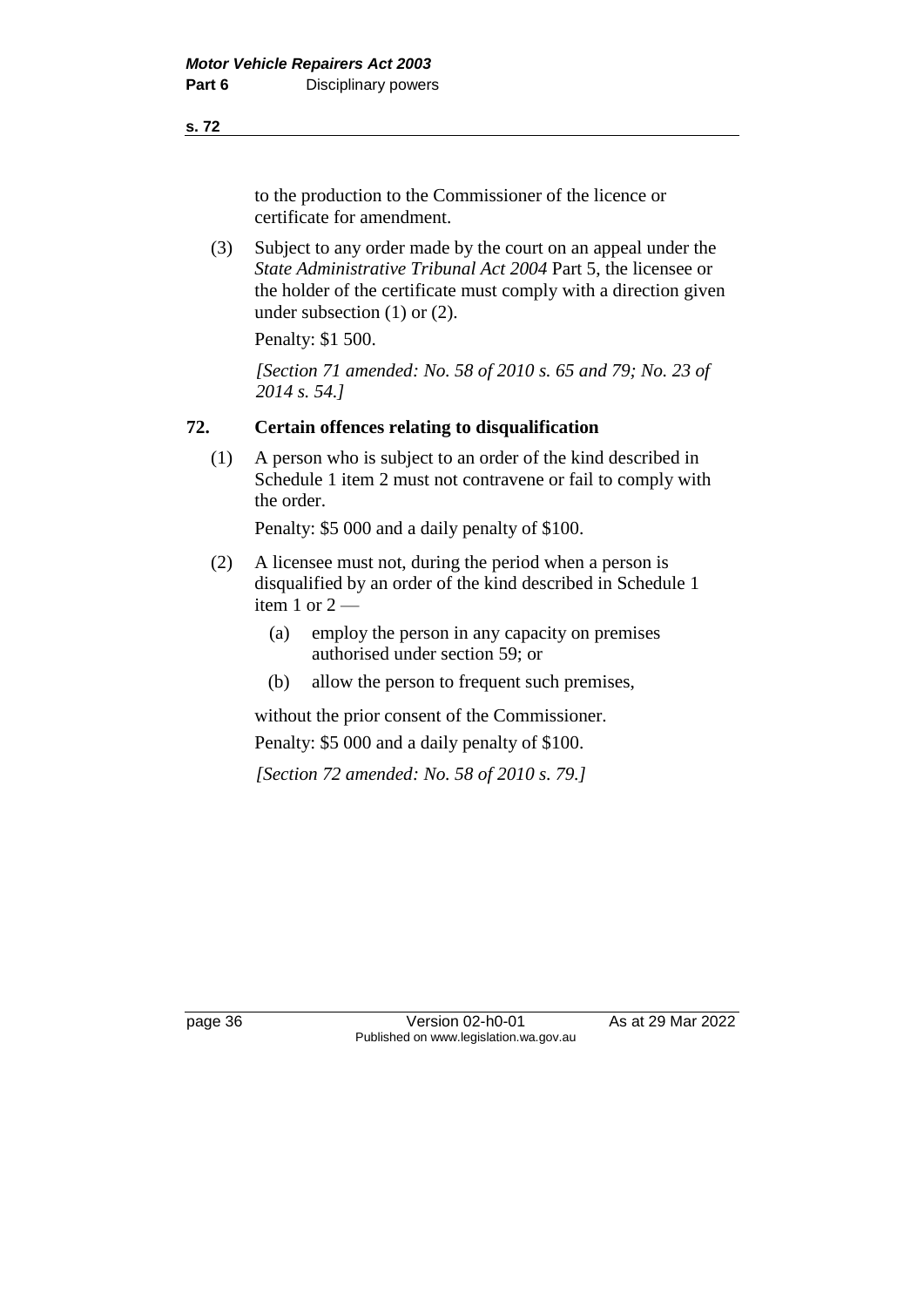to the production to the Commissioner of the licence or certificate for amendment.

(3) Subject to any order made by the court on an appeal under the *State Administrative Tribunal Act 2004* Part 5, the licensee or the holder of the certificate must comply with a direction given under subsection (1) or (2).

Penalty: $1 500.

*[Section 71 amended: No. 58 of 2010 s. 65 and 79; No. 23 of 2014 s. 54.]*

### 72. Certain offences relating to disqualification

(1) A person who is subject to an order of the kind described in Schedule 1 item 2 must not contravene or fail to comply with the order.

Penalty: $5 000 and a daily penalty of $100.

(2) A licensee must not, during the period when a person is disqualified by an order of the kind described in Schedule 1 item 1 or 2 —

(a) employ the person in any capacity on premises authorised under section 59; or

(b) allow the person to frequent such premises,

without the prior consent of the Commissioner.

Penalty: $5 000 and a daily penalty of $100.

*[Section 72 amended: No. 58 of 2010 s. 79.]*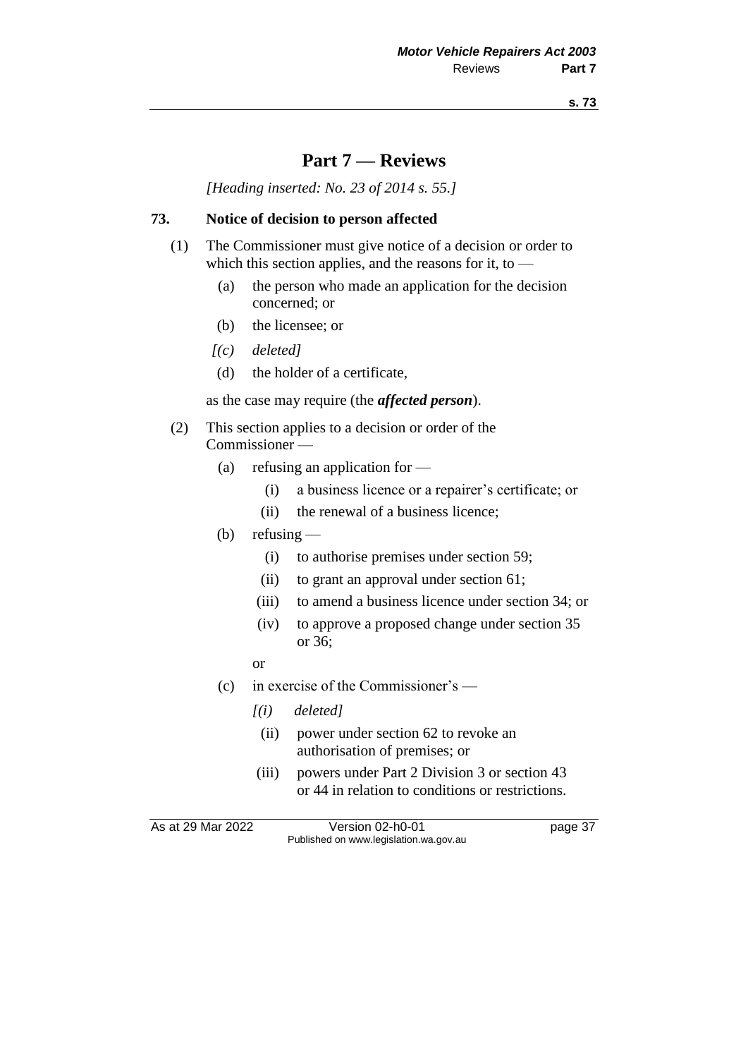# Part 7 — Reviews

*[Heading inserted: No. 23 of 2014 s. 55.]*

## 73. Notice of decision to person affected

(1) The Commissioner must give notice of a decision or order to which this section applies, and the reasons for it, to —

  (a) the person who made an application for the decision concerned; or

  (b) the licensee; or

  *[(c) deleted]*

  (d) the holder of a certificate,

as the case may require (the ***affected person***).

(2) This section applies to a decision or order of the Commissioner —

  (a) refusing an application for —

    (i) a business licence or a repairer's certificate; or

    (ii) the renewal of a business licence;

  (b) refusing —

    (i) to authorise premises under section 59;

    (ii) to grant an approval under section 61;

    (iii) to amend a business licence under section 34; or

    (iv) to approve a proposed change under section 35 or 36;

  or

  (c) in exercise of the Commissioner's —

    *[(i) deleted]*

    (ii) power under section 62 to revoke an authorisation of premises; or

    (iii) powers under Part 2 Division 3 or section 43 or 44 in relation to conditions or restrictions.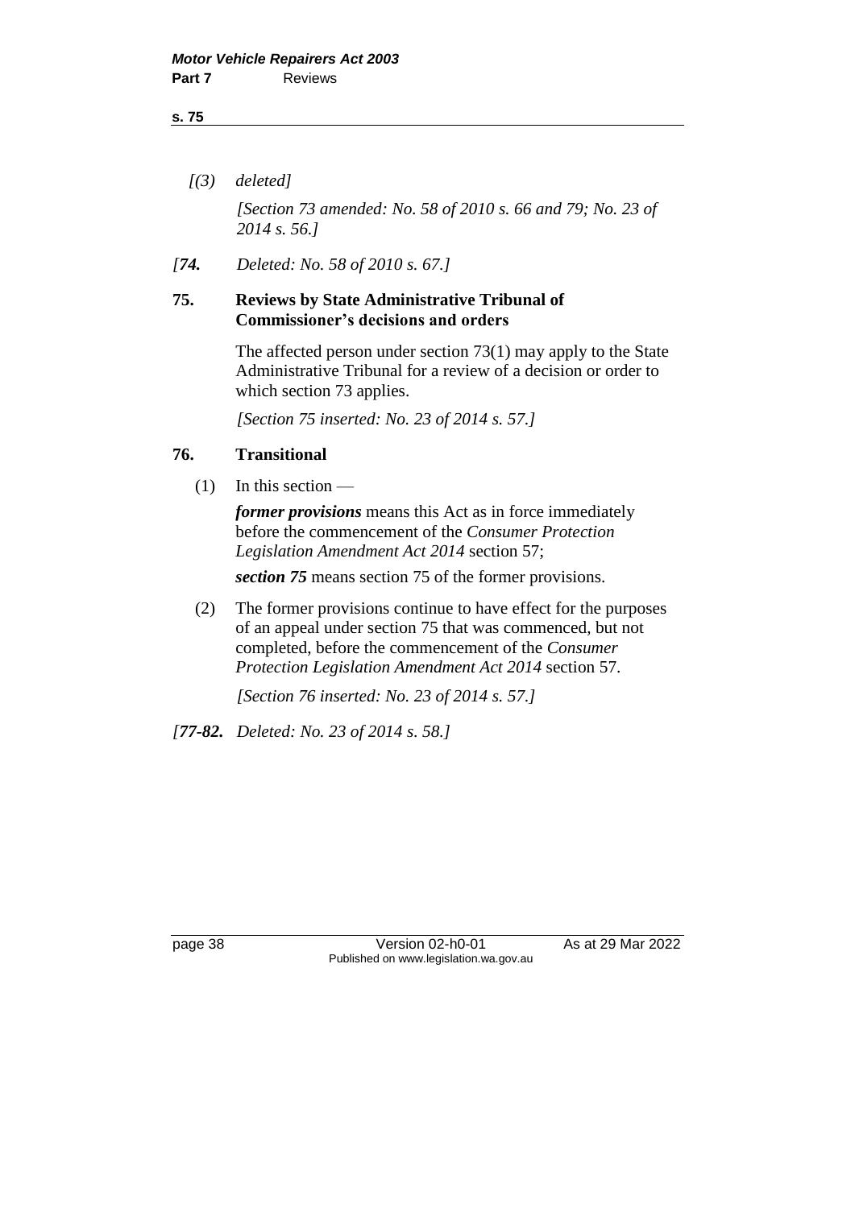*[(3) deleted]*

*[Section 73 amended: No. 58 of 2010 s. 66 and 79; No. 23 of 2014 s. 56.]*

*[**74.** Deleted: No. 58 of 2010 s. 67.]*

### 75. Reviews by State Administrative Tribunal of Commissioner's decisions and orders

The affected person under section 73(1) may apply to the State Administrative Tribunal for a review of a decision or order to which section 73 applies.

*[Section 75 inserted: No. 23 of 2014 s. 57.]*

### 76. Transitional

(1) In this section —

***former provisions*** means this Act as in force immediately before the commencement of the *Consumer Protection Legislation Amendment Act 2014* section 57;

***section 75*** means section 75 of the former provisions.

(2) The former provisions continue to have effect for the purposes of an appeal under section 75 that was commenced, but not completed, before the commencement of the *Consumer Protection Legislation Amendment Act 2014* section 57.

*[Section 76 inserted: No. 23 of 2014 s. 57.]*

*[**77-82.** Deleted: No. 23 of 2014 s. 58.]*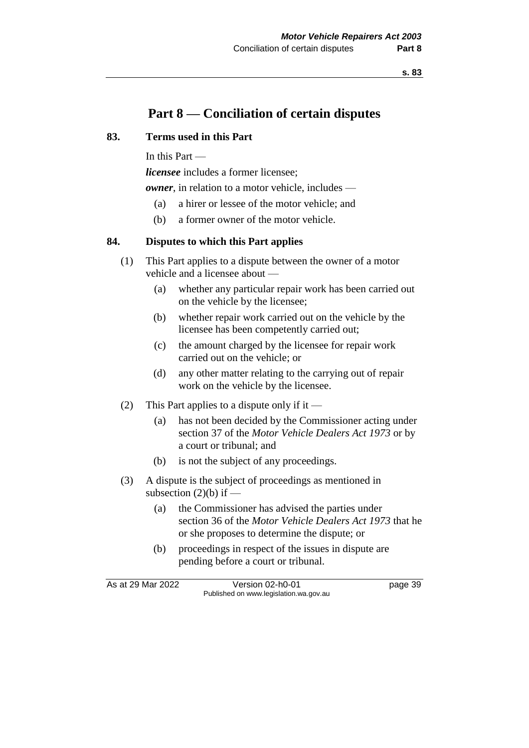# Part 8 — Conciliation of certain disputes

## 83. Terms used in this Part

In this Part —

***licensee*** includes a former licensee;

***owner***, in relation to a motor vehicle, includes —

(a) a hirer or lessee of the motor vehicle; and

(b) a former owner of the motor vehicle.

## 84. Disputes to which this Part applies

(1) This Part applies to a dispute between the owner of a motor vehicle and a licensee about —

(a) whether any particular repair work has been carried out on the vehicle by the licensee;

(b) whether repair work carried out on the vehicle by the licensee has been competently carried out;

(c) the amount charged by the licensee for repair work carried out on the vehicle; or

(d) any other matter relating to the carrying out of repair work on the vehicle by the licensee.

(2) This Part applies to a dispute only if it —

(a) has not been decided by the Commissioner acting under section 37 of the *Motor Vehicle Dealers Act 1973* or by a court or tribunal; and

(b) is not the subject of any proceedings.

(3) A dispute is the subject of proceedings as mentioned in subsection (2)(b) if —

(a) the Commissioner has advised the parties under section 36 of the *Motor Vehicle Dealers Act 1973* that he or she proposes to determine the dispute; or

(b) proceedings in respect of the issues in dispute are pending before a court or tribunal.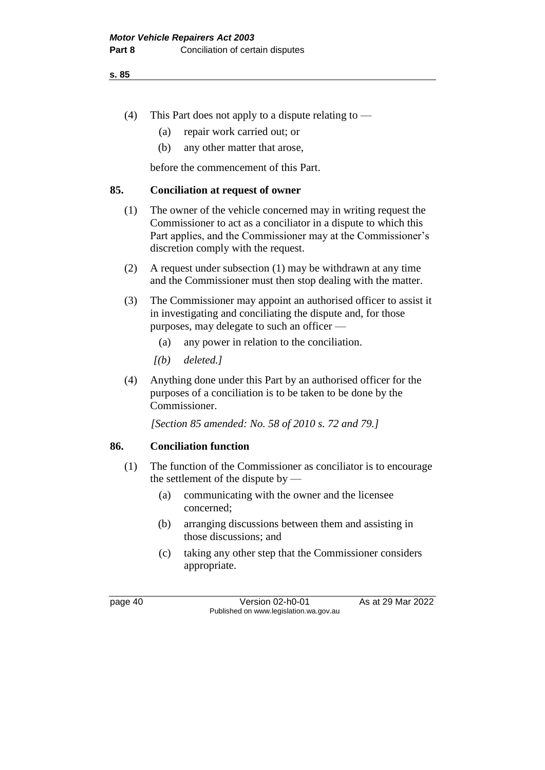(4) This Part does not apply to a dispute relating to —

(a) repair work carried out; or

(b) any other matter that arose,

before the commencement of this Part.

## 85. Conciliation at request of owner

(1) The owner of the vehicle concerned may in writing request the Commissioner to act as a conciliator in a dispute to which this Part applies, and the Commissioner may at the Commissioner's discretion comply with the request.

(2) A request under subsection (1) may be withdrawn at any time and the Commissioner must then stop dealing with the matter.

(3) The Commissioner may appoint an authorised officer to assist it in investigating and conciliating the dispute and, for those purposes, may delegate to such an officer —

(a) any power in relation to the conciliation.

*[(b) deleted.]*

(4) Anything done under this Part by an authorised officer for the purposes of a conciliation is to be taken to be done by the Commissioner.

*[Section 85 amended: No. 58 of 2010 s. 72 and 79.]*

## 86. Conciliation function

(1) The function of the Commissioner as conciliator is to encourage the settlement of the dispute by —

(a) communicating with the owner and the licensee concerned;

(b) arranging discussions between them and assisting in those discussions; and

(c) taking any other step that the Commissioner considers appropriate.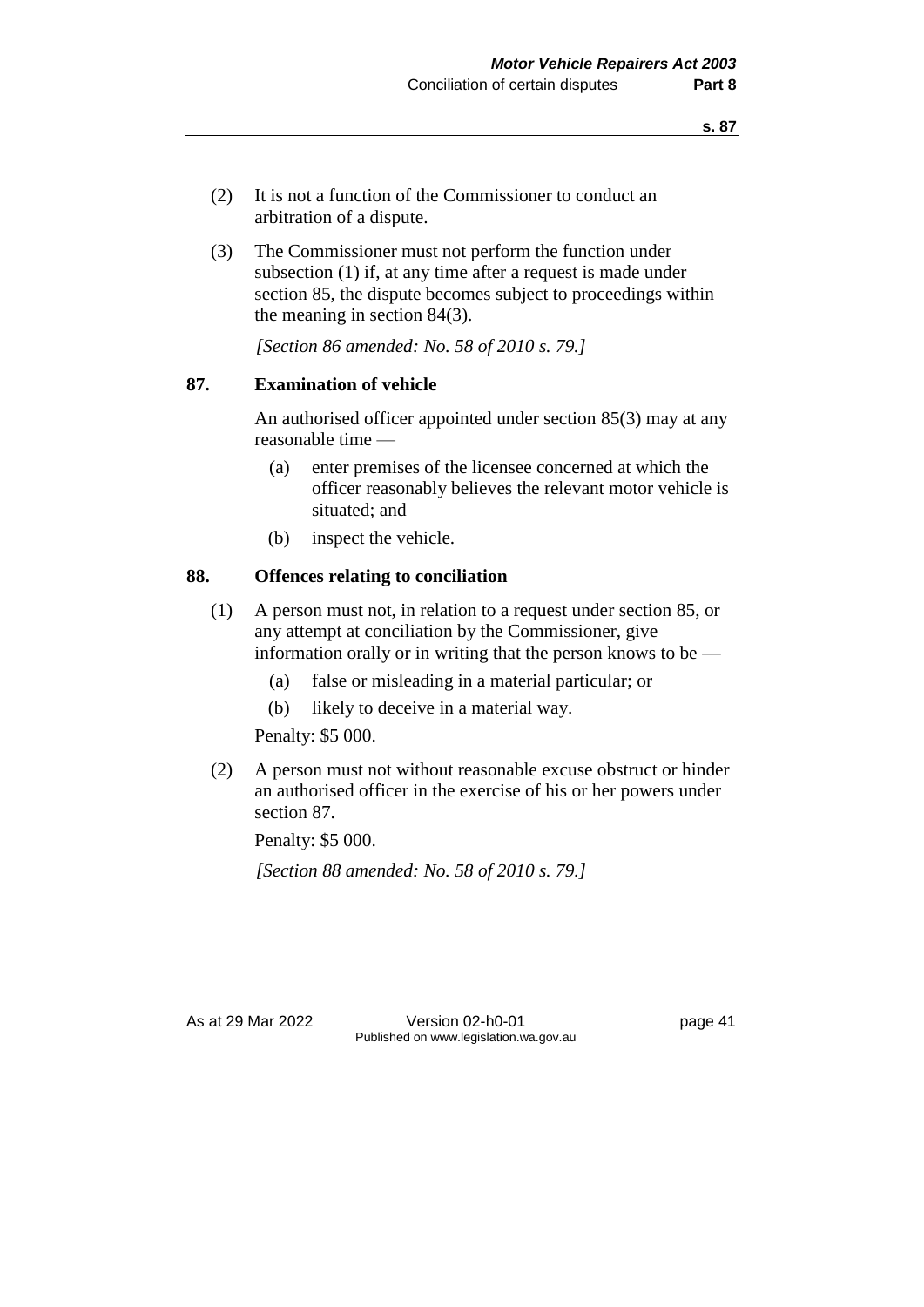(2) It is not a function of the Commissioner to conduct an arbitration of a dispute.

(3) The Commissioner must not perform the function under subsection (1) if, at any time after a request is made under section 85, the dispute becomes subject to proceedings within the meaning in section 84(3).

*[Section 86 amended: No. 58 of 2010 s. 79.]*

## 87. Examination of vehicle

An authorised officer appointed under section 85(3) may at any reasonable time —

(a) enter premises of the licensee concerned at which the officer reasonably believes the relevant motor vehicle is situated; and

(b) inspect the vehicle.

## 88. Offences relating to conciliation

(1) A person must not, in relation to a request under section 85, or any attempt at conciliation by the Commissioner, give information orally or in writing that the person knows to be —

(a) false or misleading in a material particular; or

(b) likely to deceive in a material way.

Penalty: $5 000.

(2) A person must not without reasonable excuse obstruct or hinder an authorised officer in the exercise of his or her powers under section 87.

Penalty: $5 000.

*[Section 88 amended: No. 58 of 2010 s. 79.]*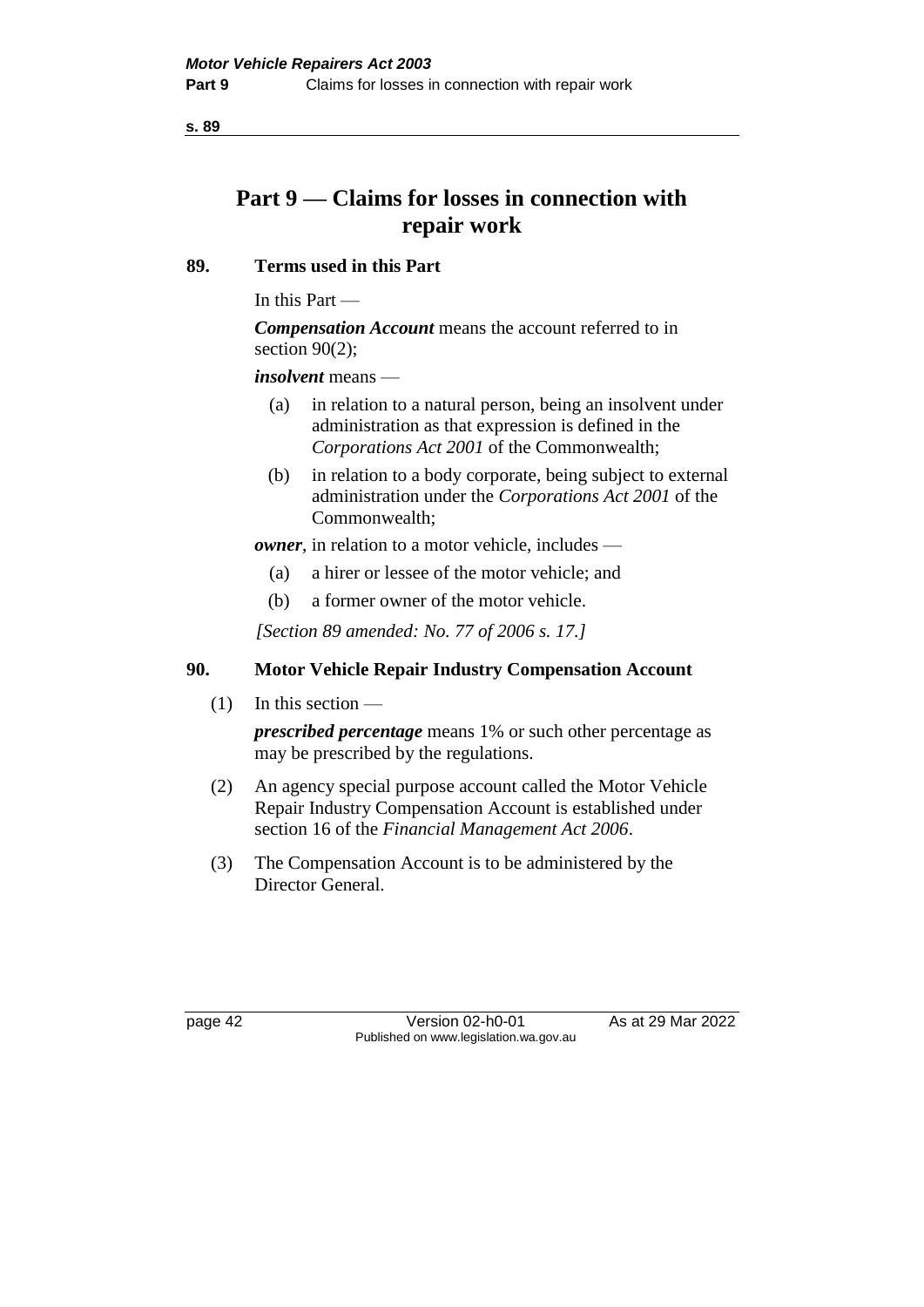# Part 9 — Claims for losses in connection with repair work

## 89. Terms used in this Part

In this Part —

***Compensation Account*** means the account referred to in section 90(2);

***insolvent*** means —

(a) in relation to a natural person, being an insolvent under administration as that expression is defined in the *Corporations Act 2001* of the Commonwealth;

(b) in relation to a body corporate, being subject to external administration under the *Corporations Act 2001* of the Commonwealth;

***owner***, in relation to a motor vehicle, includes —

(a) a hirer or lessee of the motor vehicle; and

(b) a former owner of the motor vehicle.

*[Section 89 amended: No. 77 of 2006 s. 17.]*

## 90. Motor Vehicle Repair Industry Compensation Account

(1) In this section —

***prescribed percentage*** means 1% or such other percentage as may be prescribed by the regulations.

(2) An agency special purpose account called the Motor Vehicle Repair Industry Compensation Account is established under section 16 of the *Financial Management Act 2006*.

(3) The Compensation Account is to be administered by the Director General.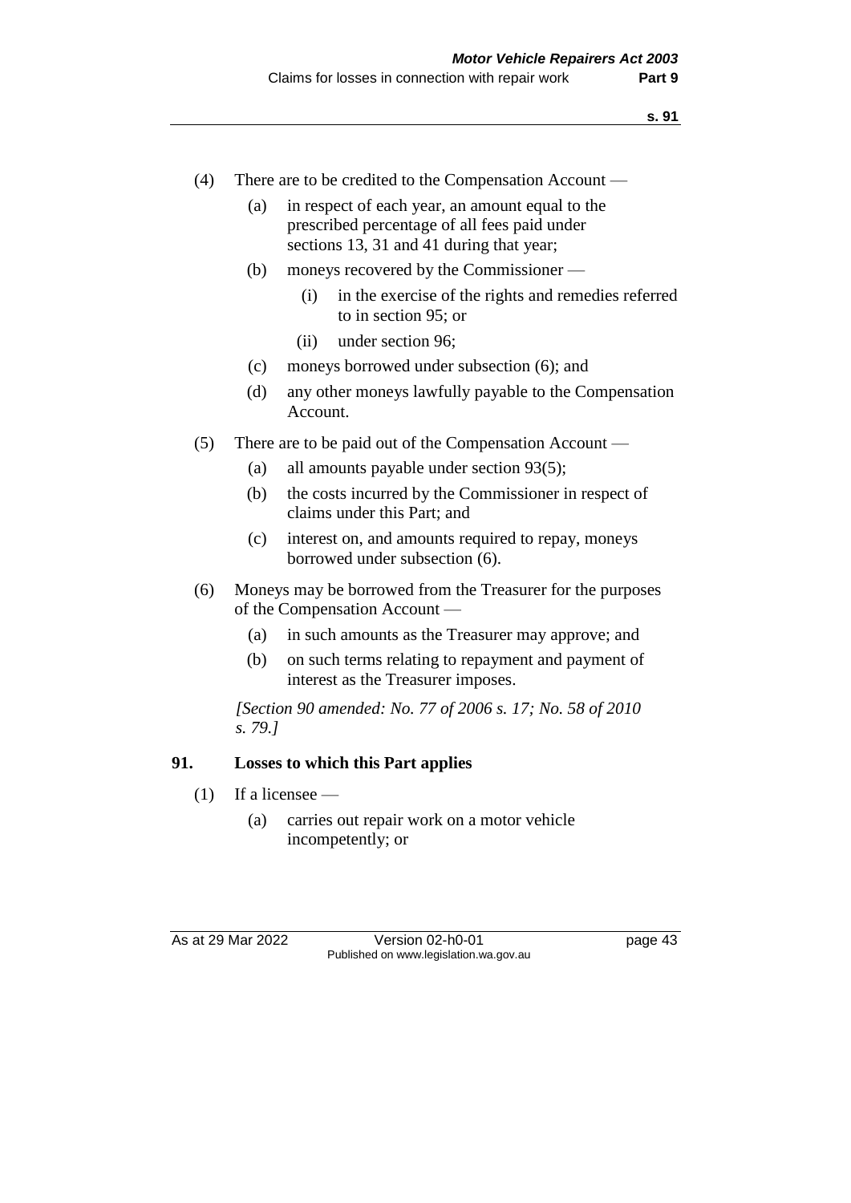(4) There are to be credited to the Compensation Account —

(a) in respect of each year, an amount equal to the prescribed percentage of all fees paid under sections 13, 31 and 41 during that year;

(b) moneys recovered by the Commissioner —

(i) in the exercise of the rights and remedies referred to in section 95; or

(ii) under section 96;

(c) moneys borrowed under subsection (6); and

(d) any other moneys lawfully payable to the Compensation Account.

(5) There are to be paid out of the Compensation Account —

(a) all amounts payable under section 93(5);

(b) the costs incurred by the Commissioner in respect of claims under this Part; and

(c) interest on, and amounts required to repay, moneys borrowed under subsection (6).

(6) Moneys may be borrowed from the Treasurer for the purposes of the Compensation Account —

(a) in such amounts as the Treasurer may approve; and

(b) on such terms relating to repayment and payment of interest as the Treasurer imposes.

*[Section 90 amended: No. 77 of 2006 s. 17; No. 58 of 2010 s. 79.]*

## 91. Losses to which this Part applies

(1) If a licensee —

(a) carries out repair work on a motor vehicle incompetently; or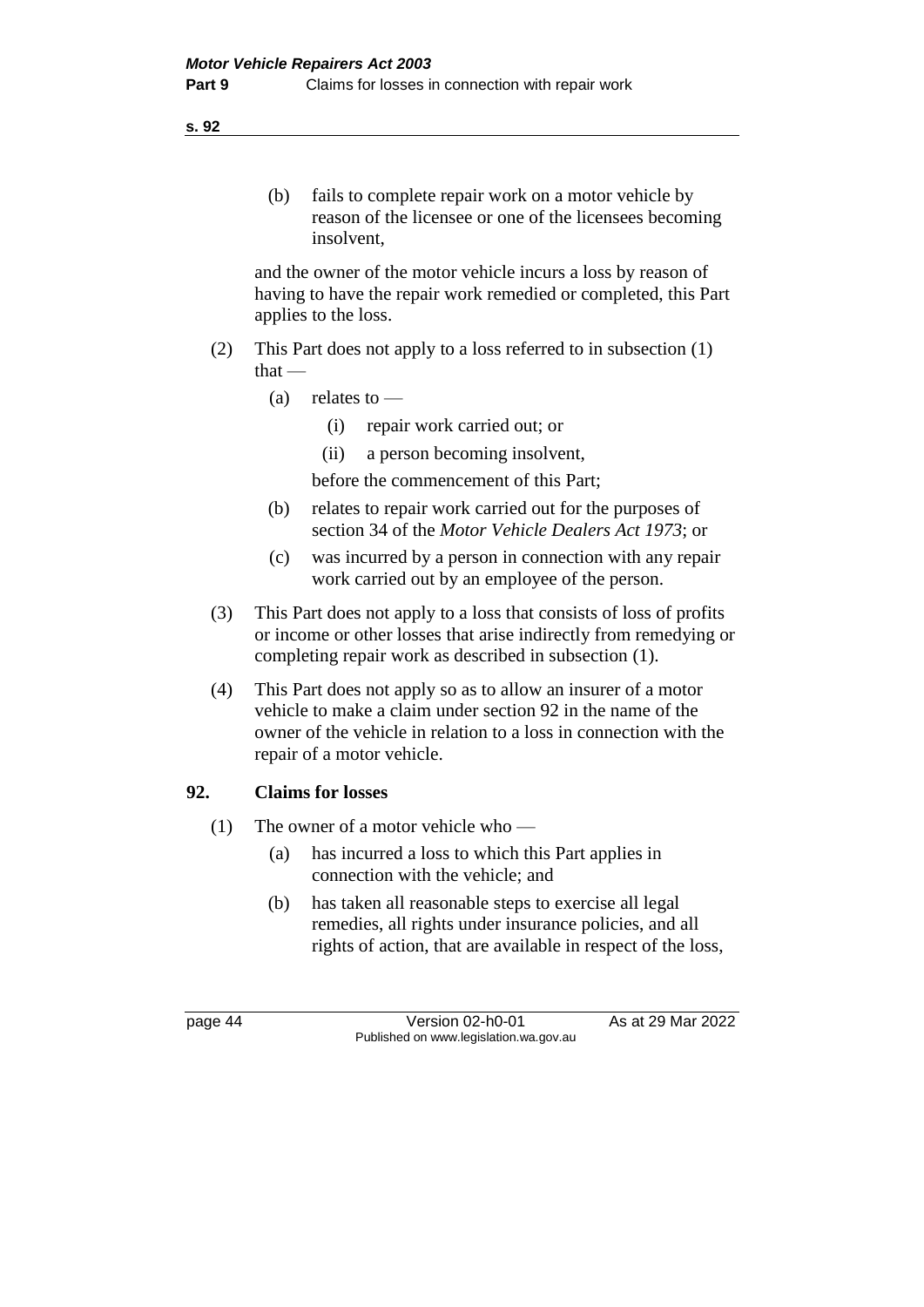(b) fails to complete repair work on a motor vehicle by reason of the licensee or one of the licensees becoming insolvent,

and the owner of the motor vehicle incurs a loss by reason of having to have the repair work remedied or completed, this Part applies to the loss.

(2) This Part does not apply to a loss referred to in subsection (1) that —

(a) relates to —

(i) repair work carried out; or

(ii) a person becoming insolvent,

before the commencement of this Part;

(b) relates to repair work carried out for the purposes of section 34 of the *Motor Vehicle Dealers Act 1973*; or

(c) was incurred by a person in connection with any repair work carried out by an employee of the person.

(3) This Part does not apply to a loss that consists of loss of profits or income or other losses that arise indirectly from remedying or completing repair work as described in subsection (1).

(4) This Part does not apply so as to allow an insurer of a motor vehicle to make a claim under section 92 in the name of the owner of the vehicle in relation to a loss in connection with the repair of a motor vehicle.

## 92. Claims for losses

(1) The owner of a motor vehicle who —

(a) has incurred a loss to which this Part applies in connection with the vehicle; and

(b) has taken all reasonable steps to exercise all legal remedies, all rights under insurance policies, and all rights of action, that are available in respect of the loss,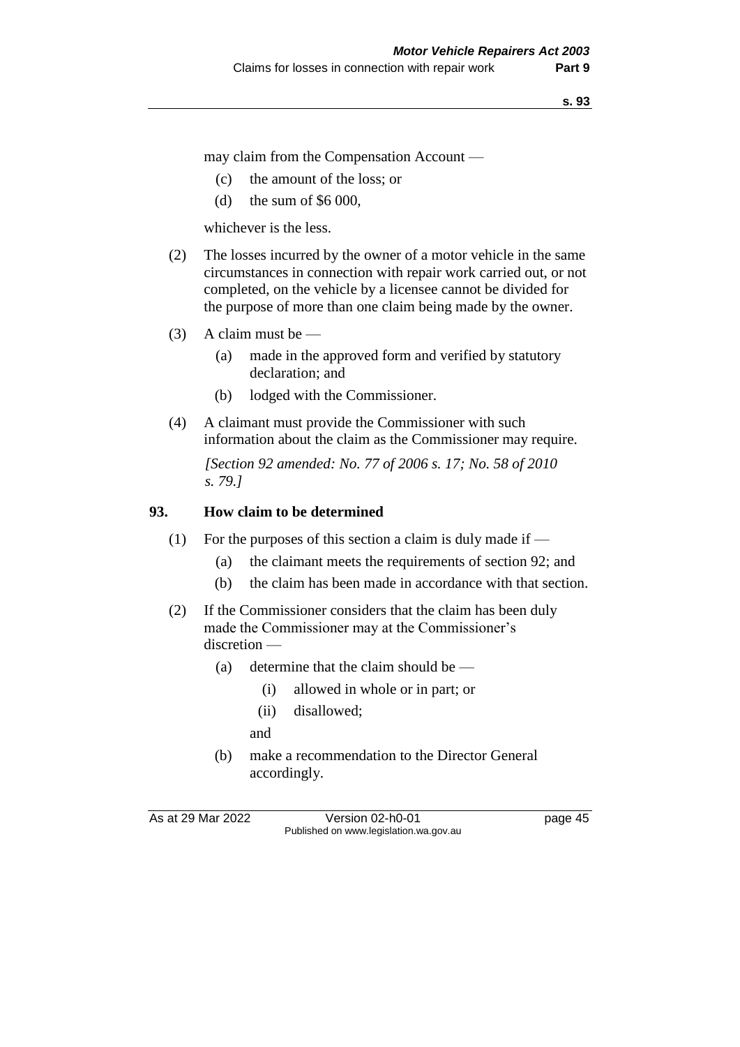may claim from the Compensation Account —

(c) the amount of the loss; or

(d) the sum of $6 000,

whichever is the less.

(2) The losses incurred by the owner of a motor vehicle in the same circumstances in connection with repair work carried out, or not completed, on the vehicle by a licensee cannot be divided for the purpose of more than one claim being made by the owner.

(3) A claim must be —

(a) made in the approved form and verified by statutory declaration; and

(b) lodged with the Commissioner.

(4) A claimant must provide the Commissioner with such information about the claim as the Commissioner may require.

*[Section 92 amended: No. 77 of 2006 s. 17; No. 58 of 2010 s. 79.]*

## 93. How claim to be determined

(1) For the purposes of this section a claim is duly made if —

(a) the claimant meets the requirements of section 92; and

(b) the claim has been made in accordance with that section.

(2) If the Commissioner considers that the claim has been duly made the Commissioner may at the Commissioner's discretion —

(a) determine that the claim should be —

(i) allowed in whole or in part; or

(ii) disallowed;

and

(b) make a recommendation to the Director General accordingly.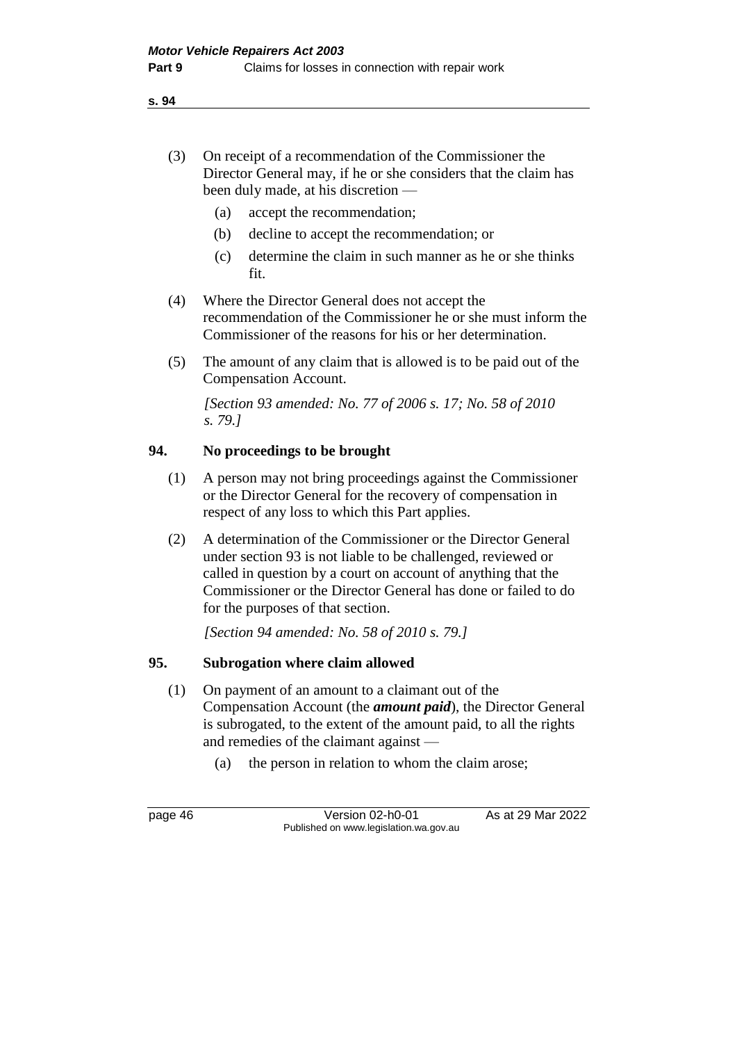(3) On receipt of a recommendation of the Commissioner the Director General may, if he or she considers that the claim has been duly made, at his discretion —

   (a) accept the recommendation;

   (b) decline to accept the recommendation; or

   (c) determine the claim in such manner as he or she thinks fit.

(4) Where the Director General does not accept the recommendation of the Commissioner he or she must inform the Commissioner of the reasons for his or her determination.

(5) The amount of any claim that is allowed is to be paid out of the Compensation Account.

*[Section 93 amended: No. 77 of 2006 s. 17; No. 58 of 2010 s. 79.]*

## 94. No proceedings to be brought

(1) A person may not bring proceedings against the Commissioner or the Director General for the recovery of compensation in respect of any loss to which this Part applies.

(2) A determination of the Commissioner or the Director General under section 93 is not liable to be challenged, reviewed or called in question by a court on account of anything that the Commissioner or the Director General has done or failed to do for the purposes of that section.

*[Section 94 amended: No. 58 of 2010 s. 79.]*

## 95. Subrogation where claim allowed

(1) On payment of an amount to a claimant out of the Compensation Account (the ***amount paid***), the Director General is subrogated, to the extent of the amount paid, to all the rights and remedies of the claimant against —

   (a) the person in relation to whom the claim arose;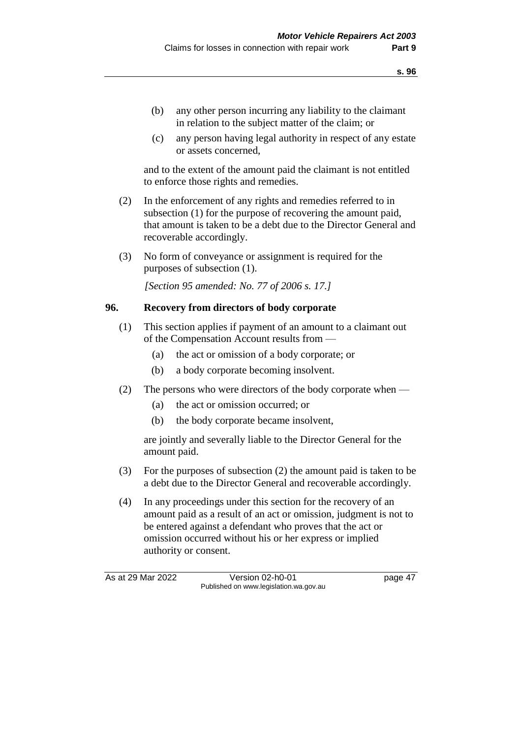(b) any other person incurring any liability to the claimant in relation to the subject matter of the claim; or

(c) any person having legal authority in respect of any estate or assets concerned,

and to the extent of the amount paid the claimant is not entitled to enforce those rights and remedies.

(2) In the enforcement of any rights and remedies referred to in subsection (1) for the purpose of recovering the amount paid, that amount is taken to be a debt due to the Director General and recoverable accordingly.

(3) No form of conveyance or assignment is required for the purposes of subsection (1).

*[Section 95 amended: No. 77 of 2006 s. 17.]*

## 96. Recovery from directors of body corporate

(1) This section applies if payment of an amount to a claimant out of the Compensation Account results from —

(a) the act or omission of a body corporate; or

(b) a body corporate becoming insolvent.

(2) The persons who were directors of the body corporate when —

(a) the act or omission occurred; or

(b) the body corporate became insolvent,

are jointly and severally liable to the Director General for the amount paid.

(3) For the purposes of subsection (2) the amount paid is taken to be a debt due to the Director General and recoverable accordingly.

(4) In any proceedings under this section for the recovery of an amount paid as a result of an act or omission, judgment is not to be entered against a defendant who proves that the act or omission occurred without his or her express or implied authority or consent.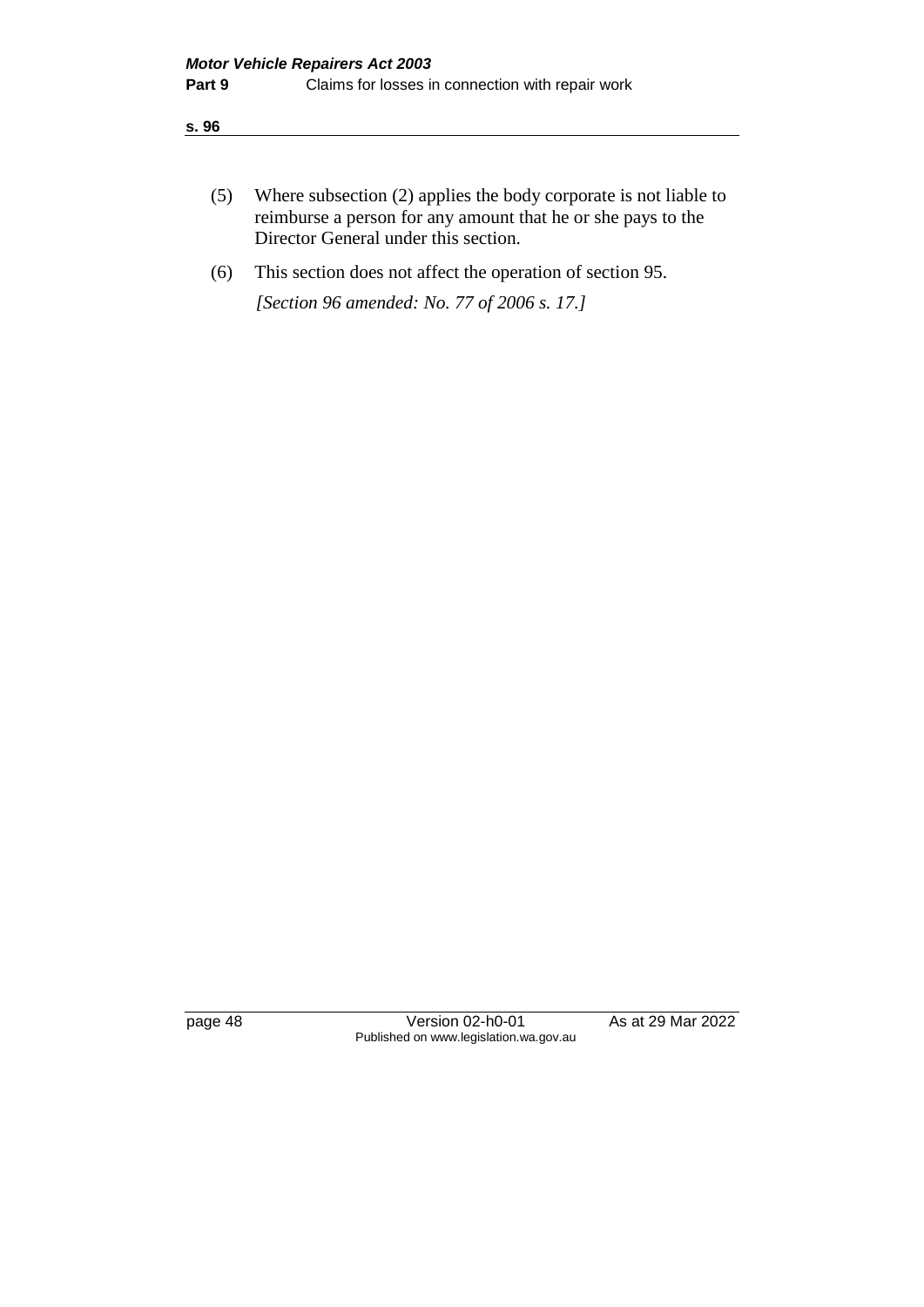(5) Where subsection (2) applies the body corporate is not liable to reimburse a person for any amount that he or she pays to the Director General under this section.

(6) This section does not affect the operation of section 95.

*[Section 96 amended: No. 77 of 2006 s. 17.]*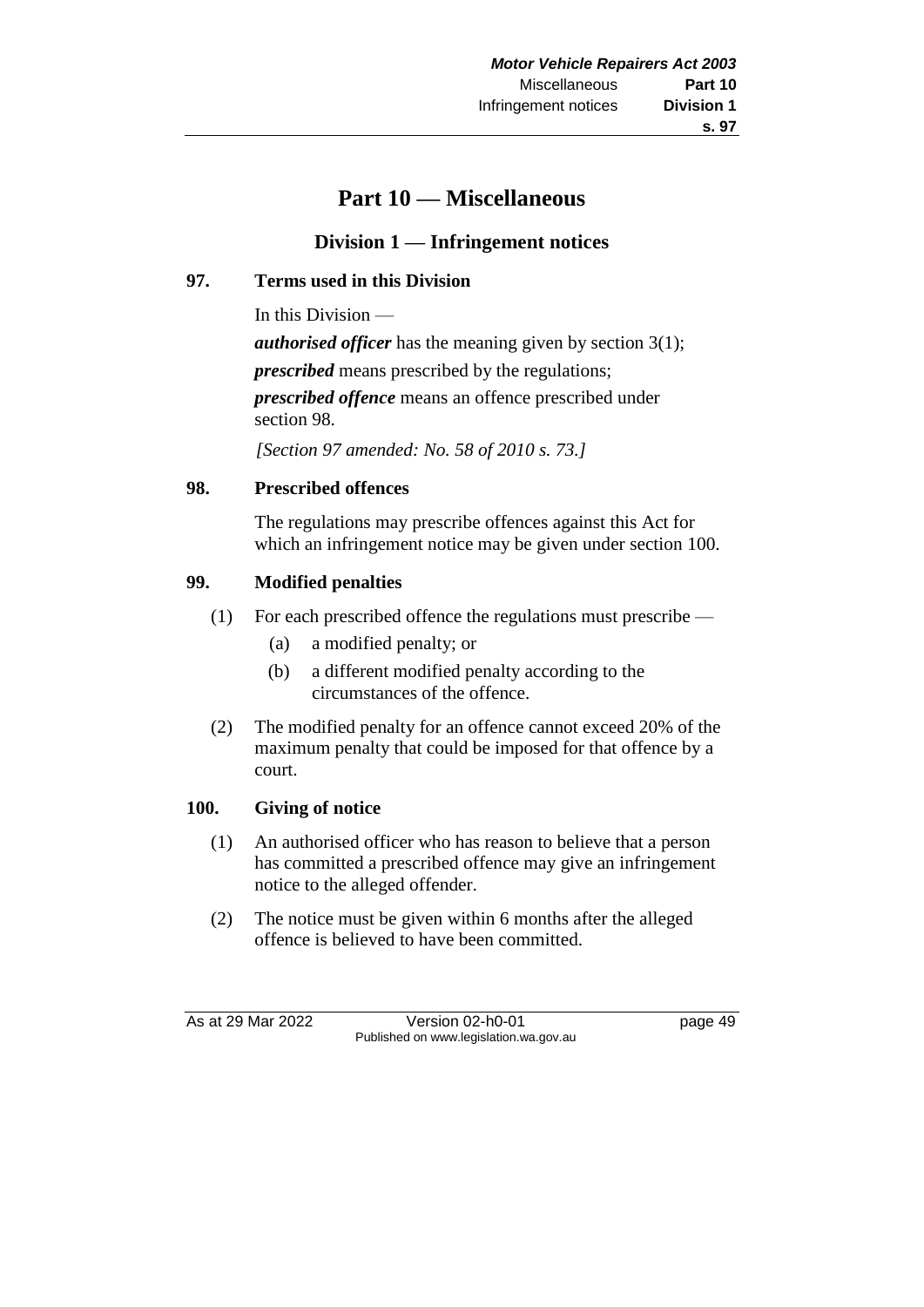# Part 10 — Miscellaneous

## Division 1 — Infringement notices

### 97. Terms used in this Division

In this Division —

***authorised officer*** has the meaning given by section 3(1);

***prescribed*** means prescribed by the regulations;

***prescribed offence*** means an offence prescribed under section 98.

*[Section 97 amended: No. 58 of 2010 s. 73.]*

### 98. Prescribed offences

The regulations may prescribe offences against this Act for which an infringement notice may be given under section 100.

### 99. Modified penalties

(1) For each prescribed offence the regulations must prescribe —

- (a) a modified penalty; or
- (b) a different modified penalty according to the circumstances of the offence.

(2) The modified penalty for an offence cannot exceed 20% of the maximum penalty that could be imposed for that offence by a court.

### 100. Giving of notice

(1) An authorised officer who has reason to believe that a person has committed a prescribed offence may give an infringement notice to the alleged offender.

(2) The notice must be given within 6 months after the alleged offence is believed to have been committed.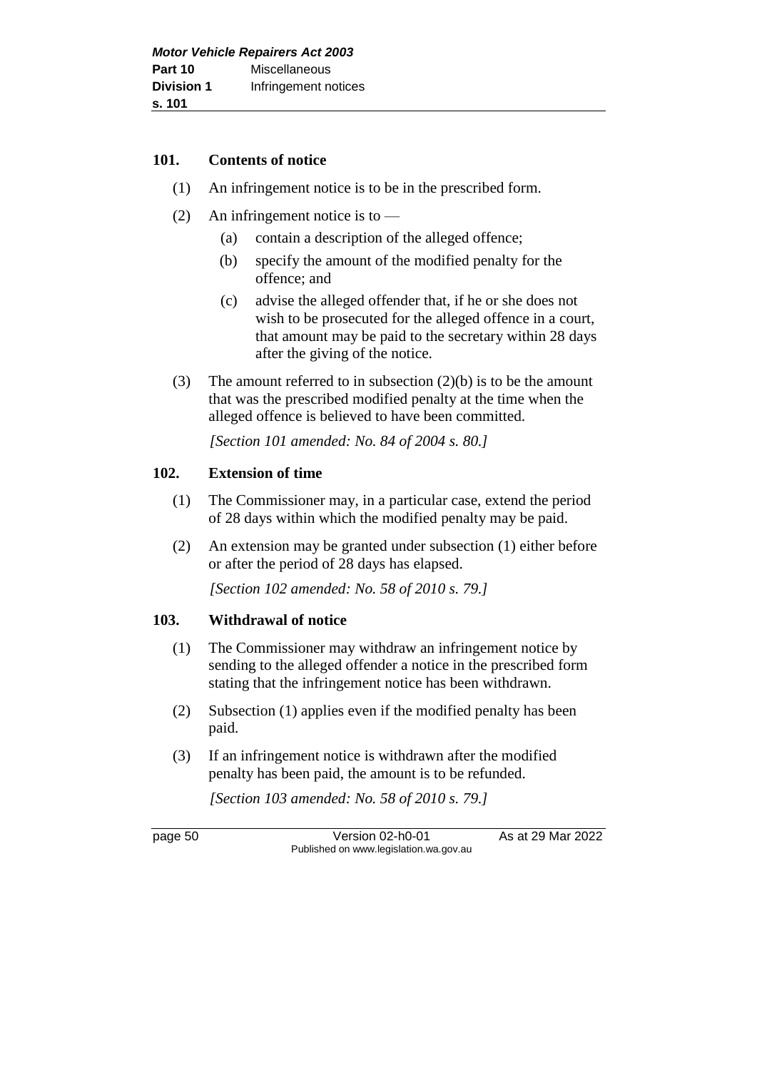### 101. Contents of notice

(1) An infringement notice is to be in the prescribed form.

(2) An infringement notice is to —

(a) contain a description of the alleged offence;

(b) specify the amount of the modified penalty for the offence; and

(c) advise the alleged offender that, if he or she does not wish to be prosecuted for the alleged offence in a court, that amount may be paid to the secretary within 28 days after the giving of the notice.

(3) The amount referred to in subsection (2)(b) is to be the amount that was the prescribed modified penalty at the time when the alleged offence is believed to have been committed.

*[Section 101 amended: No. 84 of 2004 s. 80.]*

### 102. Extension of time

(1) The Commissioner may, in a particular case, extend the period of 28 days within which the modified penalty may be paid.

(2) An extension may be granted under subsection (1) either before or after the period of 28 days has elapsed.

*[Section 102 amended: No. 58 of 2010 s. 79.]*

### 103. Withdrawal of notice

(1) The Commissioner may withdraw an infringement notice by sending to the alleged offender a notice in the prescribed form stating that the infringement notice has been withdrawn.

(2) Subsection (1) applies even if the modified penalty has been paid.

(3) If an infringement notice is withdrawn after the modified penalty has been paid, the amount is to be refunded.

*[Section 103 amended: No. 58 of 2010 s. 79.]*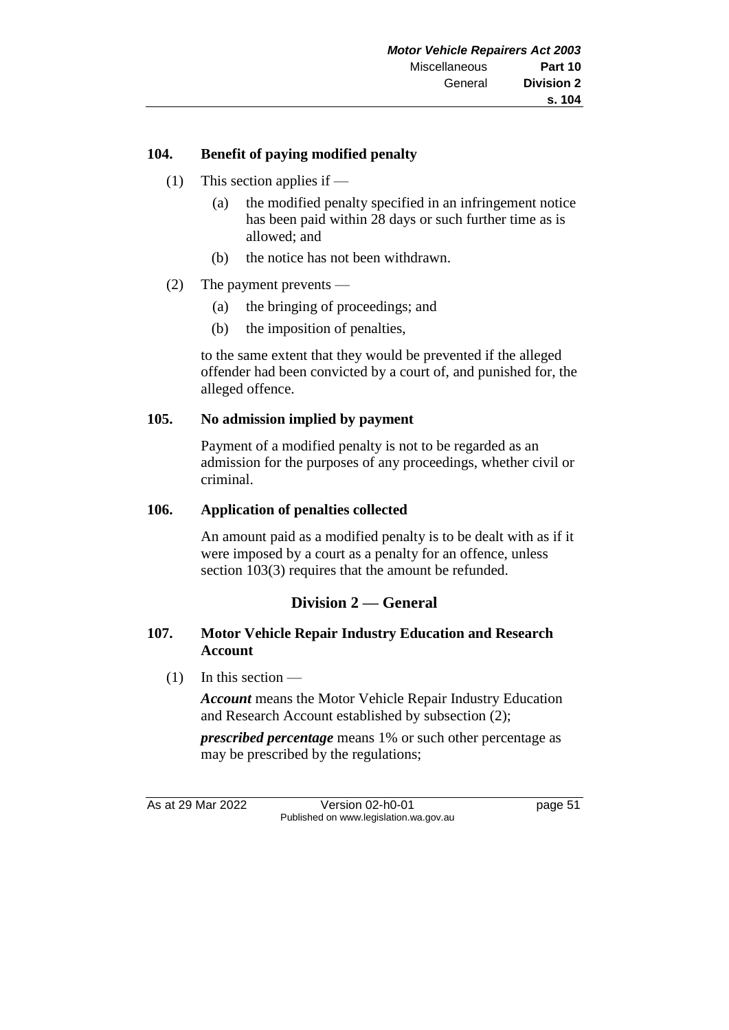### 104. Benefit of paying modified penalty

(1) This section applies if —

(a) the modified penalty specified in an infringement notice has been paid within 28 days or such further time as is allowed; and

(b) the notice has not been withdrawn.

(2) The payment prevents —

(a) the bringing of proceedings; and

(b) the imposition of penalties,

to the same extent that they would be prevented if the alleged offender had been convicted by a court of, and punished for, the alleged offence.

### 105. No admission implied by payment

Payment of a modified penalty is not to be regarded as an admission for the purposes of any proceedings, whether civil or criminal.

### 106. Application of penalties collected

An amount paid as a modified penalty is to be dealt with as if it were imposed by a court as a penalty for an offence, unless section 103(3) requires that the amount be refunded.

## Division 2 — General

### 107. Motor Vehicle Repair Industry Education and Research Account

(1) In this section —

***Account*** means the Motor Vehicle Repair Industry Education and Research Account established by subsection (2);

***prescribed percentage*** means 1% or such other percentage as may be prescribed by the regulations;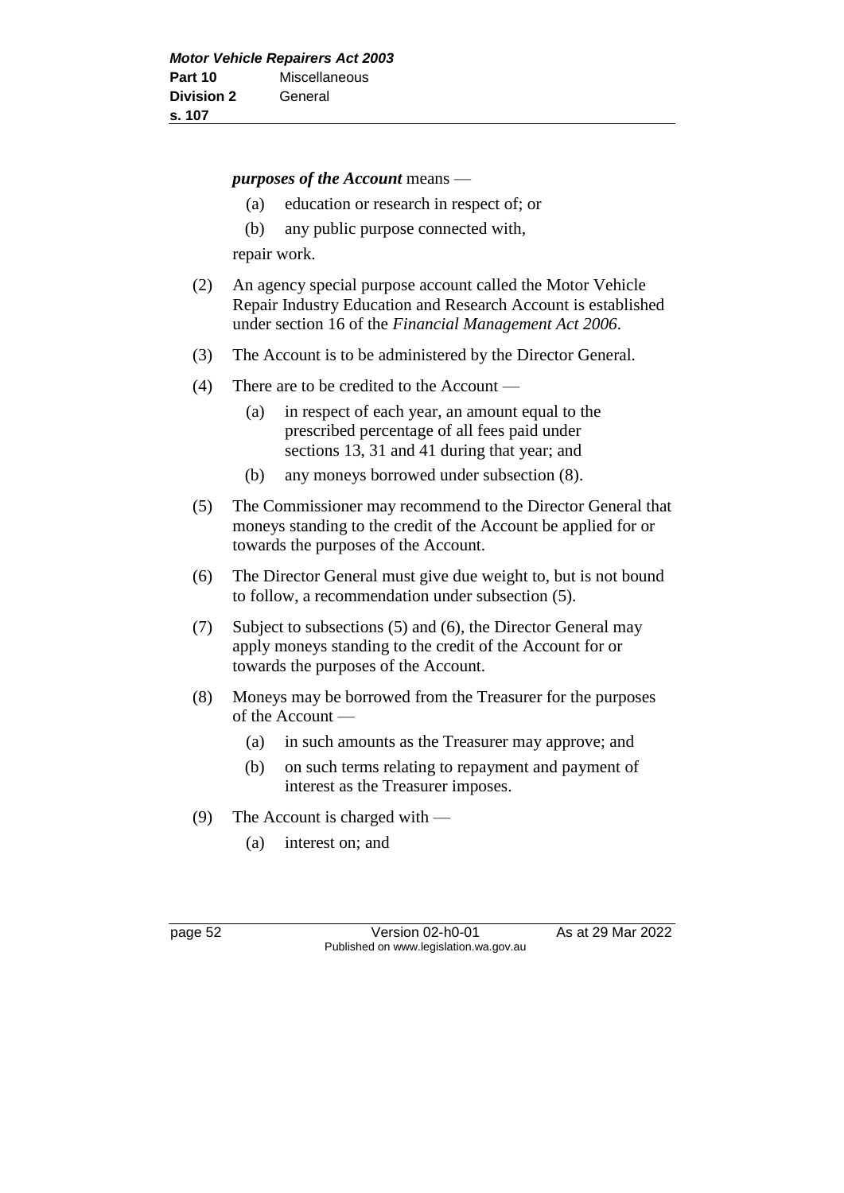***purposes of the Account*** means —

(a) education or research in respect of; or

(b) any public purpose connected with,

repair work.

(2) An agency special purpose account called the Motor Vehicle Repair Industry Education and Research Account is established under section 16 of the *Financial Management Act 2006*.

(3) The Account is to be administered by the Director General.

(4) There are to be credited to the Account —

(a) in respect of each year, an amount equal to the prescribed percentage of all fees paid under sections 13, 31 and 41 during that year; and

(b) any moneys borrowed under subsection (8).

(5) The Commissioner may recommend to the Director General that moneys standing to the credit of the Account be applied for or towards the purposes of the Account.

(6) The Director General must give due weight to, but is not bound to follow, a recommendation under subsection (5).

(7) Subject to subsections (5) and (6), the Director General may apply moneys standing to the credit of the Account for or towards the purposes of the Account.

(8) Moneys may be borrowed from the Treasurer for the purposes of the Account —

(a) in such amounts as the Treasurer may approve; and

(b) on such terms relating to repayment and payment of interest as the Treasurer imposes.

(9) The Account is charged with —

(a) interest on; and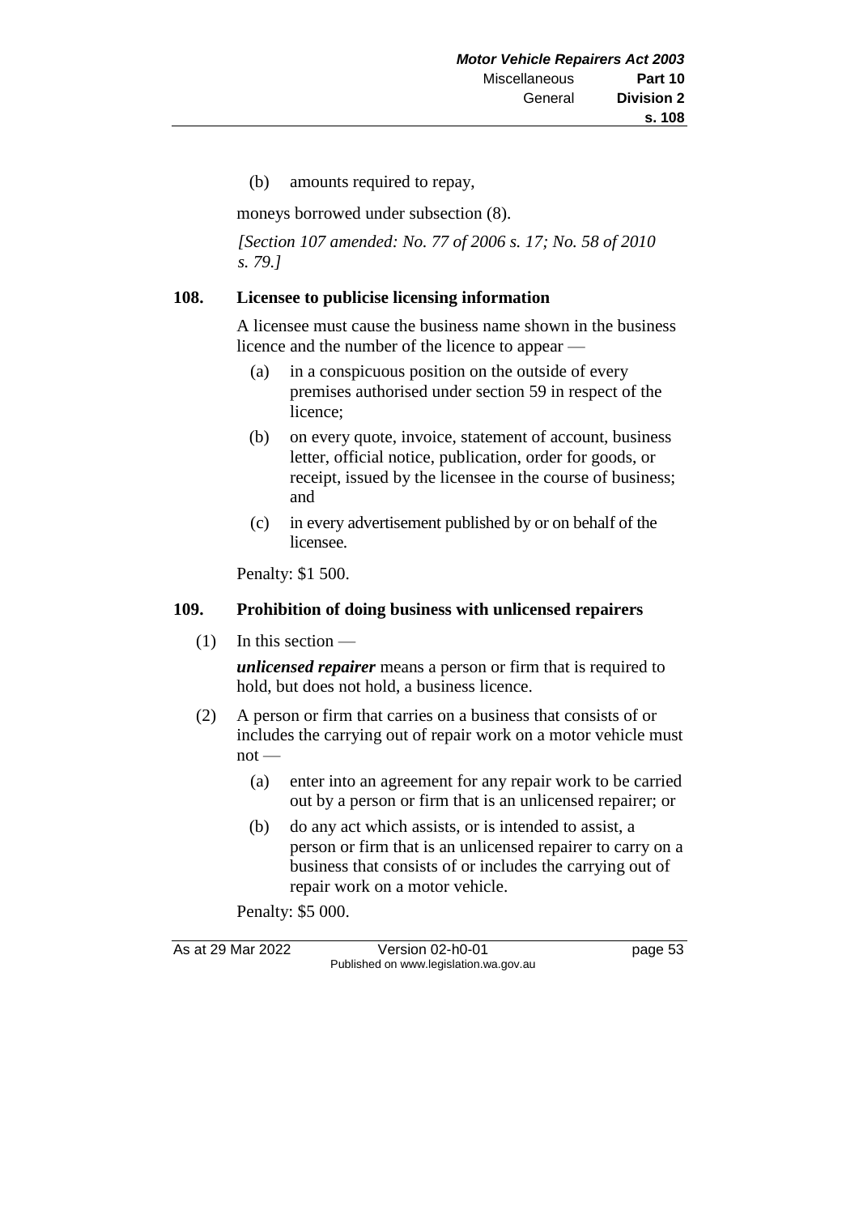(b) amounts required to repay,

moneys borrowed under subsection (8).

*[Section 107 amended: No. 77 of 2006 s. 17; No. 58 of 2010 s. 79.]*

## 108. Licensee to publicise licensing information

A licensee must cause the business name shown in the business licence and the number of the licence to appear —

(a) in a conspicuous position on the outside of every premises authorised under section 59 in respect of the licence;

(b) on every quote, invoice, statement of account, business letter, official notice, publication, order for goods, or receipt, issued by the licensee in the course of business; and

(c) in every advertisement published by or on behalf of the licensee.

Penalty: $1 500.

## 109. Prohibition of doing business with unlicensed repairers

(1) In this section —

***unlicensed repairer*** means a person or firm that is required to hold, but does not hold, a business licence.

(2) A person or firm that carries on a business that consists of or includes the carrying out of repair work on a motor vehicle must not —

(a) enter into an agreement for any repair work to be carried out by a person or firm that is an unlicensed repairer; or

(b) do any act which assists, or is intended to assist, a person or firm that is an unlicensed repairer to carry on a business that consists of or includes the carrying out of repair work on a motor vehicle.

Penalty: $5 000.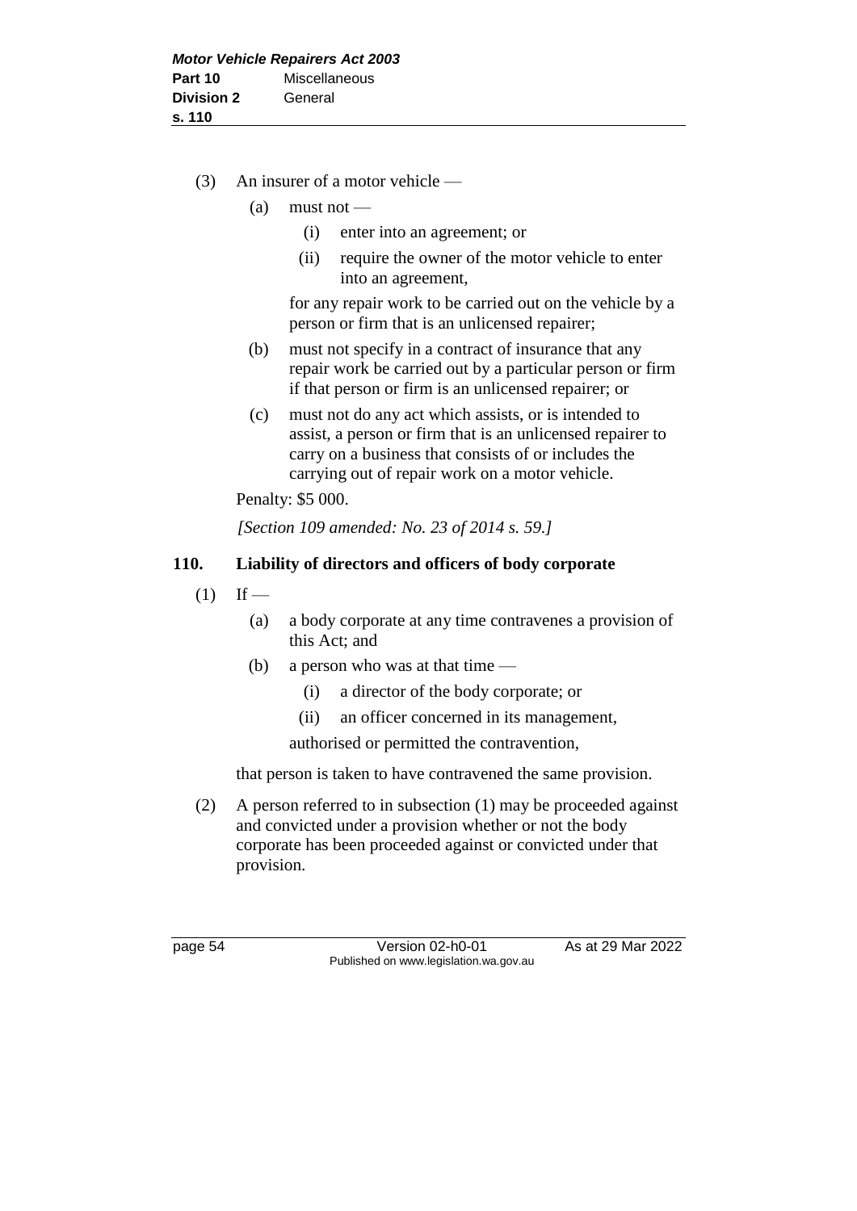(3) An insurer of a motor vehicle —

(a) must not —

(i) enter into an agreement; or

(ii) require the owner of the motor vehicle to enter into an agreement,

for any repair work to be carried out on the vehicle by a person or firm that is an unlicensed repairer;

(b) must not specify in a contract of insurance that any repair work be carried out by a particular person or firm if that person or firm is an unlicensed repairer; or

(c) must not do any act which assists, or is intended to assist, a person or firm that is an unlicensed repairer to carry on a business that consists of or includes the carrying out of repair work on a motor vehicle.

Penalty: $5 000.

*[Section 109 amended: No. 23 of 2014 s. 59.]*

## 110. Liability of directors and officers of body corporate

(1) If —

(a) a body corporate at any time contravenes a provision of this Act; and

(b) a person who was at that time —

(i) a director of the body corporate; or

(ii) an officer concerned in its management,

authorised or permitted the contravention,

that person is taken to have contravened the same provision.

(2) A person referred to in subsection (1) may be proceeded against and convicted under a provision whether or not the body corporate has been proceeded against or convicted under that provision.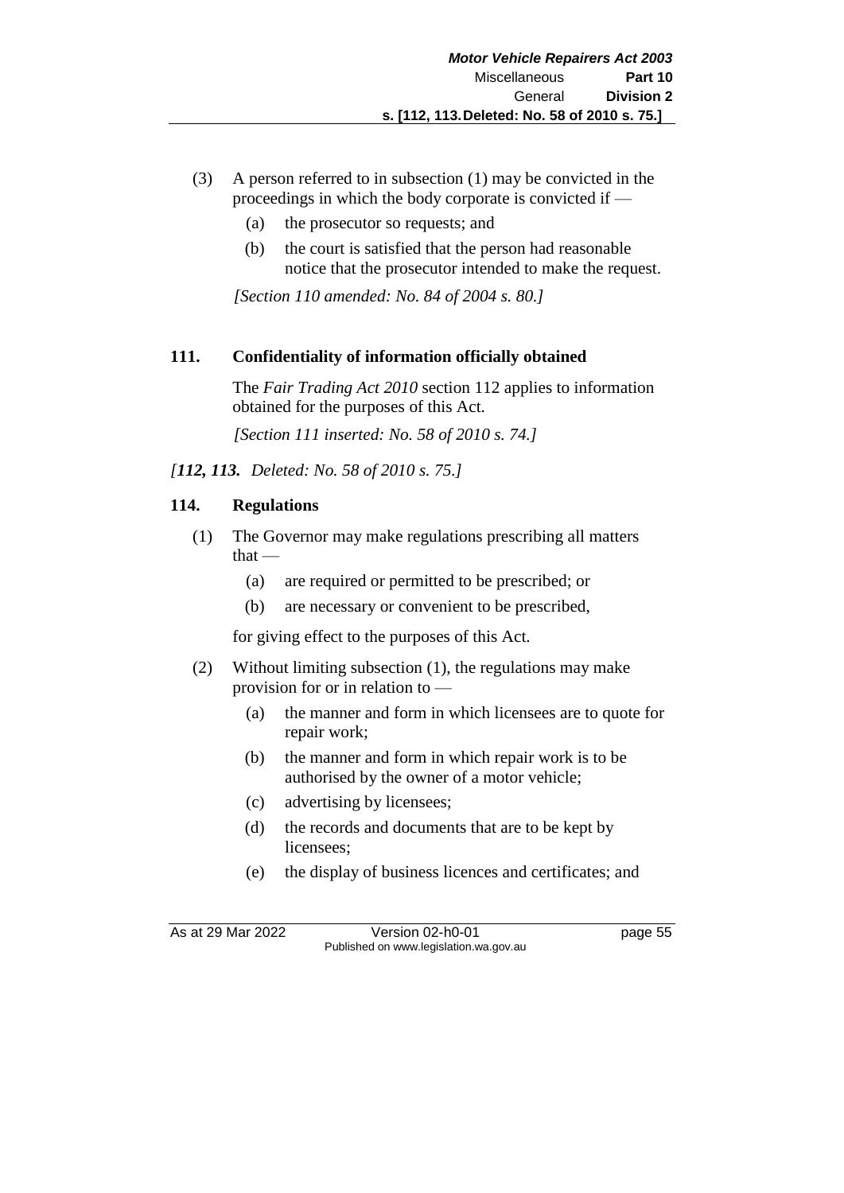(3) A person referred to in subsection (1) may be convicted in the proceedings in which the body corporate is convicted if —

   (a) the prosecutor so requests; and

   (b) the court is satisfied that the person had reasonable notice that the prosecutor intended to make the request.

*[Section 110 amended: No. 84 of 2004 s. 80.]*

### 111. Confidentiality of information officially obtained

The *Fair Trading Act 2010* section 112 applies to information obtained for the purposes of this Act.

*[Section 111 inserted: No. 58 of 2010 s. 74.]*

*[**112, 113.** Deleted: No. 58 of 2010 s. 75.]*

### 114. Regulations

(1) The Governor may make regulations prescribing all matters that —

   (a) are required or permitted to be prescribed; or

   (b) are necessary or convenient to be prescribed,

for giving effect to the purposes of this Act.

(2) Without limiting subsection (1), the regulations may make provision for or in relation to —

   (a) the manner and form in which licensees are to quote for repair work;

   (b) the manner and form in which repair work is to be authorised by the owner of a motor vehicle;

   (c) advertising by licensees;

   (d) the records and documents that are to be kept by licensees;

   (e) the display of business licences and certificates; and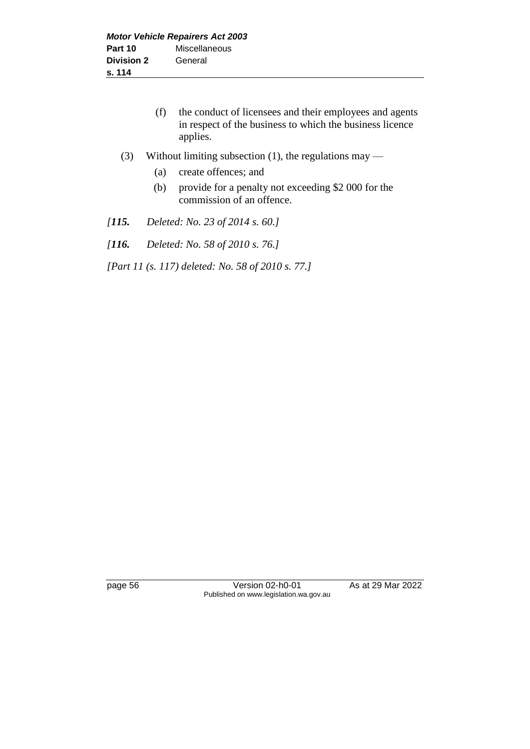(f) the conduct of licensees and their employees and agents in respect of the business to which the business licence applies.

(3) Without limiting subsection (1), the regulations may —

(a) create offences; and

(b) provide for a penalty not exceeding $2 000 for the commission of an offence.

*[**115.** Deleted: No. 23 of 2014 s. 60.]*

*[**116.** Deleted: No. 58 of 2010 s. 76.]*

*[Part 11 (s. 117) deleted: No. 58 of 2010 s. 77.]*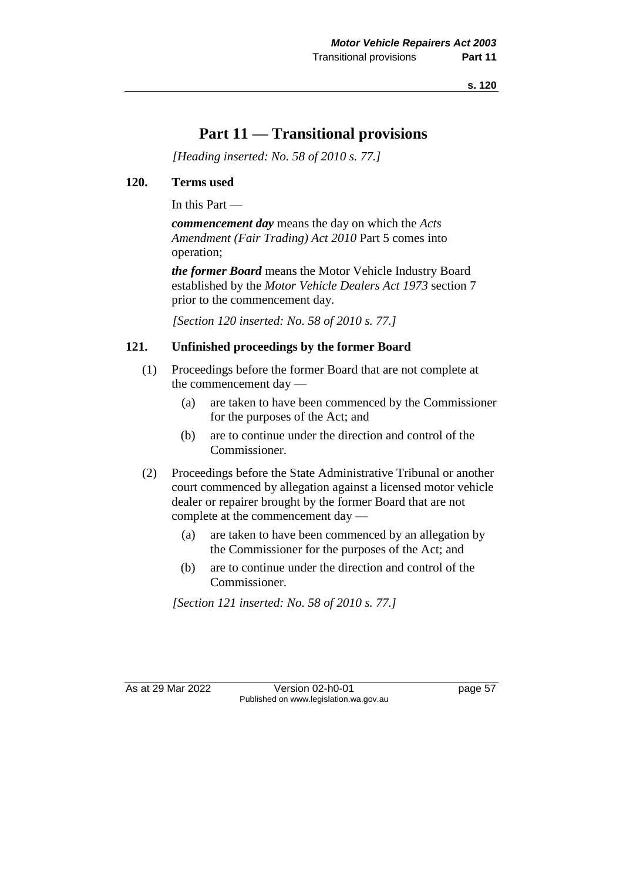# Part 11 — Transitional provisions

*[Heading inserted: No. 58 of 2010 s. 77.]*

## 120. Terms used

In this Part —

***commencement day*** means the day on which the *Acts Amendment (Fair Trading) Act 2010* Part 5 comes into operation;

***the former Board*** means the Motor Vehicle Industry Board established by the *Motor Vehicle Dealers Act 1973* section 7 prior to the commencement day.

*[Section 120 inserted: No. 58 of 2010 s. 77.]*

## 121. Unfinished proceedings by the former Board

(1) Proceedings before the former Board that are not complete at the commencement day —

- (a) are taken to have been commenced by the Commissioner for the purposes of the Act; and
- (b) are to continue under the direction and control of the Commissioner.

(2) Proceedings before the State Administrative Tribunal or another court commenced by allegation against a licensed motor vehicle dealer or repairer brought by the former Board that are not complete at the commencement day —

- (a) are taken to have been commenced by an allegation by the Commissioner for the purposes of the Act; and
- (b) are to continue under the direction and control of the Commissioner.

*[Section 121 inserted: No. 58 of 2010 s. 77.]*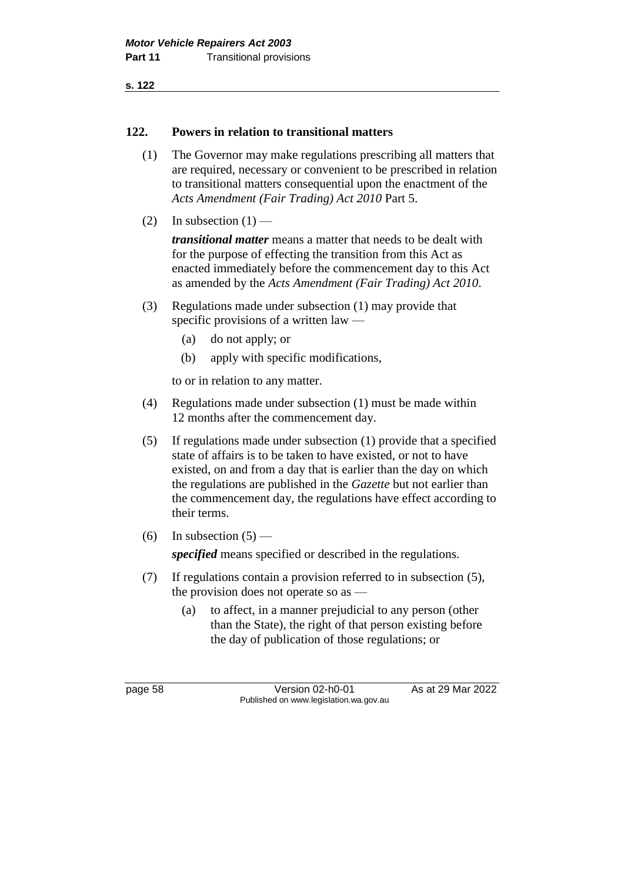## 122. Powers in relation to transitional matters

(1) The Governor may make regulations prescribing all matters that are required, necessary or convenient to be prescribed in relation to transitional matters consequential upon the enactment of the *Acts Amendment (Fair Trading) Act 2010* Part 5.

(2) In subsection (1) —

***transitional matter*** means a matter that needs to be dealt with for the purpose of effecting the transition from this Act as enacted immediately before the commencement day to this Act as amended by the *Acts Amendment (Fair Trading) Act 2010*.

(3) Regulations made under subsection (1) may provide that specific provisions of a written law —

- (a) do not apply; or
- (b) apply with specific modifications,

to or in relation to any matter.

(4) Regulations made under subsection (1) must be made within 12 months after the commencement day.

(5) If regulations made under subsection (1) provide that a specified state of affairs is to be taken to have existed, or not to have existed, on and from a day that is earlier than the day on which the regulations are published in the *Gazette* but not earlier than the commencement day, the regulations have effect according to their terms.

(6) In subsection (5) —

***specified*** means specified or described in the regulations.

(7) If regulations contain a provision referred to in subsection (5), the provision does not operate so as —

- (a) to affect, in a manner prejudicial to any person (other than the State), the right of that person existing before the day of publication of those regulations; or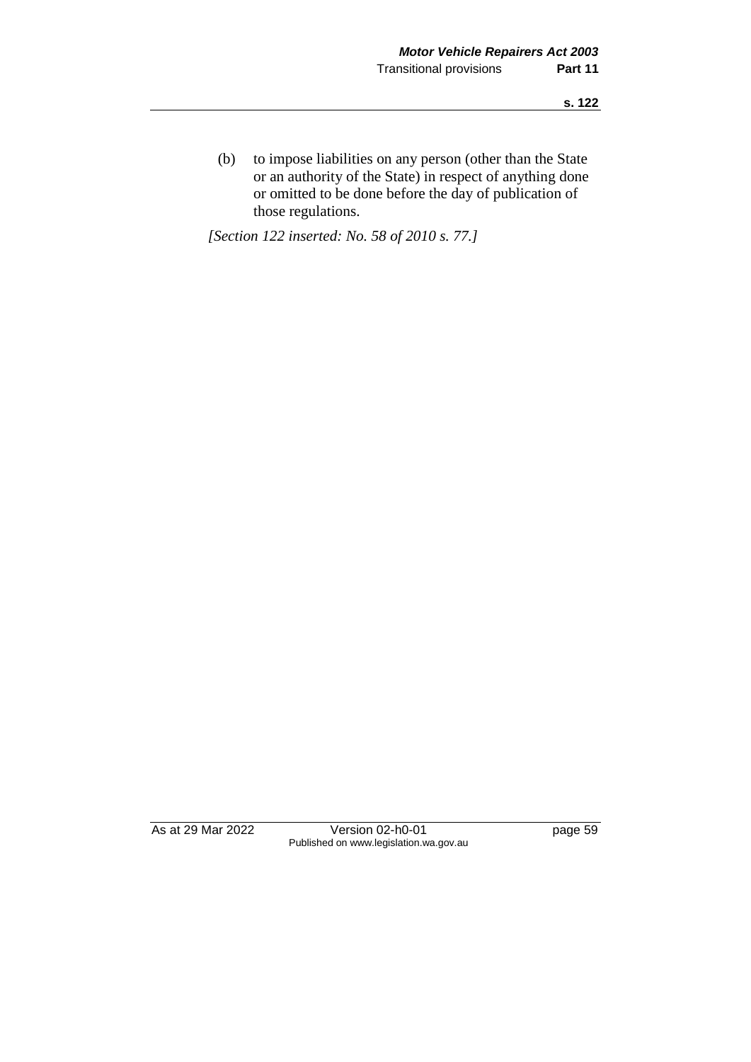(b) to impose liabilities on any person (other than the State or an authority of the State) in respect of anything done or omitted to be done before the day of publication of those regulations.

*[Section 122 inserted: No. 58 of 2010 s. 77.]*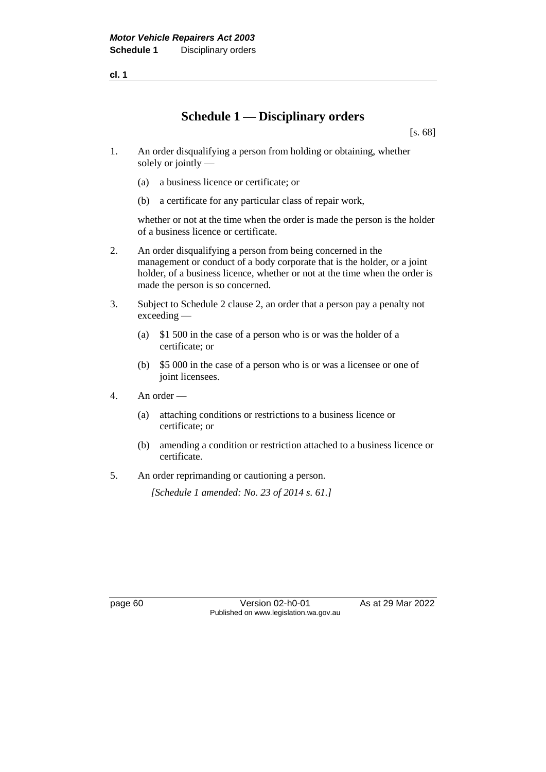# Schedule 1 — Disciplinary orders

[s. 68]

1. An order disqualifying a person from holding or obtaining, whether solely or jointly —

   (a) a business licence or certificate; or

   (b) a certificate for any particular class of repair work,

   whether or not at the time when the order is made the person is the holder of a business licence or certificate.

2. An order disqualifying a person from being concerned in the management or conduct of a body corporate that is the holder, or a joint holder, of a business licence, whether or not at the time when the order is made the person is so concerned.

3. Subject to Schedule 2 clause 2, an order that a person pay a penalty not exceeding —

   (a) $1 500 in the case of a person who is or was the holder of a certificate; or

   (b) $5 000 in the case of a person who is or was a licensee or one of joint licensees.

4. An order —

   (a) attaching conditions or restrictions to a business licence or certificate; or

   (b) amending a condition or restriction attached to a business licence or certificate.

5. An order reprimanding or cautioning a person.

   *[Schedule 1 amended: No. 23 of 2014 s. 61.]*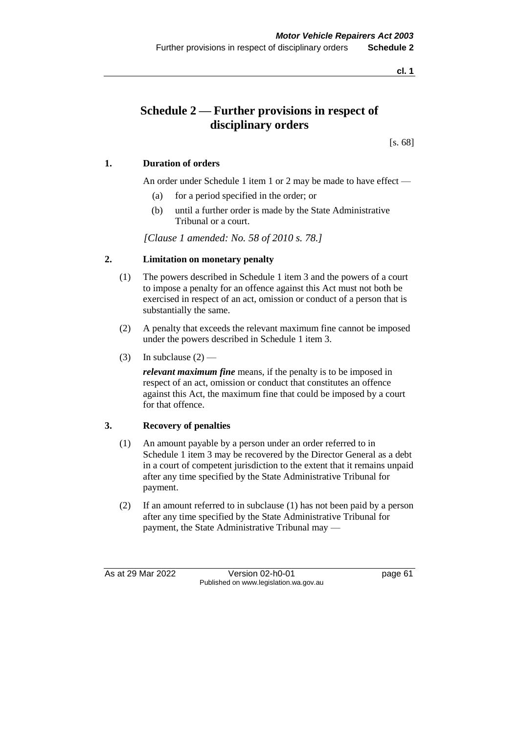# Schedule 2 — Further provisions in respect of disciplinary orders

[s. 68]

### 1. Duration of orders

An order under Schedule 1 item 1 or 2 may be made to have effect —

(a) for a period specified in the order; or

(b) until a further order is made by the State Administrative Tribunal or a court.

*[Clause 1 amended: No. 58 of 2010 s. 78.]*

### 2. Limitation on monetary penalty

(1) The powers described in Schedule 1 item 3 and the powers of a court to impose a penalty for an offence against this Act must not both be exercised in respect of an act, omission or conduct of a person that is substantially the same.

(2) A penalty that exceeds the relevant maximum fine cannot be imposed under the powers described in Schedule 1 item 3.

(3) In subclause (2) —

***relevant maximum fine*** means, if the penalty is to be imposed in respect of an act, omission or conduct that constitutes an offence against this Act, the maximum fine that could be imposed by a court for that offence.

### 3. Recovery of penalties

(1) An amount payable by a person under an order referred to in Schedule 1 item 3 may be recovered by the Director General as a debt in a court of competent jurisdiction to the extent that it remains unpaid after any time specified by the State Administrative Tribunal for payment.

(2) If an amount referred to in subclause (1) has not been paid by a person after any time specified by the State Administrative Tribunal for payment, the State Administrative Tribunal may —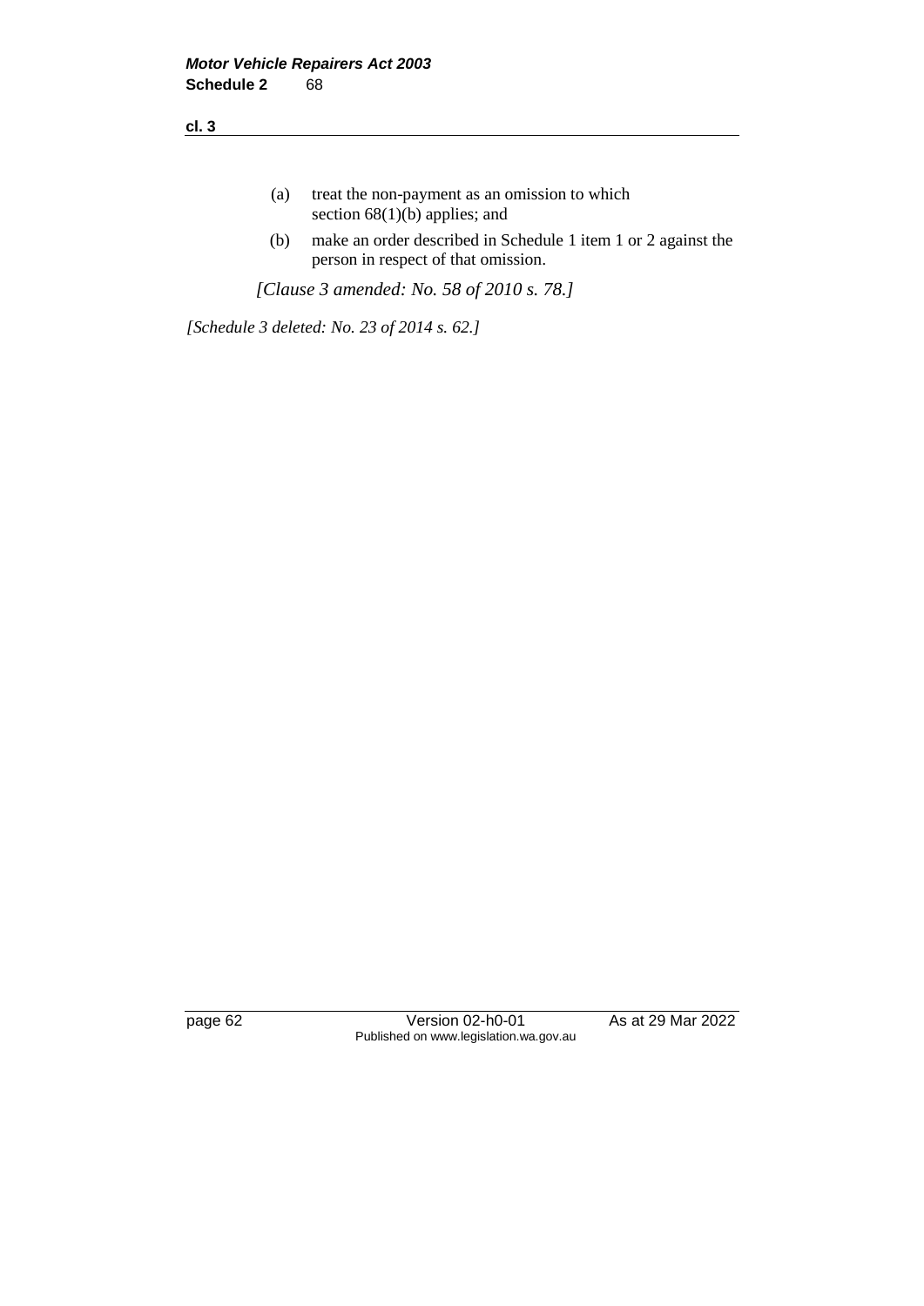(a) treat the non-payment as an omission to which section 68(1)(b) applies; and

(b) make an order described in Schedule 1 item 1 or 2 against the person in respect of that omission.

*[Clause 3 amended: No. 58 of 2010 s. 78.]*

*[Schedule 3 deleted: No. 23 of 2014 s. 62.]*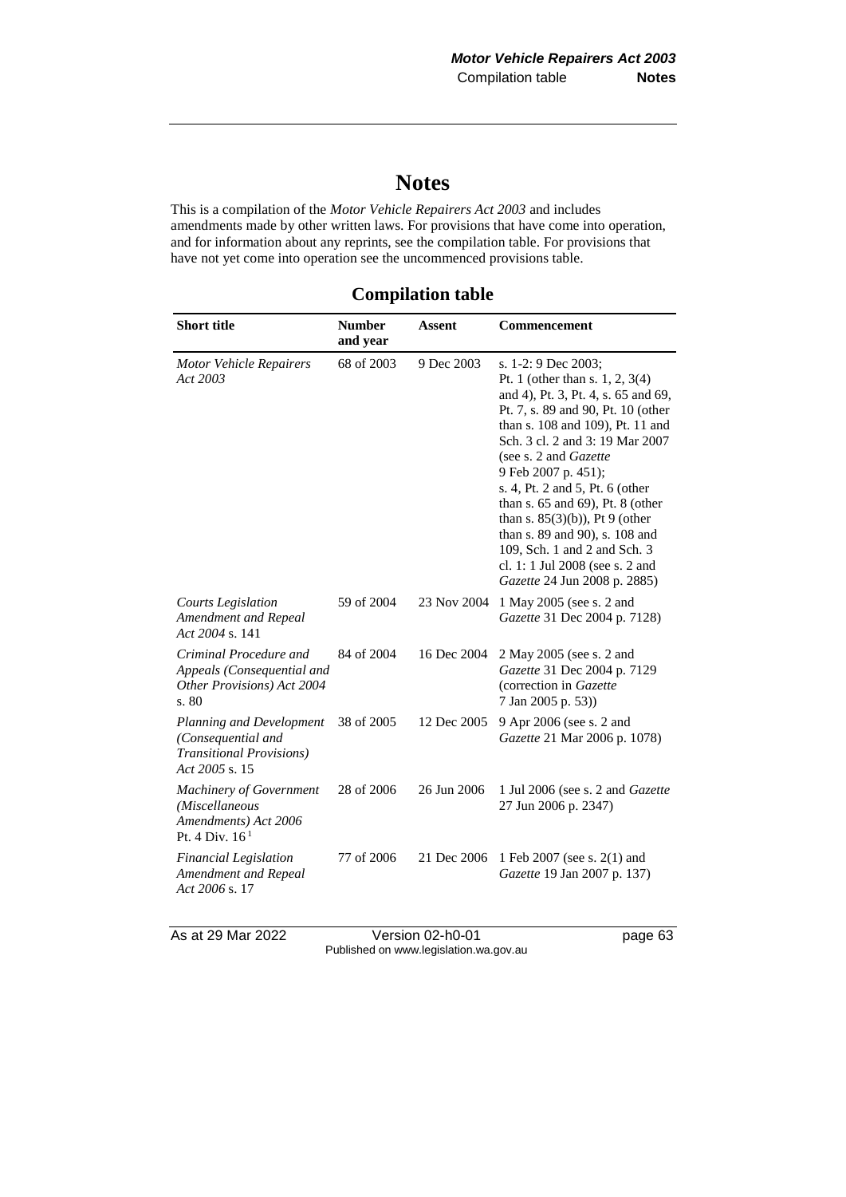# Notes

This is a compilation of the *Motor Vehicle Repairers Act 2003* and includes amendments made by other written laws. For provisions that have come into operation, and for information about any reprints, see the compilation table. For provisions that have not yet come into operation see the uncommenced provisions table.

## Compilation table

| Short title | Number and year | Assent | Commencement |
|---|---|---|---|
| *Motor Vehicle Repairers Act 2003* | 68 of 2003 | 9 Dec 2003 | s. 1-2: 9 Dec 2003; Pt. 1 (other than s. 1, 2, 3(4) and 4), Pt. 3, Pt. 4, s. 65 and 69, Pt. 7, s. 89 and 90, Pt. 10 (other than s. 108 and 109), Pt. 11 and Sch. 3 cl. 2 and 3: 19 Mar 2007 (see s. 2 and *Gazette* 9 Feb 2007 p. 451); s. 4, Pt. 2 and 5, Pt. 6 (other than s. 65 and 69), Pt. 8 (other than s. 85(3)(b)), Pt 9 (other than s. 89 and 90), s. 108 and 109, Sch. 1 and 2 and Sch. 3 cl. 1: 1 Jul 2008 (see s. 2 and *Gazette* 24 Jun 2008 p. 2885) |
| *Courts Legislation Amendment and Repeal Act 2004* s. 141 | 59 of 2004 | 23 Nov 2004 | 1 May 2005 (see s. 2 and *Gazette* 31 Dec 2004 p. 7128) |
| *Criminal Procedure and Appeals (Consequential and Other Provisions) Act 2004* s. 80 | 84 of 2004 | 16 Dec 2004 | 2 May 2005 (see s. 2 and *Gazette* 31 Dec 2004 p. 7129 (correction in *Gazette* 7 Jan 2005 p. 53)) |
| *Planning and Development (Consequential and Transitional Provisions) Act 2005* s. 15 | 38 of 2005 | 12 Dec 2005 | 9 Apr 2006 (see s. 2 and *Gazette* 21 Mar 2006 p. 1078) |
| *Machinery of Government (Miscellaneous Amendments) Act 2006* Pt. 4 Div. 16 [1] | 28 of 2006 | 26 Jun 2006 | 1 Jul 2006 (see s. 2 and *Gazette* 27 Jun 2006 p. 2347) |
| *Financial Legislation Amendment and Repeal Act 2006* s. 17 | 77 of 2006 | 21 Dec 2006 | 1 Feb 2007 (see s. 2(1) and *Gazette* 19 Jan 2007 p. 137) |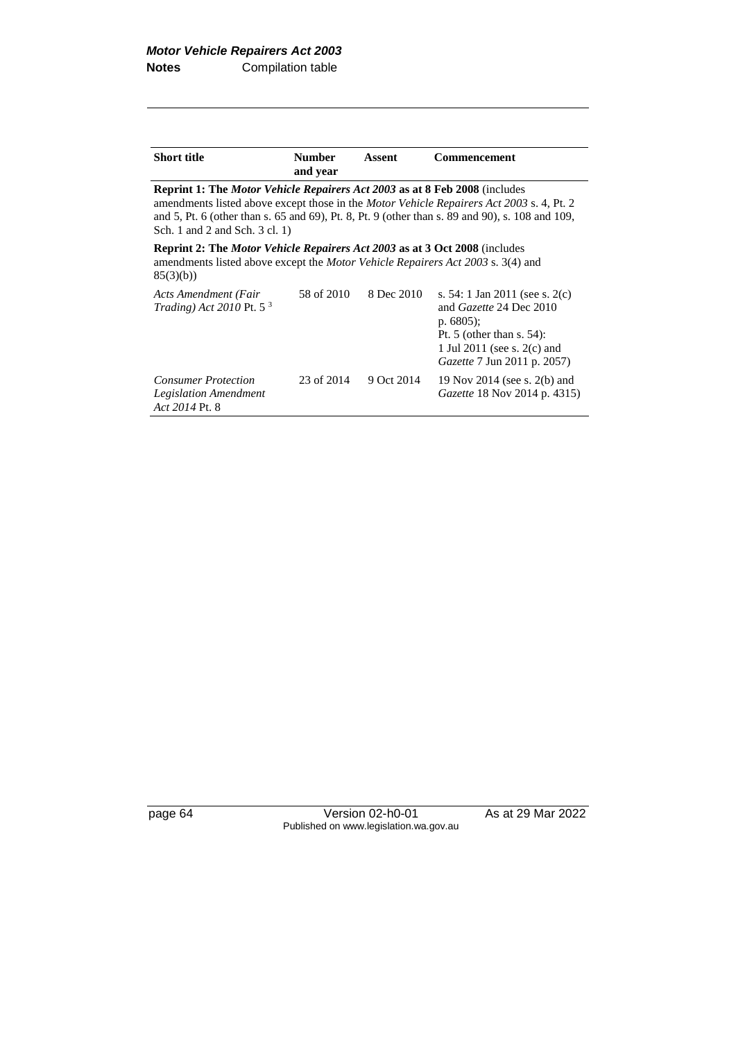| Short title | Number and year | Assent | Commencement |
|---|---|---|---|
| **Reprint 1: The *Motor Vehicle Repairers Act 2003* as at 8 Feb 2008** (includes amendments listed above except those in the *Motor Vehicle Repairers Act 2003* s. 4, Pt. 2 and 5, Pt. 6 (other than s. 65 and 69), Pt. 8, Pt. 9 (other than s. 89 and 90), s. 108 and 109, Sch. 1 and 2 and Sch. 3 cl. 1) | | | |
| **Reprint 2: The *Motor Vehicle Repairers Act 2003* as at 3 Oct 2008** (includes amendments listed above except the *Motor Vehicle Repairers Act 2003* s. 3(4) and 85(3)(b)) | | | |
| *Acts Amendment (Fair Trading) Act 2010* Pt. 5 [3] | 58 of 2010 | 8 Dec 2010 | s. 54: 1 Jan 2011 (see s. 2(c) and *Gazette* 24 Dec 2010 p. 6805); Pt. 5 (other than s. 54): 1 Jul 2011 (see s. 2(c) and *Gazette* 7 Jun 2011 p. 2057) |
| *Consumer Protection Legislation Amendment Act 2014* Pt. 8 | 23 of 2014 | 9 Oct 2014 | 19 Nov 2014 (see s. 2(b) and *Gazette* 18 Nov 2014 p. 4315) |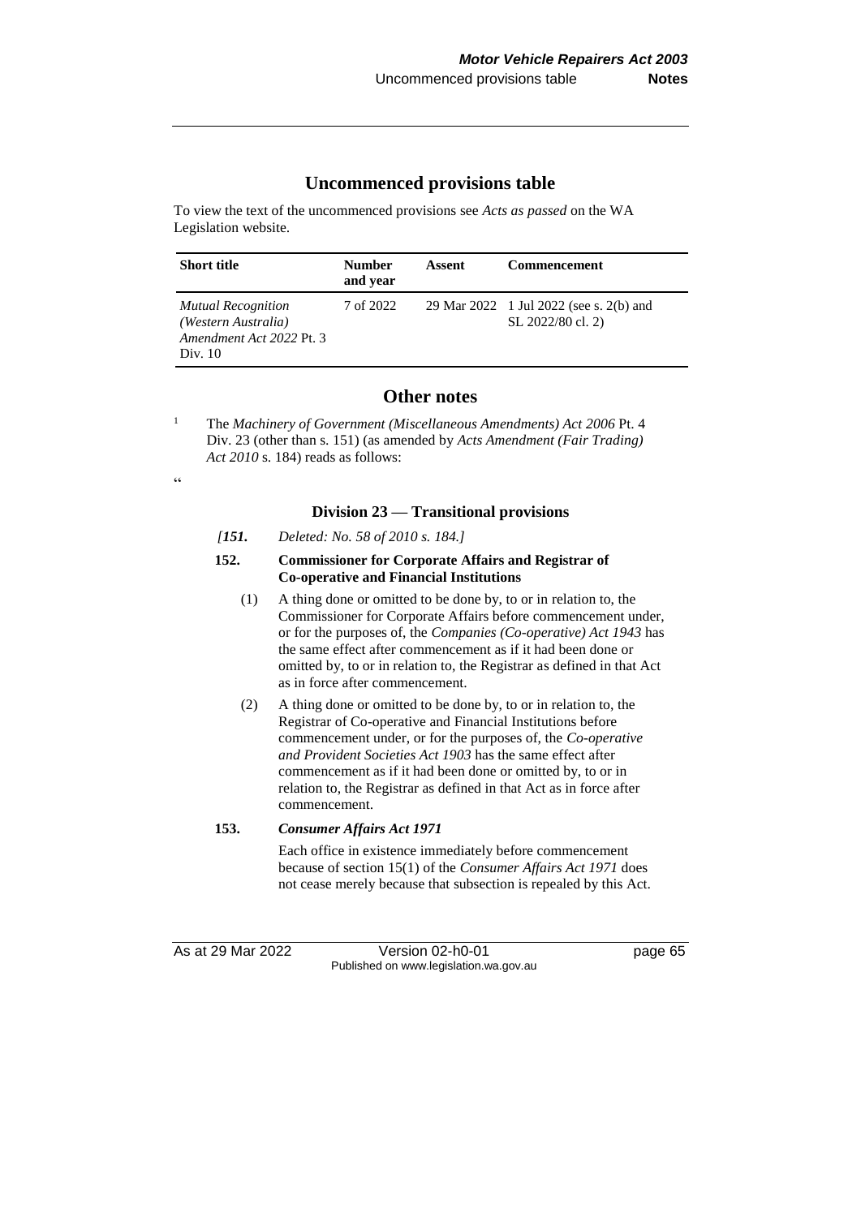## Uncommenced provisions table

To view the text of the uncommenced provisions see *Acts as passed* on the WA Legislation website.

| Short title | Number and year | Assent | Commencement |
|---|---|---|---|
| *Mutual Recognition (Western Australia) Amendment Act 2022* Pt. 3 Div. 10 | 7 of 2022 | 29 Mar 2022 | 1 Jul 2022 (see s. 2(b) and SL 2022/80 cl. 2) |

## Other notes

[1] The *Machinery of Government (Miscellaneous Amendments) Act 2006* Pt. 4 Div. 23 (other than s. 151) (as amended by *Acts Amendment (Fair Trading) Act 2010* s. 184) reads as follows:

"

### Division 23 — Transitional provisions

*[151. Deleted: No. 58 of 2010 s. 184.]*

**152. Commissioner for Corporate Affairs and Registrar of Co-operative and Financial Institutions**

(1) A thing done or omitted to be done by, to or in relation to, the Commissioner for Corporate Affairs before commencement under, or for the purposes of, the *Companies (Co-operative) Act 1943* has the same effect after commencement as if it had been done or omitted by, to or in relation to, the Registrar as defined in that Act as in force after commencement.

(2) A thing done or omitted to be done by, to or in relation to, the Registrar of Co-operative and Financial Institutions before commencement under, or for the purposes of, the *Co-operative and Provident Societies Act 1903* has the same effect after commencement as if it had been done or omitted by, to or in relation to, the Registrar as defined in that Act as in force after commencement.

**153. *Consumer Affairs Act 1971***

Each office in existence immediately before commencement because of section 15(1) of the *Consumer Affairs Act 1971* does not cease merely because that subsection is repealed by this Act.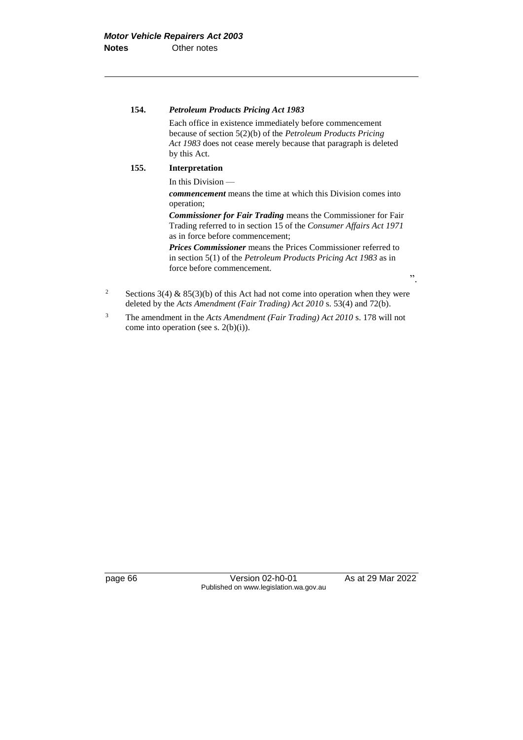**154. *Petroleum Products Pricing Act 1983***

Each office in existence immediately before commencement because of section 5(2)(b) of the *Petroleum Products Pricing Act 1983* does not cease merely because that paragraph is deleted by this Act.

**155. Interpretation**

In this Division —

***commencement*** means the time at which this Division comes into operation;

***Commissioner for Fair Trading*** means the Commissioner for Fair Trading referred to in section 15 of the *Consumer Affairs Act 1971* as in force before commencement;

***Prices Commissioner*** means the Prices Commissioner referred to in section 5(1) of the *Petroleum Products Pricing Act 1983* as in force before commencement.

".

[2] Sections 3(4) & 85(3)(b) of this Act had not come into operation when they were deleted by the *Acts Amendment (Fair Trading) Act 2010* s. 53(4) and 72(b).

[3] The amendment in the *Acts Amendment (Fair Trading) Act 2010* s. 178 will not come into operation (see s. 2(b)(i)).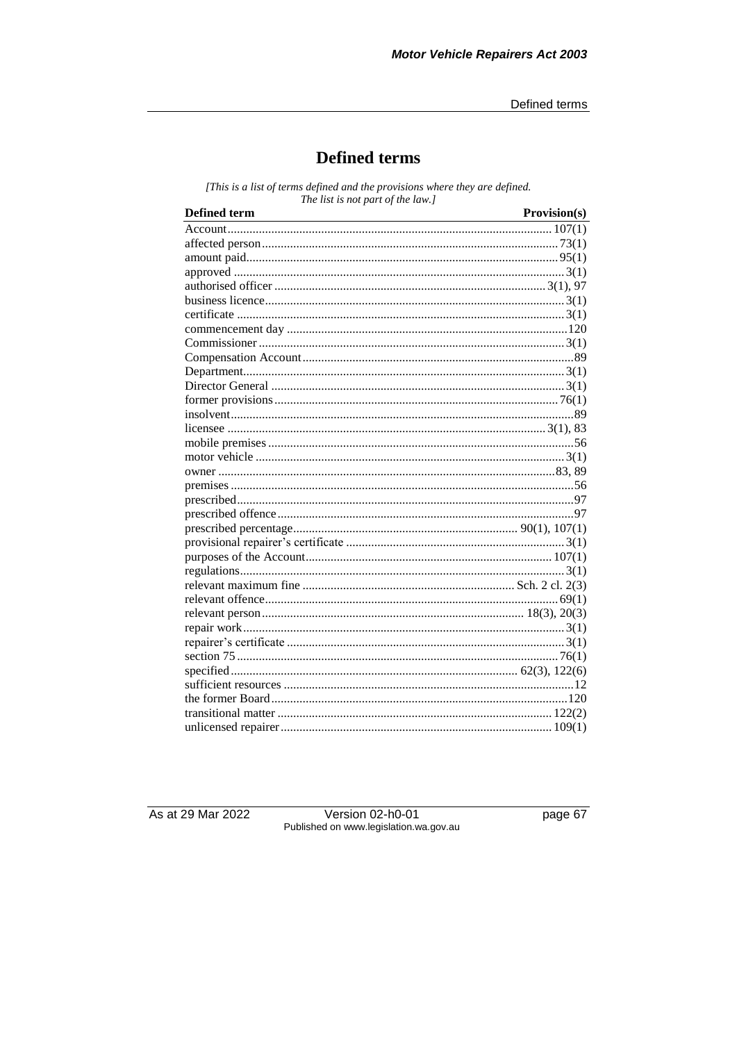# Defined terms

*[This is a list of terms defined and the provisions where they are defined. The list is not part of the law.]*

| Defined term | Provision(s) |
|---|---|
| Account | 107(1) |
| affected person | 73(1) |
| amount paid | 95(1) |
| approved | 3(1) |
| authorised officer | 3(1), 97 |
| business licence | 3(1) |
| certificate | 3(1) |
| commencement day | 120 |
| Commissioner | 3(1) |
| Compensation Account | 89 |
| Department | 3(1) |
| Director General | 3(1) |
| former provisions | 76(1) |
| insolvent | 89 |
| licensee | 3(1), 83 |
| mobile premises | 56 |
| motor vehicle | 3(1) |
| owner | 83, 89 |
| premises | 56 |
| prescribed | 97 |
| prescribed offence | 97 |
| prescribed percentage | 90(1), 107(1) |
| provisional repairer's certificate | 3(1) |
| purposes of the Account | 107(1) |
| regulations | 3(1) |
| relevant maximum fine | Sch. 2 cl. 2(3) |
| relevant offence | 69(1) |
| relevant person | 18(3), 20(3) |
| repair work | 3(1) |
| repairer's certificate | 3(1) |
| section 75 | 76(1) |
| specified | 62(3), 122(6) |
| sufficient resources | 12 |
| the former Board | 120 |
| transitional matter | 122(2) |
| unlicensed repairer | 109(1) |